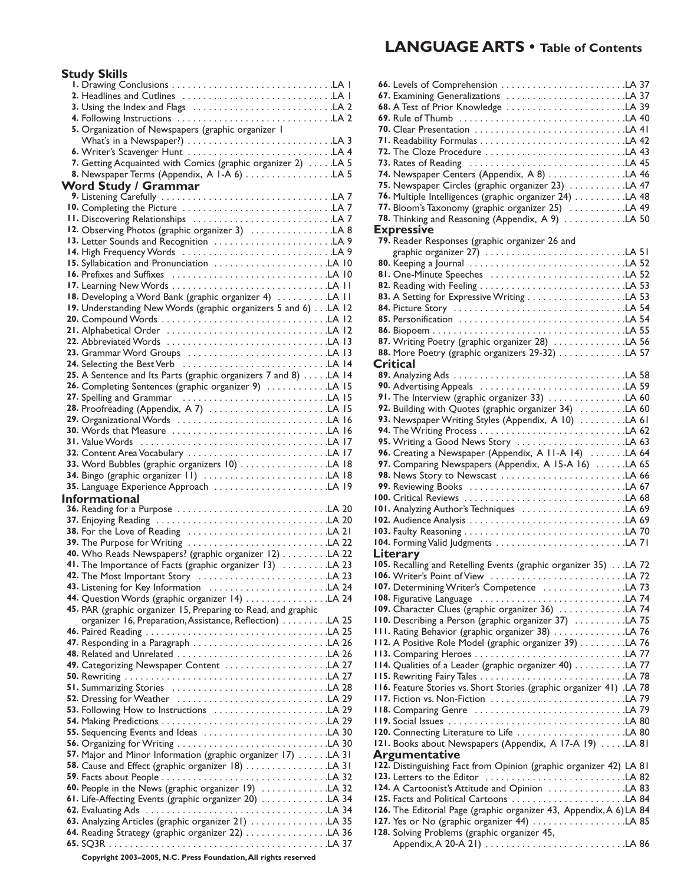# LANGUAGE ARTS • Table of Contents

## Study Skills

1. Drawing Conclusions .................................LA 1
2. Headlines and Cutlines .................................LA 1
3. Using the Index and Flags .................................LA 2
4. Following Instructions .................................LA 2
5. Organization of Newspapers (graphic organizer 1 What's in a Newspaper?) .................................LA 3
6. Writer's Scavenger Hunt .................................LA 4
7. Getting Acquainted with Comics (graphic organizer 2) .....LA 5
8. Newspaper Terms (Appendix, A 1-A 6) .................LA 5

## Word Study / Grammar

9. Listening Carefully .................................LA 7
10. Completing the Picture .................................LA 7
11. Discovering Relationships .................................LA 7
12. Observing Photos (graphic organizer 3) .................LA 8
13. Letter Sounds and Recognition .................................LA 9
14. High Frequency Words .................................LA 9
15. Syllabication and Pronunciation .................................LA 10
16. Prefixes and Suffixes .................................LA 10
17. Learning New Words .................................LA 11
18. Developing a Word Bank (graphic organizer 4) ..........LA 11
19. Understanding New Words (graphic organizers 5 and 6) . . .LA 12
20. Compound Words .................................LA 12
21. Alphabetical Order .................................LA 12
22. Abbreviated Words .................................LA 13
23. Grammar Word Groups .................................LA 13
24. Selecting the Best Verb .................................LA 14
25. A Sentence and Its Parts (graphic organizers 7 and 8) .....LA 14
26. Completing Sentences (graphic organizer 9) ...........LA 15
27. Spelling and Grammar .................................LA 15
28. Proofreading (Appendix, A 7) .................................LA 15
29. Organizational Words .................................LA 16
30. Words that Measure .................................LA 16
31. Value Words .................................LA 17
32. Content Area Vocabulary .................................LA 17
33. Word Bubbles (graphic organizers 10) .................LA 18
34. Bingo (graphic organizer 11) .................................LA 18
35. Language Experience Approach .................................LA 19

## Informational

36. Reading for a Purpose .................................LA 20
37. Enjoying Reading .................................LA 20
38. For the Love of Reading .................................LA 21
39. The Purpose for Writing .................................LA 22
40. Who Reads Newspapers? (graphic organizer 12) .........LA 22
41. The Importance of Facts (graphic organizer 13) .........LA 23
42. The Most Important Story .................................LA 23
43. Listening for Key Information .................................LA 24
44. Question Words (graphic organizer 14) .................LA 24
45. PAR (graphic organizer 15, Preparing to Read, and graphic organizer 16, Preparation, Assistance, Reflection) .........LA 25
46. Paired Reading .................................LA 25
47. Responding in a Paragraph .................................LA 26
48. Related and Unrelated .................................LA 26
49. Categorizing Newspaper Content .................................LA 27
50. Rewriting .................................LA 27
51. Summarizing Stories .................................LA 28
52. Dressing for Weather .................................LA 29
53. Following How to Instructions .................................LA 29
54. Making Predictions .................................LA 29
55. Sequencing Events and Ideas .................................LA 30
56. Organizing for Writing .................................LA 30
57. Major and Minor Information (graphic organizer 17) ......LA 31
58. Cause and Effect (graphic organizer 18) .................LA 31
59. Facts about People .................................LA 32
60. People in the News (graphic organizer 19) .............LA 32
61. Life-Affecting Events (graphic organizer 20) .............LA 34
62. Evaluating Ads .................................LA 34
63. Analyzing Articles (graphic organizer 21) ...............LA 35
64. Reading Strategy (graphic organizer 22) .................LA 36
65. SQ3R .................................LA 37
66. Levels of Comprehension .................................LA 37
67. Examining Generalizations .................................LA 37
68. A Test of Prior Knowledge .................................LA 39
69. Rule of Thumb .................................LA 40
70. Clear Presentation .................................LA 41
71. Readability Formulas .................................LA 42
72. The Cloze Procedure .................................LA 43
73. Rates of Reading .................................LA 45
74. Newspaper Centers (Appendix, A 8) .................LA 46
75. Newspaper Circles (graphic organizer 23) ...........LA 47
76. Multiple Intelligences (graphic organizer 24) ..........LA 48
77. Bloom's Taxonomy (graphic organizer 25) ...........LA 49
78. Thinking and Reasoning (Appendix, A 9) ............LA 50

## Expressive

79. Reader Responses (graphic organizer 26 and graphic organizer 27) .................................LA 51
80. Keeping a Journal .................................LA 52
81. One-Minute Speeches .................................LA 52
82. Reading with Feeling .................................LA 53
83. A Setting for Expressive Writing .................................LA 53
84. Picture Story .................................LA 54
85. Personification .................................LA 54
86. Biopoem .................................LA 55
87. Writing Poetry (graphic organizer 28) .................LA 56
88. More Poetry (graphic organizers 29-32) .................LA 57

## Critical

89. Analyzing Ads .................................LA 58
90. Advertising Appeals .................................LA 59
91. The Interview (graphic organizer 33) .................LA 60
92. Building with Quotes (graphic organizer 34) .........LA 60
93. Newspaper Writing Styles (Appendix, A 10) .........LA 61
94. The Writing Process .................................LA 62
95. Writing a Good News Story .................................LA 63
96. Creating a Newspaper (Appendix, A 11-A 14) .......LA 64
97. Comparing Newspapers (Appendix, A 15-A 16) ......LA 65
98. News Story to Newscast .................................LA 66
99. Reviewing Books .................................LA 67
100. Critical Reviews .................................LA 68
101. Analyzing Author's Techniques .................................LA 69
102. Audience Analysis .................................LA 69
103. Faulty Reasoning .................................LA 70
104. Forming Valid Judgments .................................LA 71

## Literary

105. Recalling and Retelling Events (graphic organizer 35) . . .LA 72
106. Writer's Point of View .................................LA 72
107. Determining Writer's Competence .................................LA 73
108. Figurative Language .................................LA 74
109. Character Clues (graphic organizer 36) .................LA 74
110. Describing a Person (graphic organizer 37) ..........LA 75
111. Rating Behavior (graphic organizer 38) .................LA 76
112. A Positive Role Model (graphic organizer 39) .........LA 76
113. Comparing Heroes .................................LA 77
114. Qualities of a Leader (graphic organizer 40) ..........LA 77
115. Rewriting Fairy Tales .................................LA 78
116. Feature Stories vs. Short Stories (graphic organizer 41) .LA 78
117. Fiction vs. Non-Fiction .................................LA 79
118. Comparing Genre .................................LA 79
119. Social Issues .................................LA 80
120. Connecting Literature to Life .................................LA 80
121. Books about Newspapers (Appendix, A 17-A 19) .....LA 81

## Argumentative

122. Distinguishing Fact from Opinion (graphic organizer 42) LA 81
123. Letters to the Editor .................................LA 82
124. A Cartoonist's Attitude and Opinion .................LA 83
125. Facts and Political Cartoons .................................LA 84
126. The Editorial Page (graphic organizer 43, Appendix, A 6) LA 84
127. Yes or No (graphic organizer 44) .................LA 85
128. Solving Problems (graphic organizer 45, Appendix, A 20-A 21) .................................LA 86

Copyright 2003–2005, N.C. Press Foundation, All rights reserved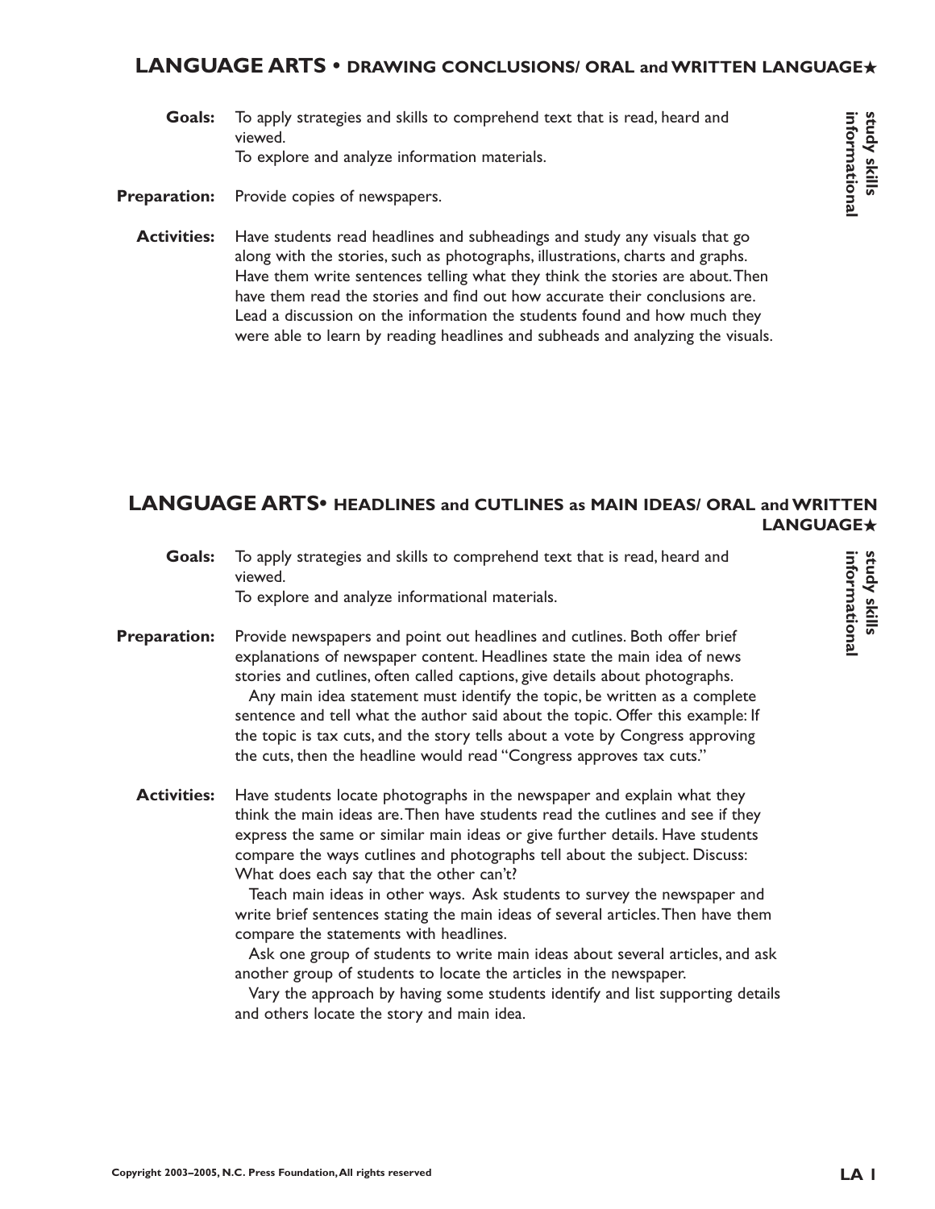## LANGUAGE ARTS • DRAWING CONCLUSIONS/ ORAL and WRITTEN LANGUAGE★

**study skills informational**

**Goals:** To apply strategies and skills to comprehend text that is read, heard and viewed.
To explore and analyze information materials.

**Preparation:** Provide copies of newspapers.

**Activities:** Have students read headlines and subheadings and study any visuals that go along with the stories, such as photographs, illustrations, charts and graphs. Have them write sentences telling what they think the stories are about. Then have them read the stories and find out how accurate their conclusions are. Lead a discussion on the information the students found and how much they were able to learn by reading headlines and subheads and analyzing the visuals.

## LANGUAGE ARTS• HEADLINES and CUTLINES as MAIN IDEAS/ ORAL and WRITTEN LANGUAGE★

**study skills informational**

**Goals:** To apply strategies and skills to comprehend text that is read, heard and viewed.
To explore and analyze informational materials.

**Preparation:** Provide newspapers and point out headlines and cutlines. Both offer brief explanations of newspaper content. Headlines state the main idea of news stories and cutlines, often called captions, give details about photographs.

Any main idea statement must identify the topic, be written as a complete sentence and tell what the author said about the topic. Offer this example: If the topic is tax cuts, and the story tells about a vote by Congress approving the cuts, then the headline would read "Congress approves tax cuts."

**Activities:** Have students locate photographs in the newspaper and explain what they think the main ideas are. Then have students read the cutlines and see if they express the same or similar main ideas or give further details. Have students compare the ways cutlines and photographs tell about the subject. Discuss: What does each say that the other can't?

Teach main ideas in other ways. Ask students to survey the newspaper and write brief sentences stating the main ideas of several articles. Then have them compare the statements with headlines.

Ask one group of students to write main ideas about several articles, and ask another group of students to locate the articles in the newspaper.

Vary the approach by having some students identify and list supporting details and others locate the story and main idea.

Copyright 2003–2005, N.C. Press Foundation, All rights reserved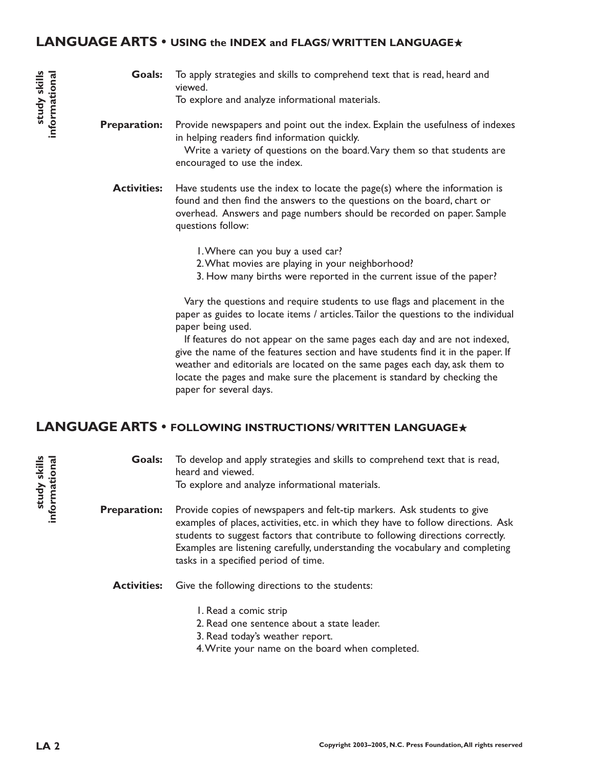## LANGUAGE ARTS • USING the INDEX and FLAGS/ WRITTEN LANGUAGE★

**study skills**
**informational**

**Goals:** To apply strategies and skills to comprehend text that is read, heard and viewed.
To explore and analyze informational materials.

**Preparation:** Provide newspapers and point out the index. Explain the usefulness of indexes in helping readers find information quickly.
Write a variety of questions on the board. Vary them so that students are encouraged to use the index.

**Activities:** Have students use the index to locate the page(s) where the information is found and then find the answers to the questions on the board, chart or overhead. Answers and page numbers should be recorded on paper. Sample questions follow:

1. Where can you buy a used car?
2. What movies are playing in your neighborhood?
3. How many births were reported in the current issue of the paper?

Vary the questions and require students to use flags and placement in the paper as guides to locate items / articles. Tailor the questions to the individual paper being used.

If features do not appear on the same pages each day and are not indexed, give the name of the features section and have students find it in the paper. If weather and editorials are located on the same pages each day, ask them to locate the pages and make sure the placement is standard by checking the paper for several days.

## LANGUAGE ARTS • FOLLOWING INSTRUCTIONS/ WRITTEN LANGUAGE★

**study skills**
**informational**

**Goals:** To develop and apply strategies and skills to comprehend text that is read, heard and viewed.
To explore and analyze informational materials.

**Preparation:** Provide copies of newspapers and felt-tip markers. Ask students to give examples of places, activities, etc. in which they have to follow directions. Ask students to suggest factors that contribute to following directions correctly. Examples are listening carefully, understanding the vocabulary and completing tasks in a specified period of time.

**Activities:** Give the following directions to the students:

1. Read a comic strip
2. Read one sentence about a state leader.
3. Read today's weather report.
4. Write your name on the board when completed.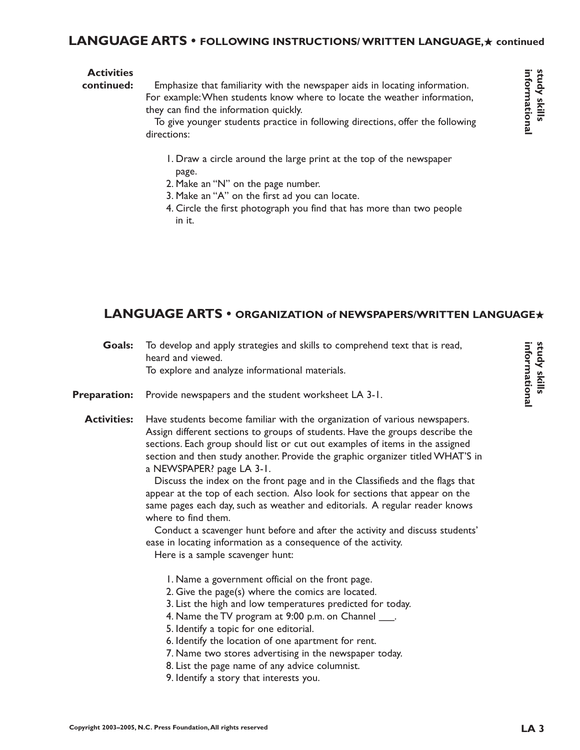## LANGUAGE ARTS • FOLLOWING INSTRUCTIONS/ WRITTEN LANGUAGE,★ continued

**study skills informational**

**Activities continued:** Emphasize that familiarity with the newspaper aids in locating information. For example: When students know where to locate the weather information, they can find the information quickly.

To give younger students practice in following directions, offer the following directions:

1. Draw a circle around the large print at the top of the newspaper page.
2. Make an "N" on the page number.
3. Make an "A" on the first ad you can locate.
4. Circle the first photograph you find that has more than two people in it.

## LANGUAGE ARTS • ORGANIZATION of NEWSPAPERS/WRITTEN LANGUAGE★

**study skills informational**

**Goals:** To develop and apply strategies and skills to comprehend text that is read, heard and viewed.
To explore and analyze informational materials.

**Preparation:** Provide newspapers and the student worksheet LA 3-1.

**Activities:** Have students become familiar with the organization of various newspapers. Assign different sections to groups of students. Have the groups describe the sections. Each group should list or cut out examples of items in the assigned section and then study another. Provide the graphic organizer titled WHAT'S in a NEWSPAPER? page LA 3-1.

Discuss the index on the front page and in the Classifieds and the flags that appear at the top of each section. Also look for sections that appear on the same pages each day, such as weather and editorials. A regular reader knows where to find them.

Conduct a scavenger hunt before and after the activity and discuss students' ease in locating information as a consequence of the activity.

Here is a sample scavenger hunt:

1. Name a government official on the front page.
2. Give the page(s) where the comics are located.
3. List the high and low temperatures predicted for today.
4. Name the TV program at 9:00 p.m. on Channel ___.
5. Identify a topic for one editorial.
6. Identify the location of one apartment for rent.
7. Name two stores advertising in the newspaper today.
8. List the page name of any advice columnist.
9. Identify a story that interests you.

Copyright 2003–2005, N.C. Press Foundation, All rights reserved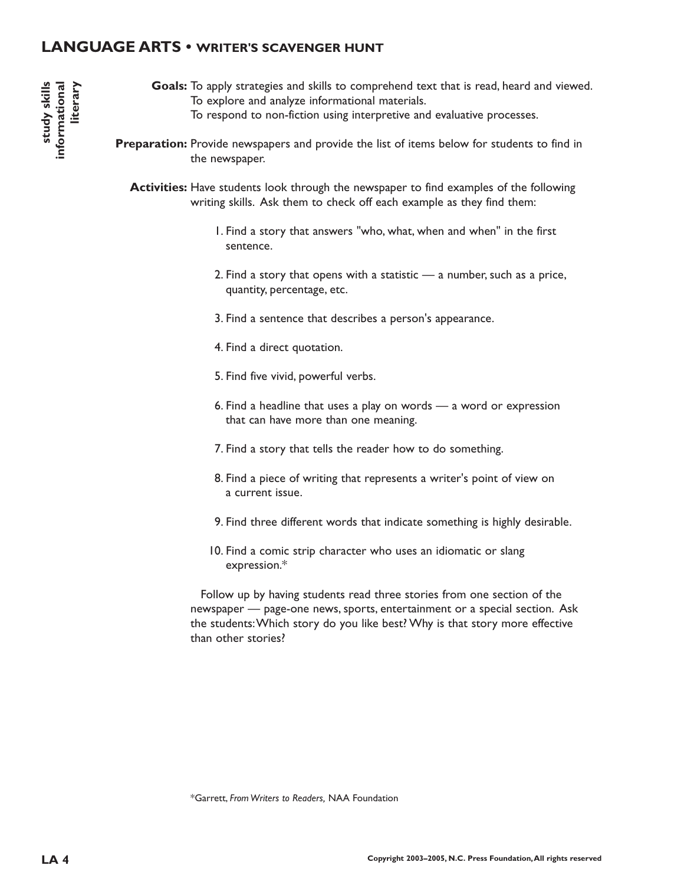## LANGUAGE ARTS • WRITER'S SCAVENGER HUNT

**study skills**
**informational**
**literary**

**Goals:** To apply strategies and skills to comprehend text that is read, heard and viewed.
To explore and analyze informational materials.
To respond to non-fiction using interpretive and evaluative processes.

**Preparation:** Provide newspapers and provide the list of items below for students to find in the newspaper.

**Activities:** Have students look through the newspaper to find examples of the following writing skills. Ask them to check off each example as they find them:

1. Find a story that answers "who, what, when and when" in the first sentence.
2. Find a story that opens with a statistic — a number, such as a price, quantity, percentage, etc.
3. Find a sentence that describes a person's appearance.
4. Find a direct quotation.
5. Find five vivid, powerful verbs.
6. Find a headline that uses a play on words — a word or expression that can have more than one meaning.
7. Find a story that tells the reader how to do something.
8. Find a piece of writing that represents a writer's point of view on a current issue.
9. Find three different words that indicate something is highly desirable.
10. Find a comic strip character who uses an idiomatic or slang expression.*

Follow up by having students read three stories from one section of the newspaper — page-one news, sports, entertainment or a special section. Ask the students: Which story do you like best? Why is that story more effective than other stories?

*Garrett, *From Writers to Readers,* NAA Foundation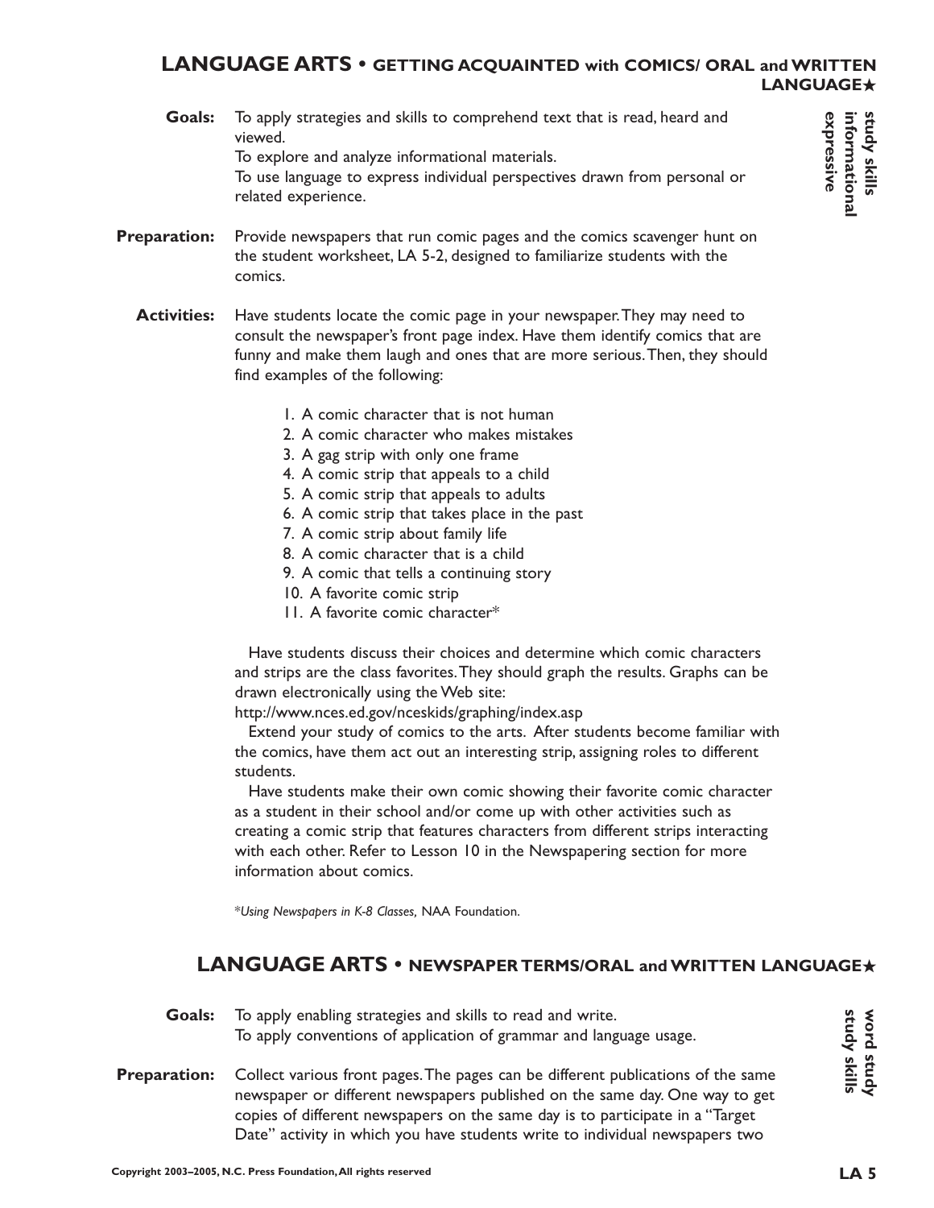## LANGUAGE ARTS • GETTING ACQUAINTED with COMICS/ ORAL and WRITTEN LANGUAGE★

*study skills*
*informational*
*expressive*

**Goals:** To apply strategies and skills to comprehend text that is read, heard and viewed.
To explore and analyze informational materials.
To use language to express individual perspectives drawn from personal or related experience.

**Preparation:** Provide newspapers that run comic pages and the comics scavenger hunt on the student worksheet, LA 5-2, designed to familiarize students with the comics.

**Activities:** Have students locate the comic page in your newspaper. They may need to consult the newspaper's front page index. Have them identify comics that are funny and make them laugh and ones that are more serious. Then, they should find examples of the following:

1. A comic character that is not human
2. A comic character who makes mistakes
3. A gag strip with only one frame
4. A comic strip that appeals to a child
5. A comic strip that appeals to adults
6. A comic strip that takes place in the past
7. A comic strip about family life
8. A comic character that is a child
9. A comic that tells a continuing story
10. A favorite comic strip
11. A favorite comic character*

Have students discuss their choices and determine which comic characters and strips are the class favorites. They should graph the results. Graphs can be drawn electronically using the Web site:
http://www.nces.ed.gov/nceskids/graphing/index.asp

Extend your study of comics to the arts. After students become familiar with the comics, have them act out an interesting strip, assigning roles to different students.

Have students make their own comic showing their favorite comic character as a student in their school and/or come up with other activities such as creating a comic strip that features characters from different strips interacting with each other. Refer to Lesson 10 in the Newspapering section for more information about comics.

**Using Newspapers in K-8 Classes,* NAA Foundation.

## LANGUAGE ARTS • NEWSPAPER TERMS/ORAL and WRITTEN LANGUAGE★

*word study*
*study skills*

**Goals:** To apply enabling strategies and skills to read and write.
To apply conventions of application of grammar and language usage.

**Preparation:** Collect various front pages. The pages can be different publications of the same newspaper or different newspapers published on the same day. One way to get copies of different newspapers on the same day is to participate in a "Target Date" activity in which you have students write to individual newspapers two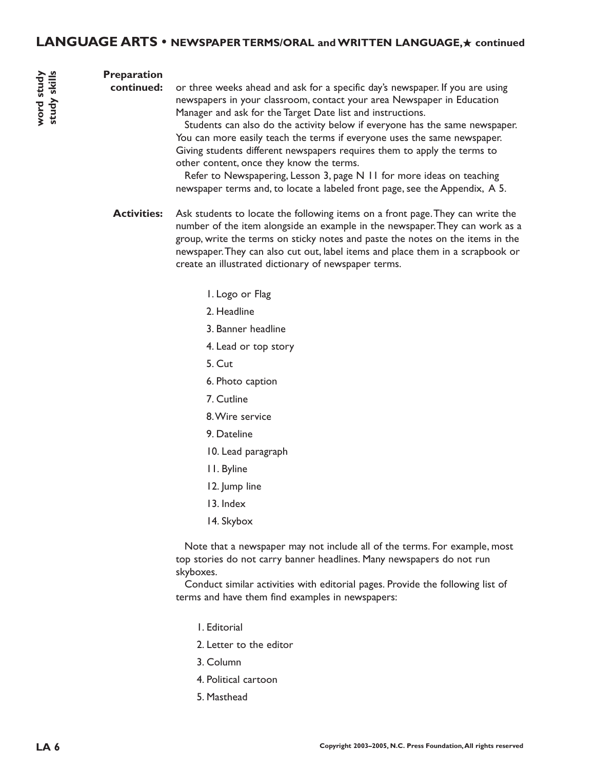## LANGUAGE ARTS • NEWSPAPER TERMS/ORAL and WRITTEN LANGUAGE,★ continued

word study
study skills

**Preparation continued:** or three weeks ahead and ask for a specific day's newspaper. If you are using newspapers in your classroom, contact your area Newspaper in Education Manager and ask for the Target Date list and instructions.

Students can also do the activity below if everyone has the same newspaper. You can more easily teach the terms if everyone uses the same newspaper. Giving students different newspapers requires them to apply the terms to other content, once they know the terms.

Refer to Newspapering, Lesson 3, page N 11 for more ideas on teaching newspaper terms and, to locate a labeled front page, see the Appendix, A 5.

**Activities:** Ask students to locate the following items on a front page. They can write the number of the item alongside an example in the newspaper. They can work as a group, write the terms on sticky notes and paste the notes on the items in the newspaper. They can also cut out, label items and place them in a scrapbook or create an illustrated dictionary of newspaper terms.

1. Logo or Flag
2. Headline
3. Banner headline
4. Lead or top story
5. Cut
6. Photo caption
7. Cutline
8. Wire service
9. Dateline
10. Lead paragraph
11. Byline
12. Jump line
13. Index
14. Skybox

Note that a newspaper may not include all of the terms. For example, most top stories do not carry banner headlines. Many newspapers do not run skyboxes.

Conduct similar activities with editorial pages. Provide the following list of terms and have them find examples in newspapers:

1. Editorial
2. Letter to the editor
3. Column
4. Political cartoon
5. Masthead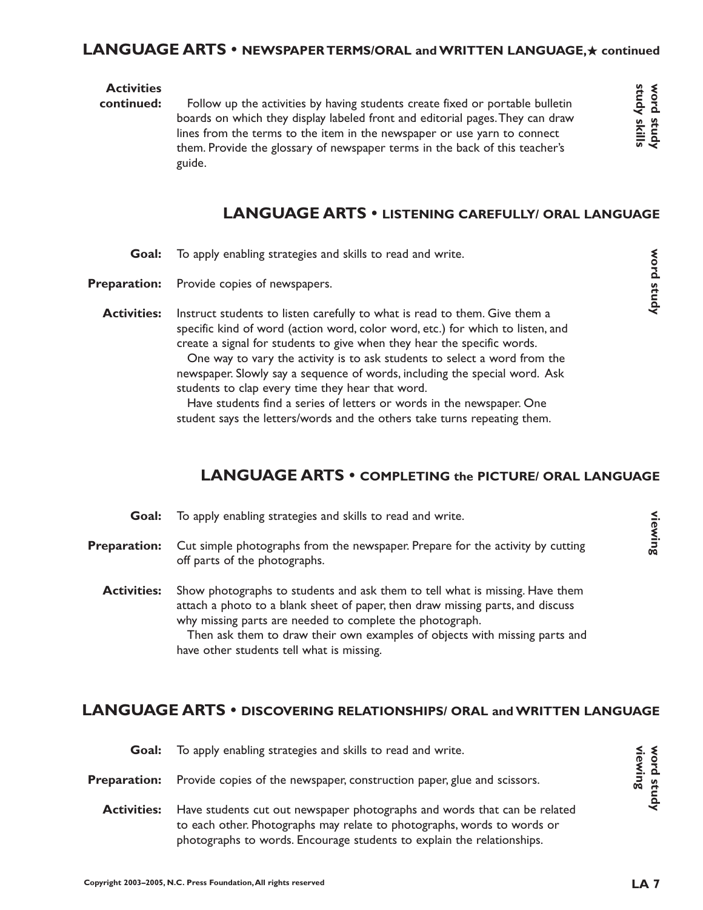## LANGUAGE ARTS • NEWSPAPER TERMS/ORAL and WRITTEN LANGUAGE,★ continued

**Activities continued:** Follow up the activities by having students create fixed or portable bulletin boards on which they display labeled front and editorial pages. They can draw lines from the terms to the item in the newspaper or use yarn to connect them. Provide the glossary of newspaper terms in the back of this teacher's guide.

*word study*
*study skills*

## LANGUAGE ARTS • LISTENING CAREFULLY/ ORAL LANGUAGE

*word study*

**Goal:** To apply enabling strategies and skills to read and write.

**Preparation:** Provide copies of newspapers.

**Activities:** Instruct students to listen carefully to what is read to them. Give them a specific kind of word (action word, color word, etc.) for which to listen, and create a signal for students to give when they hear the specific words.

One way to vary the activity is to ask students to select a word from the newspaper. Slowly say a sequence of words, including the special word. Ask students to clap every time they hear that word.

Have students find a series of letters or words in the newspaper. One student says the letters/words and the others take turns repeating them.

## LANGUAGE ARTS • COMPLETING the PICTURE/ ORAL LANGUAGE

*viewing*

**Goal:** To apply enabling strategies and skills to read and write.

**Preparation:** Cut simple photographs from the newspaper. Prepare for the activity by cutting off parts of the photographs.

**Activities:** Show photographs to students and ask them to tell what is missing. Have them attach a photo to a blank sheet of paper, then draw missing parts, and discuss why missing parts are needed to complete the photograph.

Then ask them to draw their own examples of objects with missing parts and have other students tell what is missing.

## LANGUAGE ARTS • DISCOVERING RELATIONSHIPS/ ORAL and WRITTEN LANGUAGE

*word study*
*viewing*

**Goal:** To apply enabling strategies and skills to read and write.

**Preparation:** Provide copies of the newspaper, construction paper, glue and scissors.

**Activities:** Have students cut out newspaper photographs and words that can be related to each other. Photographs may relate to photographs, words to words or photographs to words. Encourage students to explain the relationships.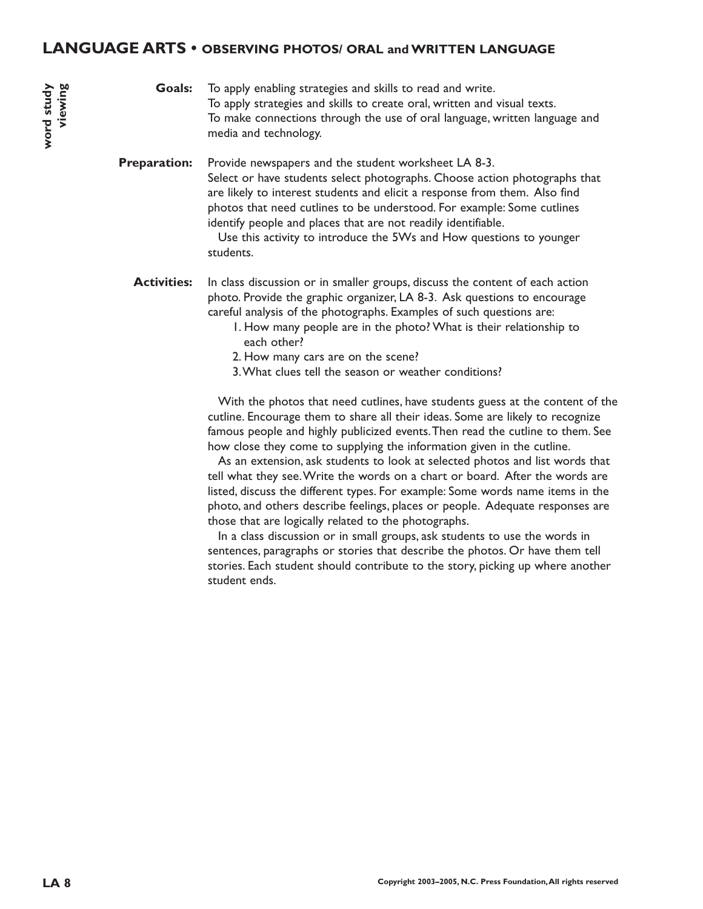## LANGUAGE ARTS • OBSERVING PHOTOS/ ORAL and WRITTEN LANGUAGE

word study
viewing

**Goals:** To apply enabling strategies and skills to read and write.
To apply strategies and skills to create oral, written and visual texts.
To make connections through the use of oral language, written language and media and technology.

**Preparation:** Provide newspapers and the student worksheet LA 8-3.
Select or have students select photographs. Choose action photographs that are likely to interest students and elicit a response from them. Also find photos that need cutlines to be understood. For example: Some cutlines identify people and places that are not readily identifiable.

Use this activity to introduce the 5Ws and How questions to younger students.

**Activities:** In class discussion or in smaller groups, discuss the content of each action photo. Provide the graphic organizer, LA 8-3. Ask questions to encourage careful analysis of the photographs. Examples of such questions are:

1. How many people are in the photo? What is their relationship to each other?
2. How many cars are on the scene?
3. What clues tell the season or weather conditions?

With the photos that need cutlines, have students guess at the content of the cutline. Encourage them to share all their ideas. Some are likely to recognize famous people and highly publicized events. Then read the cutline to them. See how close they come to supplying the information given in the cutline.

As an extension, ask students to look at selected photos and list words that tell what they see. Write the words on a chart or board. After the words are listed, discuss the different types. For example: Some words name items in the photo, and others describe feelings, places or people. Adequate responses are those that are logically related to the photographs.

In a class discussion or in small groups, ask students to use the words in sentences, paragraphs or stories that describe the photos. Or have them tell stories. Each student should contribute to the story, picking up where another student ends.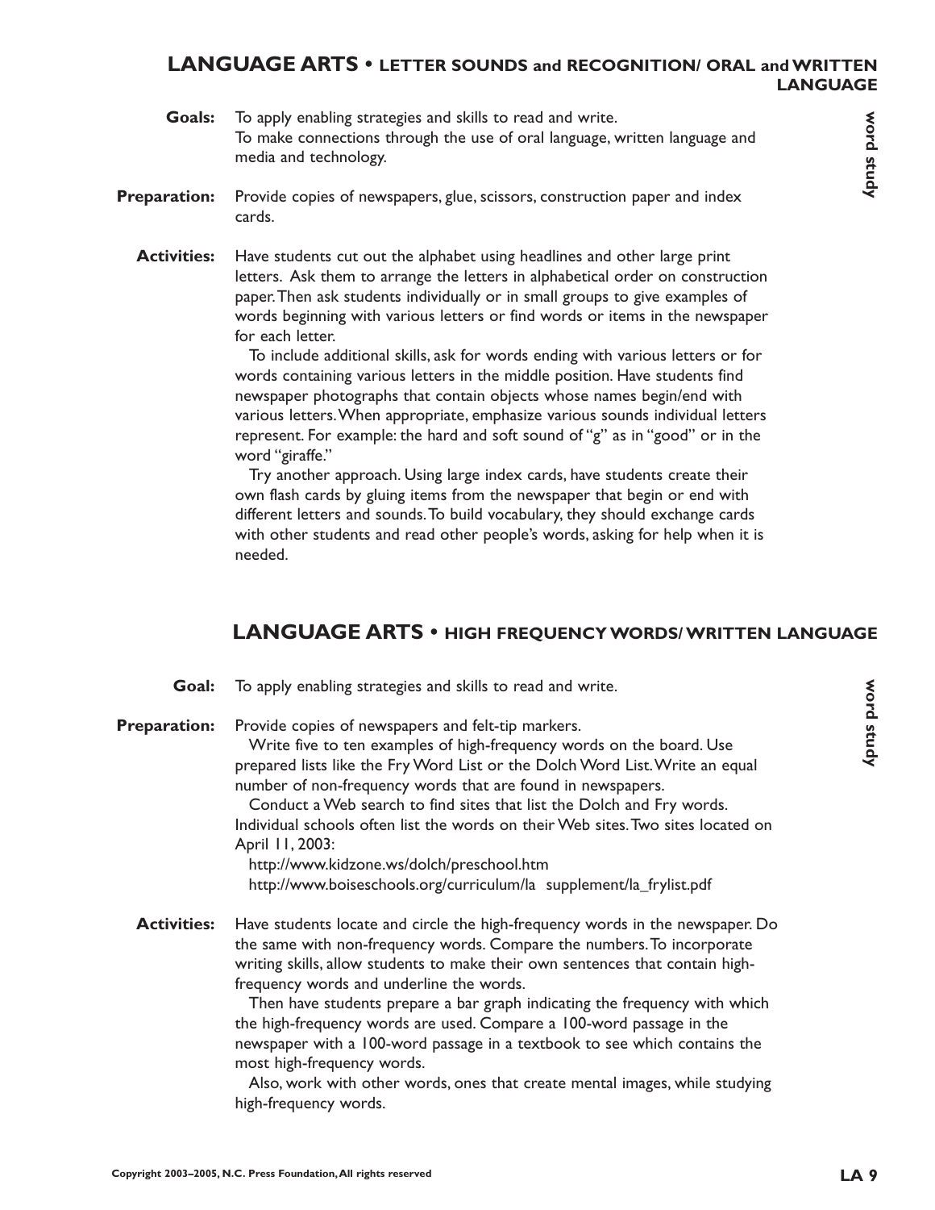## LANGUAGE ARTS • LETTER SOUNDS and RECOGNITION/ ORAL and WRITTEN LANGUAGE

word study

**Goals:** To apply enabling strategies and skills to read and write.
To make connections through the use of oral language, written language and media and technology.

**Preparation:** Provide copies of newspapers, glue, scissors, construction paper and index cards.

**Activities:** Have students cut out the alphabet using headlines and other large print letters. Ask them to arrange the letters in alphabetical order on construction paper. Then ask students individually or in small groups to give examples of words beginning with various letters or find words or items in the newspaper for each letter.

To include additional skills, ask for words ending with various letters or for words containing various letters in the middle position. Have students find newspaper photographs that contain objects whose names begin/end with various letters. When appropriate, emphasize various sounds individual letters represent. For example: the hard and soft sound of "g" as in "good" or in the word "giraffe."

Try another approach. Using large index cards, have students create their own flash cards by gluing items from the newspaper that begin or end with different letters and sounds. To build vocabulary, they should exchange cards with other students and read other people's words, asking for help when it is needed.

## LANGUAGE ARTS • HIGH FREQUENCY WORDS/ WRITTEN LANGUAGE

word study

**Goal:** To apply enabling strategies and skills to read and write.

**Preparation:** Provide copies of newspapers and felt-tip markers.

Write five to ten examples of high-frequency words on the board. Use prepared lists like the Fry Word List or the Dolch Word List. Write an equal number of non-frequency words that are found in newspapers.

Conduct a Web search to find sites that list the Dolch and Fry words. Individual schools often list the words on their Web sites. Two sites located on April 11, 2003:

http://www.kidzone.ws/dolch/preschool.htm
http://www.boiseschools.org/curriculum/la supplement/la_frylist.pdf

**Activities:** Have students locate and circle the high-frequency words in the newspaper. Do the same with non-frequency words. Compare the numbers. To incorporate writing skills, allow students to make their own sentences that contain high-frequency words and underline the words.

Then have students prepare a bar graph indicating the frequency with which the high-frequency words are used. Compare a 100-word passage in the newspaper with a 100-word passage in a textbook to see which contains the most high-frequency words.

Also, work with other words, ones that create mental images, while studying high-frequency words.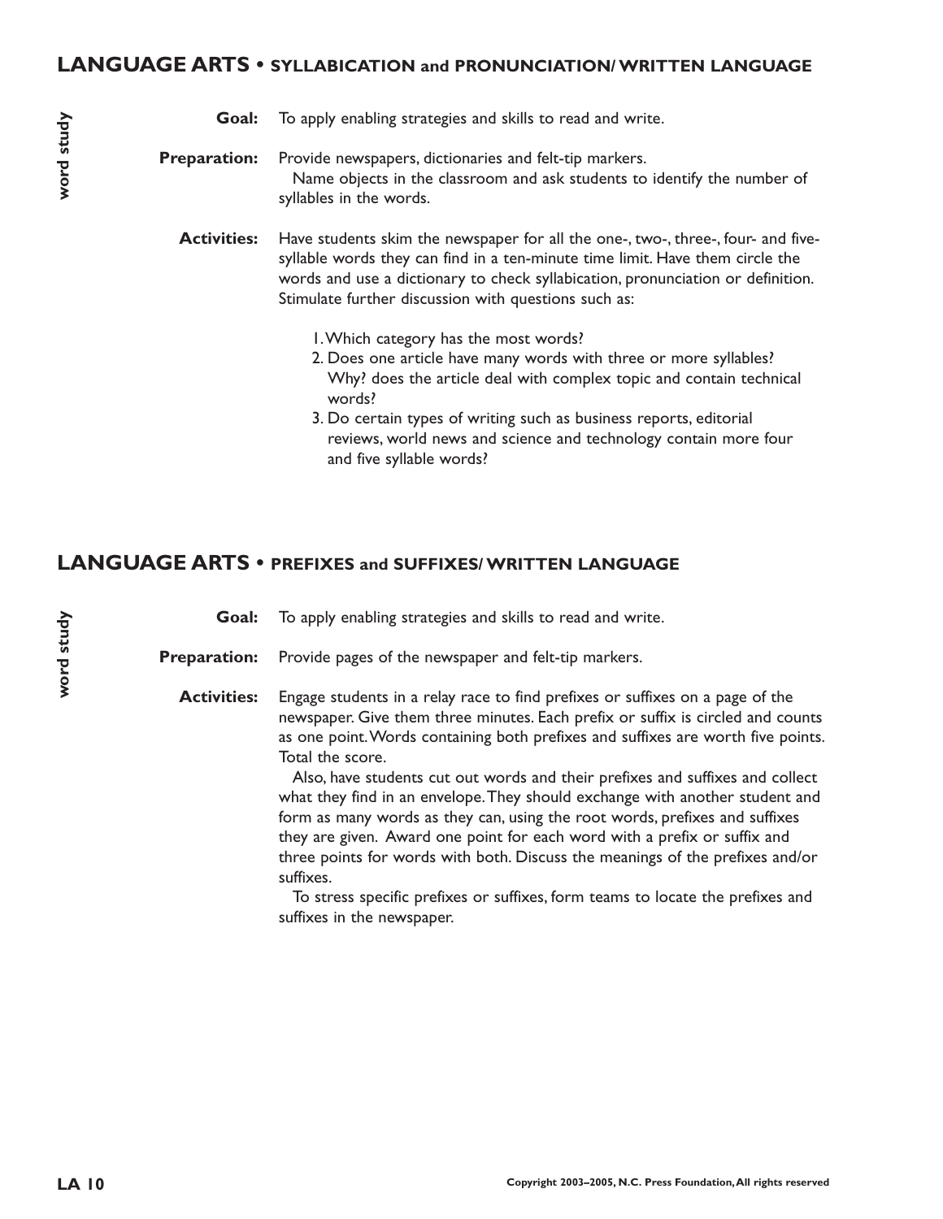## LANGUAGE ARTS • SYLLABICATION and PRONUNCIATION/ WRITTEN LANGUAGE

word study

**Goal:** To apply enabling strategies and skills to read and write.

**Preparation:** Provide newspapers, dictionaries and felt-tip markers.
Name objects in the classroom and ask students to identify the number of syllables in the words.

**Activities:** Have students skim the newspaper for all the one-, two-, three-, four- and five-syllable words they can find in a ten-minute time limit. Have them circle the words and use a dictionary to check syllabication, pronunciation or definition. Stimulate further discussion with questions such as:

1. Which category has the most words?
2. Does one article have many words with three or more syllables? Why? does the article deal with complex topic and contain technical words?
3. Do certain types of writing such as business reports, editorial reviews, world news and science and technology contain more four and five syllable words?

## LANGUAGE ARTS • PREFIXES and SUFFIXES/ WRITTEN LANGUAGE

word study

**Goal:** To apply enabling strategies and skills to read and write.

**Preparation:** Provide pages of the newspaper and felt-tip markers.

**Activities:** Engage students in a relay race to find prefixes or suffixes on a page of the newspaper. Give them three minutes. Each prefix or suffix is circled and counts as one point. Words containing both prefixes and suffixes are worth five points. Total the score.

Also, have students cut out words and their prefixes and suffixes and collect what they find in an envelope. They should exchange with another student and form as many words as they can, using the root words, prefixes and suffixes they are given. Award one point for each word with a prefix or suffix and three points for words with both. Discuss the meanings of the prefixes and/or suffixes.

To stress specific prefixes or suffixes, form teams to locate the prefixes and suffixes in the newspaper.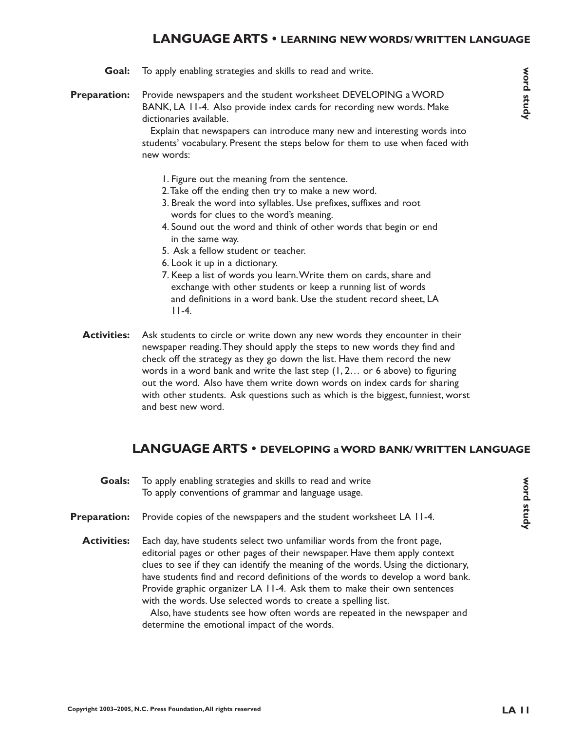## LANGUAGE ARTS • LEARNING NEW WORDS/ WRITTEN LANGUAGE

*word study*

**Goal:** To apply enabling strategies and skills to read and write.

**Preparation:** Provide newspapers and the student worksheet DEVELOPING a WORD BANK, LA 11-4. Also provide index cards for recording new words. Make dictionaries available.

Explain that newspapers can introduce many new and interesting words into students' vocabulary. Present the steps below for them to use when faced with new words:

1. Figure out the meaning from the sentence.
2. Take off the ending then try to make a new word.
3. Break the word into syllables. Use prefixes, suffixes and root words for clues to the word's meaning.
4. Sound out the word and think of other words that begin or end in the same way.
5. Ask a fellow student or teacher.
6. Look it up in a dictionary.
7. Keep a list of words you learn. Write them on cards, share and exchange with other students or keep a running list of words and definitions in a word bank. Use the student record sheet, LA 11-4.

**Activities:** Ask students to circle or write down any new words they encounter in their newspaper reading. They should apply the steps to new words they find and check off the strategy as they go down the list. Have them record the new words in a word bank and write the last step (1, 2… or 6 above) to figuring out the word. Also have them write down words on index cards for sharing with other students. Ask questions such as which is the biggest, funniest, worst and best new word.

## LANGUAGE ARTS • DEVELOPING a WORD BANK/ WRITTEN LANGUAGE

*word study*

**Goals:** To apply enabling strategies and skills to read and write
To apply conventions of grammar and language usage.

**Preparation:** Provide copies of the newspapers and the student worksheet LA 11-4.

**Activities:** Each day, have students select two unfamiliar words from the front page, editorial pages or other pages of their newspaper. Have them apply context clues to see if they can identify the meaning of the words. Using the dictionary, have students find and record definitions of the words to develop a word bank. Provide graphic organizer LA 11-4. Ask them to make their own sentences with the words. Use selected words to create a spelling list.

Also, have students see how often words are repeated in the newspaper and determine the emotional impact of the words.

Copyright 2003–2005, N.C. Press Foundation, All rights reserved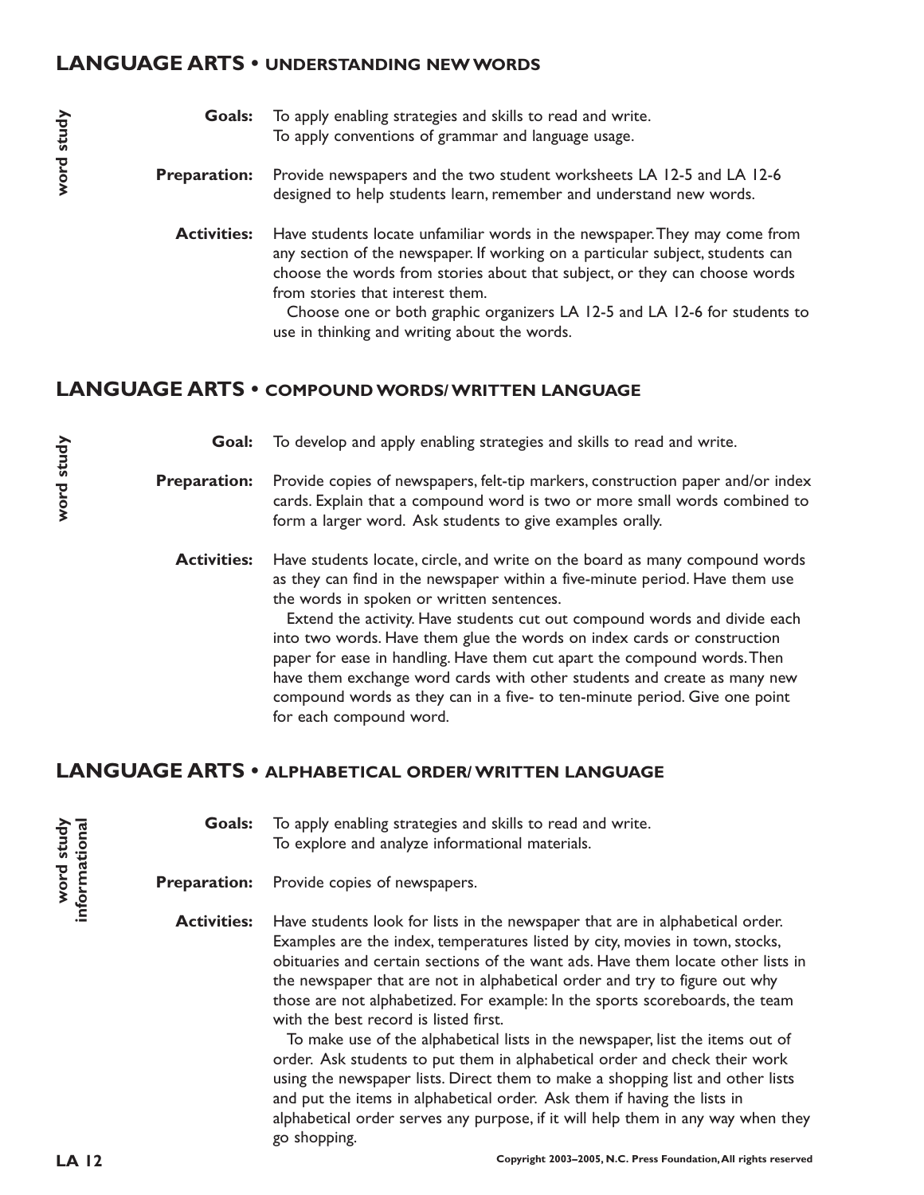## LANGUAGE ARTS • UNDERSTANDING NEW WORDS

*word study*

**Goals:** To apply enabling strategies and skills to read and write.
To apply conventions of grammar and language usage.

**Preparation:** Provide newspapers and the two student worksheets LA 12-5 and LA 12-6 designed to help students learn, remember and understand new words.

**Activities:** Have students locate unfamiliar words in the newspaper. They may come from any section of the newspaper. If working on a particular subject, students can choose the words from stories about that subject, or they can choose words from stories that interest them.

Choose one or both graphic organizers LA 12-5 and LA 12-6 for students to use in thinking and writing about the words.

## LANGUAGE ARTS • COMPOUND WORDS/ WRITTEN LANGUAGE

*word study*

**Goal:** To develop and apply enabling strategies and skills to read and write.

**Preparation:** Provide copies of newspapers, felt-tip markers, construction paper and/or index cards. Explain that a compound word is two or more small words combined to form a larger word. Ask students to give examples orally.

**Activities:** Have students locate, circle, and write on the board as many compound words as they can find in the newspaper within a five-minute period. Have them use the words in spoken or written sentences.

Extend the activity. Have students cut out compound words and divide each into two words. Have them glue the words on index cards or construction paper for ease in handling. Have them cut apart the compound words. Then have them exchange word cards with other students and create as many new compound words as they can in a five- to ten-minute period. Give one point for each compound word.

## LANGUAGE ARTS • ALPHABETICAL ORDER/ WRITTEN LANGUAGE

*word study*
*informational*

**Goals:** To apply enabling strategies and skills to read and write.
To explore and analyze informational materials.

**Preparation:** Provide copies of newspapers.

**Activities:** Have students look for lists in the newspaper that are in alphabetical order. Examples are the index, temperatures listed by city, movies in town, stocks, obituaries and certain sections of the want ads. Have them locate other lists in the newspaper that are not in alphabetical order and try to figure out why those are not alphabetized. For example: In the sports scoreboards, the team with the best record is listed first.

To make use of the alphabetical lists in the newspaper, list the items out of order. Ask students to put them in alphabetical order and check their work using the newspaper lists. Direct them to make a shopping list and other lists and put the items in alphabetical order. Ask them if having the lists in alphabetical order serves any purpose, if it will help them in any way when they go shopping.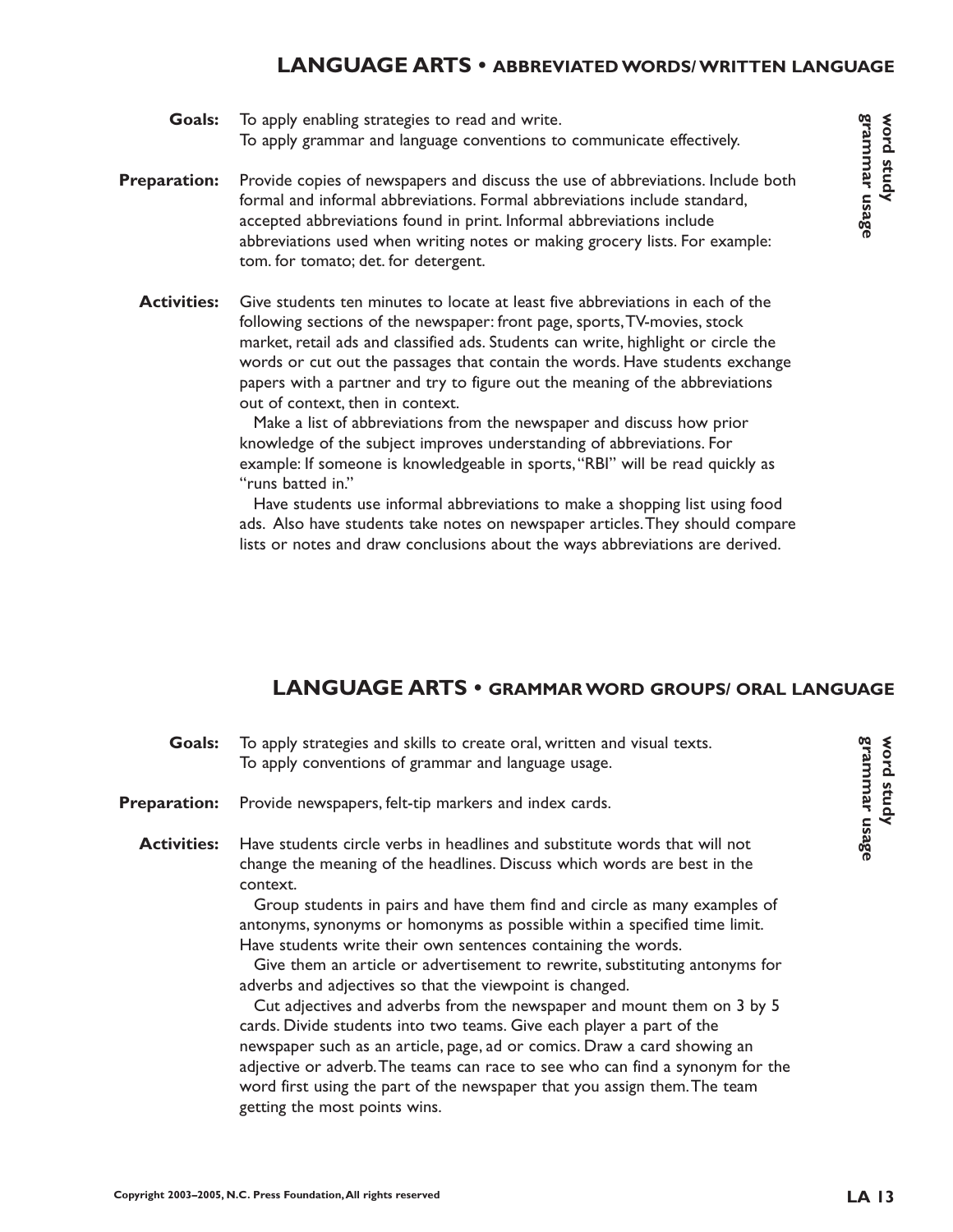## LANGUAGE ARTS • ABBREVIATED WORDS/ WRITTEN LANGUAGE

**word study grammar usage**

**Goals:** To apply enabling strategies to read and write.
To apply grammar and language conventions to communicate effectively.

**Preparation:** Provide copies of newspapers and discuss the use of abbreviations. Include both formal and informal abbreviations. Formal abbreviations include standard, accepted abbreviations found in print. Informal abbreviations include abbreviations used when writing notes or making grocery lists. For example: tom. for tomato; det. for detergent.

**Activities:** Give students ten minutes to locate at least five abbreviations in each of the following sections of the newspaper: front page, sports, TV-movies, stock market, retail ads and classified ads. Students can write, highlight or circle the words or cut out the passages that contain the words. Have students exchange papers with a partner and try to figure out the meaning of the abbreviations out of context, then in context.

Make a list of abbreviations from the newspaper and discuss how prior knowledge of the subject improves understanding of abbreviations. For example: If someone is knowledgeable in sports, "RBI" will be read quickly as "runs batted in."

Have students use informal abbreviations to make a shopping list using food ads. Also have students take notes on newspaper articles. They should compare lists or notes and draw conclusions about the ways abbreviations are derived.

## LANGUAGE ARTS • GRAMMAR WORD GROUPS/ ORAL LANGUAGE

**word study grammar usage**

**Goals:** To apply strategies and skills to create oral, written and visual texts.
To apply conventions of grammar and language usage.

**Preparation:** Provide newspapers, felt-tip markers and index cards.

**Activities:** Have students circle verbs in headlines and substitute words that will not change the meaning of the headlines. Discuss which words are best in the context.

Group students in pairs and have them find and circle as many examples of antonyms, synonyms or homonyms as possible within a specified time limit. Have students write their own sentences containing the words.

Give them an article or advertisement to rewrite, substituting antonyms for adverbs and adjectives so that the viewpoint is changed.

Cut adjectives and adverbs from the newspaper and mount them on 3 by 5 cards. Divide students into two teams. Give each player a part of the newspaper such as an article, page, ad or comics. Draw a card showing an adjective or adverb. The teams can race to see who can find a synonym for the word first using the part of the newspaper that you assign them. The team getting the most points wins.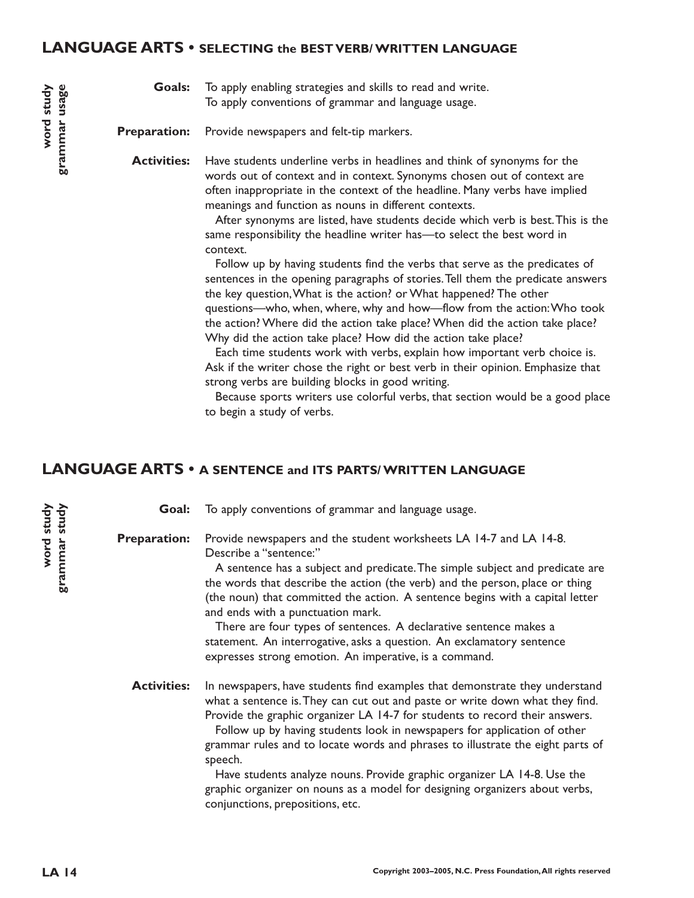## LANGUAGE ARTS • SELECTING the BEST VERB/ WRITTEN LANGUAGE

**word study**
**grammar usage**

**Goals:** To apply enabling strategies and skills to read and write.
To apply conventions of grammar and language usage.

**Preparation:** Provide newspapers and felt-tip markers.

**Activities:** Have students underline verbs in headlines and think of synonyms for the words out of context and in context. Synonyms chosen out of context are often inappropriate in the context of the headline. Many verbs have implied meanings and function as nouns in different contexts.

After synonyms are listed, have students decide which verb is best. This is the same responsibility the headline writer has—to select the best word in context.

Follow up by having students find the verbs that serve as the predicates of sentences in the opening paragraphs of stories. Tell them the predicate answers the key question, What is the action? or What happened? The other questions—who, when, where, why and how—flow from the action: Who took the action? Where did the action take place? When did the action take place? Why did the action take place? How did the action take place?

Each time students work with verbs, explain how important verb choice is. Ask if the writer chose the right or best verb in their opinion. Emphasize that strong verbs are building blocks in good writing.

Because sports writers use colorful verbs, that section would be a good place to begin a study of verbs.

## LANGUAGE ARTS • A SENTENCE and ITS PARTS/ WRITTEN LANGUAGE

**word study**
**grammar study**

**Goal:** To apply conventions of grammar and language usage.

**Preparation:** Provide newspapers and the student worksheets LA 14-7 and LA 14-8. Describe a "sentence:"

A sentence has a subject and predicate. The simple subject and predicate are the words that describe the action (the verb) and the person, place or thing (the noun) that committed the action. A sentence begins with a capital letter and ends with a punctuation mark.

There are four types of sentences. A declarative sentence makes a statement. An interrogative, asks a question. An exclamatory sentence expresses strong emotion. An imperative, is a command.

**Activities:** In newspapers, have students find examples that demonstrate they understand what a sentence is. They can cut out and paste or write down what they find. Provide the graphic organizer LA 14-7 for students to record their answers.

Follow up by having students look in newspapers for application of other grammar rules and to locate words and phrases to illustrate the eight parts of speech.

Have students analyze nouns. Provide graphic organizer LA 14-8. Use the graphic organizer on nouns as a model for designing organizers about verbs, conjunctions, prepositions, etc.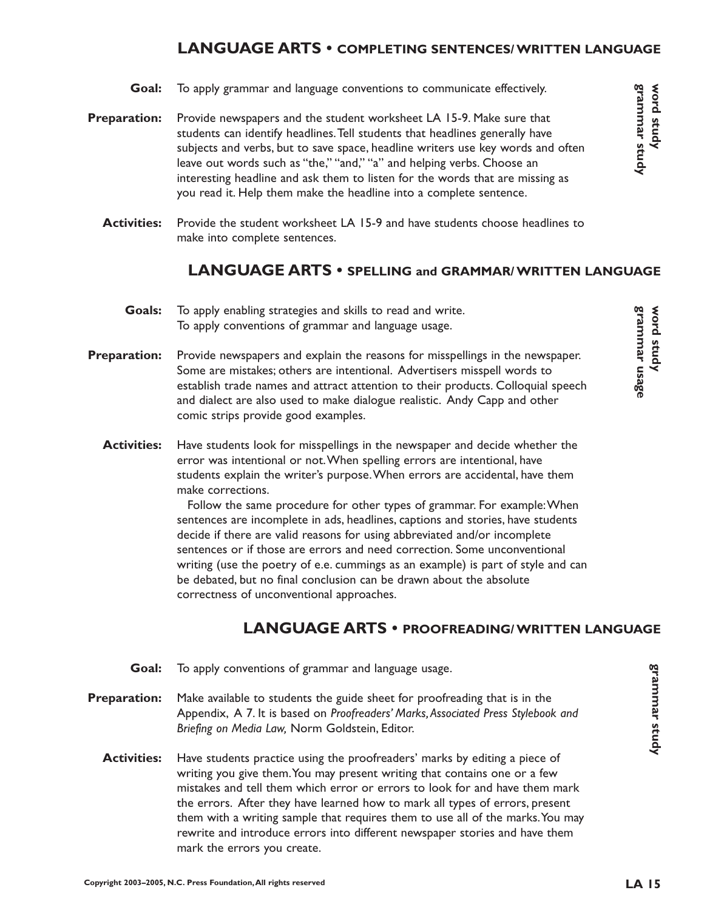## LANGUAGE ARTS • COMPLETING SENTENCES/ WRITTEN LANGUAGE

*word study*
*grammar study*

**Goal:** To apply grammar and language conventions to communicate effectively.

**Preparation:** Provide newspapers and the student worksheet LA 15-9. Make sure that students can identify headlines. Tell students that headlines generally have subjects and verbs, but to save space, headline writers use key words and often leave out words such as "the," "and," "a" and helping verbs. Choose an interesting headline and ask them to listen for the words that are missing as you read it. Help them make the headline into a complete sentence.

**Activities:** Provide the student worksheet LA 15-9 and have students choose headlines to make into complete sentences.

## LANGUAGE ARTS • SPELLING and GRAMMAR/ WRITTEN LANGUAGE

*word study*
*grammar usage*

**Goals:** To apply enabling strategies and skills to read and write.
To apply conventions of grammar and language usage.

**Preparation:** Provide newspapers and explain the reasons for misspellings in the newspaper. Some are mistakes; others are intentional. Advertisers misspell words to establish trade names and attract attention to their products. Colloquial speech and dialect are also used to make dialogue realistic. Andy Capp and other comic strips provide good examples.

**Activities:** Have students look for misspellings in the newspaper and decide whether the error was intentional or not. When spelling errors are intentional, have students explain the writer's purpose. When errors are accidental, have them make corrections.

Follow the same procedure for other types of grammar. For example: When sentences are incomplete in ads, headlines, captions and stories, have students decide if there are valid reasons for using abbreviated and/or incomplete sentences or if those are errors and need correction. Some unconventional writing (use the poetry of e.e. cummings as an example) is part of style and can be debated, but no final conclusion can be drawn about the absolute correctness of unconventional approaches.

## LANGUAGE ARTS • PROOFREADING/ WRITTEN LANGUAGE

*grammar study*

**Goal:** To apply conventions of grammar and language usage.

**Preparation:** Make available to students the guide sheet for proofreading that is in the Appendix, A 7. It is based on *Proofreaders' Marks, Associated Press Stylebook and Briefing on Media Law,* Norm Goldstein, Editor.

**Activities:** Have students practice using the proofreaders' marks by editing a piece of writing you give them. You may present writing that contains one or a few mistakes and tell them which error or errors to look for and have them mark the errors. After they have learned how to mark all types of errors, present them with a writing sample that requires them to use all of the marks. You may rewrite and introduce errors into different newspaper stories and have them mark the errors you create.

Copyright 2003–2005, N.C. Press Foundation, All rights reserved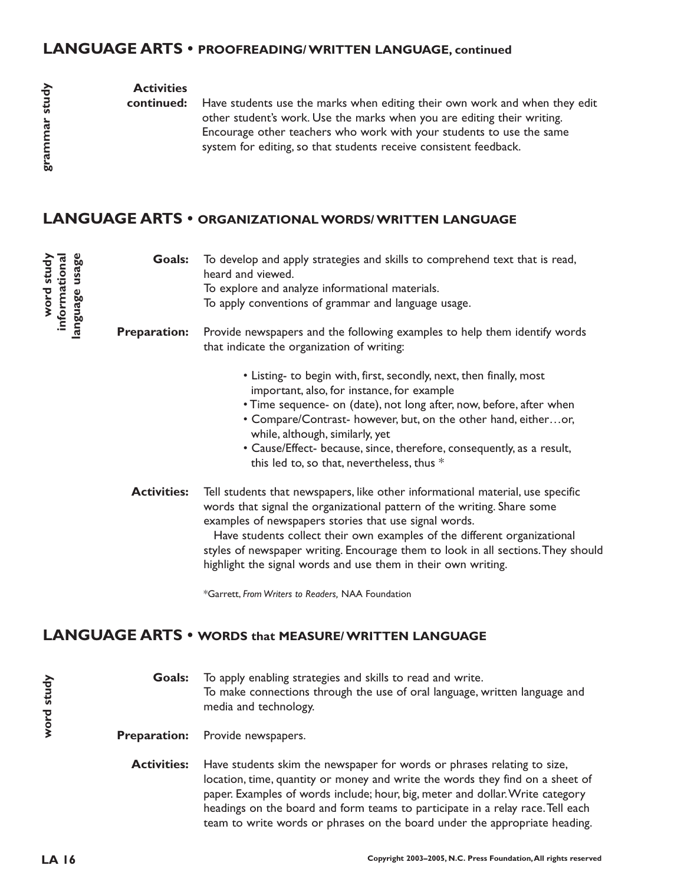## LANGUAGE ARTS • PROOFREADING/ WRITTEN LANGUAGE, continued

*grammar study*

**Activities continued:** Have students use the marks when editing their own work and when they edit other student's work. Use the marks when you are editing their writing. Encourage other teachers who work with your students to use the same system for editing, so that students receive consistent feedback.

## LANGUAGE ARTS • ORGANIZATIONAL WORDS/ WRITTEN LANGUAGE

*word study, informational, language usage*

**Goals:** To develop and apply strategies and skills to comprehend text that is read, heard and viewed.
To explore and analyze informational materials.
To apply conventions of grammar and language usage.

**Preparation:** Provide newspapers and the following examples to help them identify words that indicate the organization of writing:

- Listing- to begin with, first, secondly, next, then finally, most important, also, for instance, for example
- Time sequence- on (date), not long after, now, before, after when
- Compare/Contrast- however, but, on the other hand, either…or, while, although, similarly, yet
- Cause/Effect- because, since, therefore, consequently, as a result, this led to, so that, nevertheless, thus *

**Activities:** Tell students that newspapers, like other informational material, use specific words that signal the organizational pattern of the writing. Share some examples of newspapers stories that use signal words.

Have students collect their own examples of the different organizational styles of newspaper writing. Encourage them to look in all sections. They should highlight the signal words and use them in their own writing.

*Garrett, *From Writers to Readers,* NAA Foundation

## LANGUAGE ARTS • WORDS that MEASURE/ WRITTEN LANGUAGE

*word study*

**Goals:** To apply enabling strategies and skills to read and write.
To make connections through the use of oral language, written language and media and technology.

**Preparation:** Provide newspapers.

**Activities:** Have students skim the newspaper for words or phrases relating to size, location, time, quantity or money and write the words they find on a sheet of paper. Examples of words include; hour, big, meter and dollar. Write category headings on the board and form teams to participate in a relay race. Tell each team to write words or phrases on the board under the appropriate heading.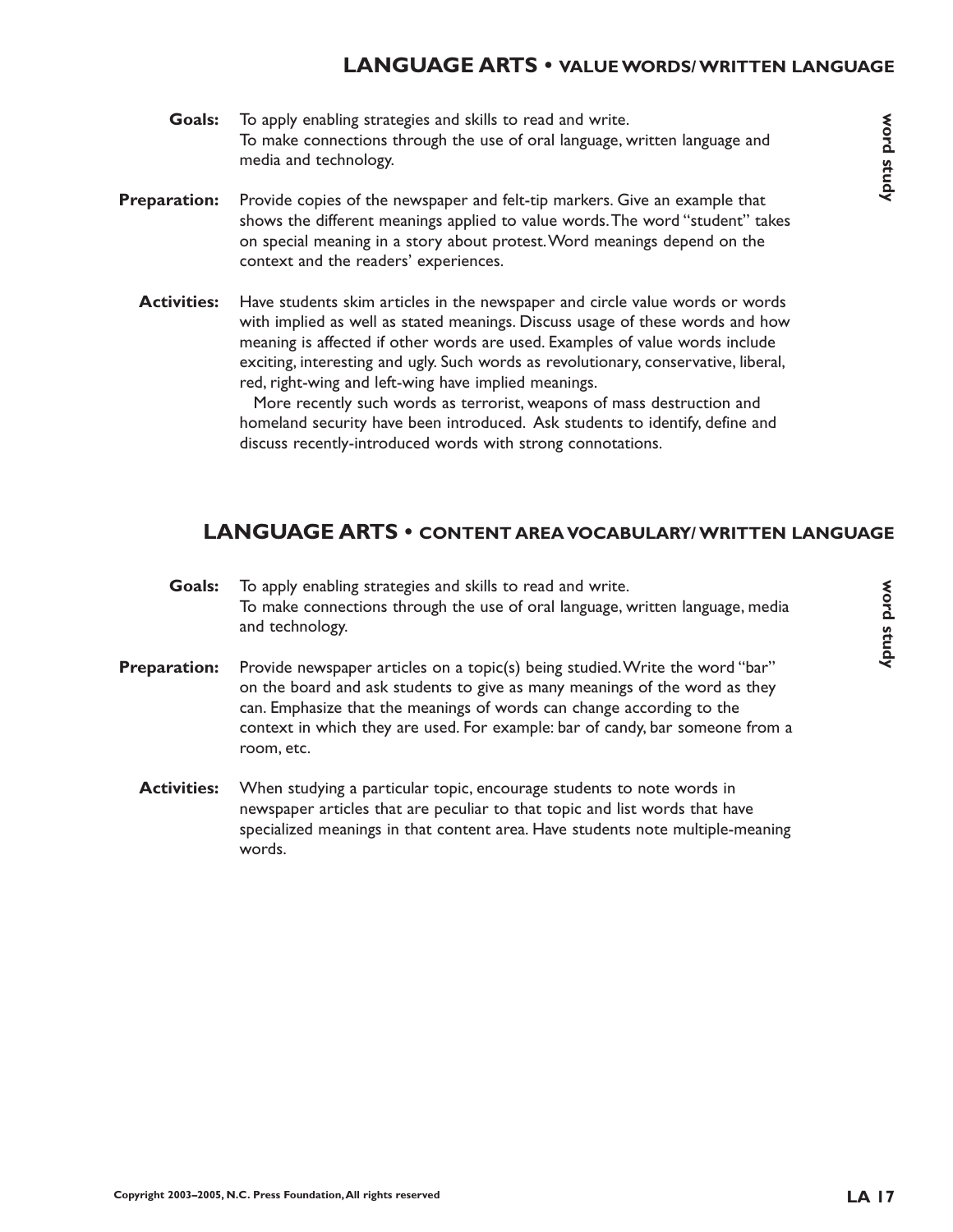## LANGUAGE ARTS • VALUE WORDS/ WRITTEN LANGUAGE

*word study*

**Goals:** To apply enabling strategies and skills to read and write.
To make connections through the use of oral language, written language and media and technology.

**Preparation:** Provide copies of the newspaper and felt-tip markers. Give an example that shows the different meanings applied to value words. The word "student" takes on special meaning in a story about protest. Word meanings depend on the context and the readers' experiences.

**Activities:** Have students skim articles in the newspaper and circle value words or words with implied as well as stated meanings. Discuss usage of these words and how meaning is affected if other words are used. Examples of value words include exciting, interesting and ugly. Such words as revolutionary, conservative, liberal, red, right-wing and left-wing have implied meanings.

More recently such words as terrorist, weapons of mass destruction and homeland security have been introduced. Ask students to identify, define and discuss recently-introduced words with strong connotations.

## LANGUAGE ARTS • CONTENT AREA VOCABULARY/ WRITTEN LANGUAGE

*word study*

**Goals:** To apply enabling strategies and skills to read and write.
To make connections through the use of oral language, written language, media and technology.

**Preparation:** Provide newspaper articles on a topic(s) being studied. Write the word "bar" on the board and ask students to give as many meanings of the word as they can. Emphasize that the meanings of words can change according to the context in which they are used. For example: bar of candy, bar someone from a room, etc.

**Activities:** When studying a particular topic, encourage students to note words in newspaper articles that are peculiar to that topic and list words that have specialized meanings in that content area. Have students note multiple-meaning words.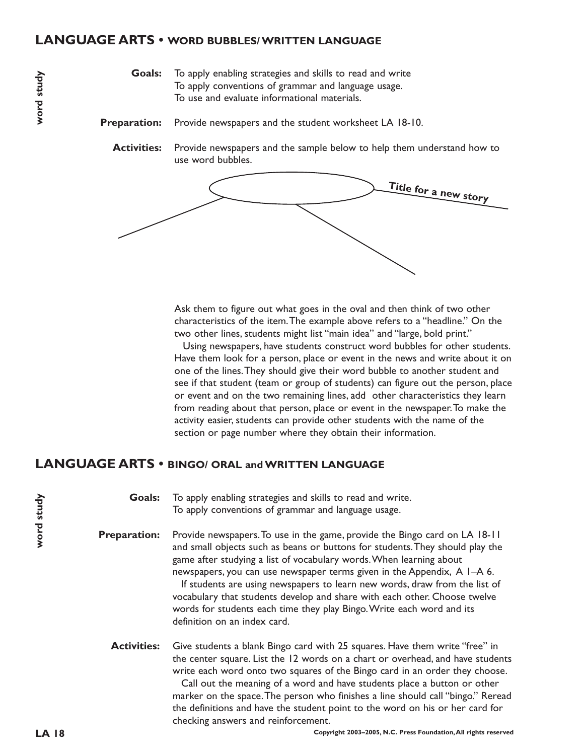## LANGUAGE ARTS • WORD BUBBLES/ WRITTEN LANGUAGE

*word study*

**Goals:** To apply enabling strategies and skills to read and write
To apply conventions of grammar and language usage.
To use and evaluate informational materials.

**Preparation:** Provide newspapers and the student worksheet LA 18-10.

**Activities:** Provide newspapers and the sample below to help them understand how to use word bubbles.

Title for a new story

Ask them to figure out what goes in the oval and then think of two other characteristics of the item. The example above refers to a "headline." On the two other lines, students might list "main idea" and "large, bold print."

Using newspapers, have students construct word bubbles for other students. Have them look for a person, place or event in the news and write about it on one of the lines. They should give their word bubble to another student and see if that student (team or group of students) can figure out the person, place or event and on the two remaining lines, add other characteristics they learn from reading about that person, place or event in the newspaper. To make the activity easier, students can provide other students with the name of the section or page number where they obtain their information.

## LANGUAGE ARTS • BINGO/ ORAL and WRITTEN LANGUAGE

*word study*

**Goals:** To apply enabling strategies and skills to read and write.
To apply conventions of grammar and language usage.

**Preparation:** Provide newspapers. To use in the game, provide the Bingo card on LA 18-11 and small objects such as beans or buttons for students. They should play the game after studying a list of vocabulary words. When learning about newspapers, you can use newspaper terms given in the Appendix, A 1–A 6.

If students are using newspapers to learn new words, draw from the list of vocabulary that students develop and share with each other. Choose twelve words for students each time they play Bingo. Write each word and its definition on an index card.

**Activities:** Give students a blank Bingo card with 25 squares. Have them write "free" in the center square. List the 12 words on a chart or overhead, and have students write each word onto two squares of the Bingo card in an order they choose.

Call out the meaning of a word and have students place a button or other marker on the space. The person who finishes a line should call "bingo." Reread the definitions and have the student point to the word on his or her card for checking answers and reinforcement.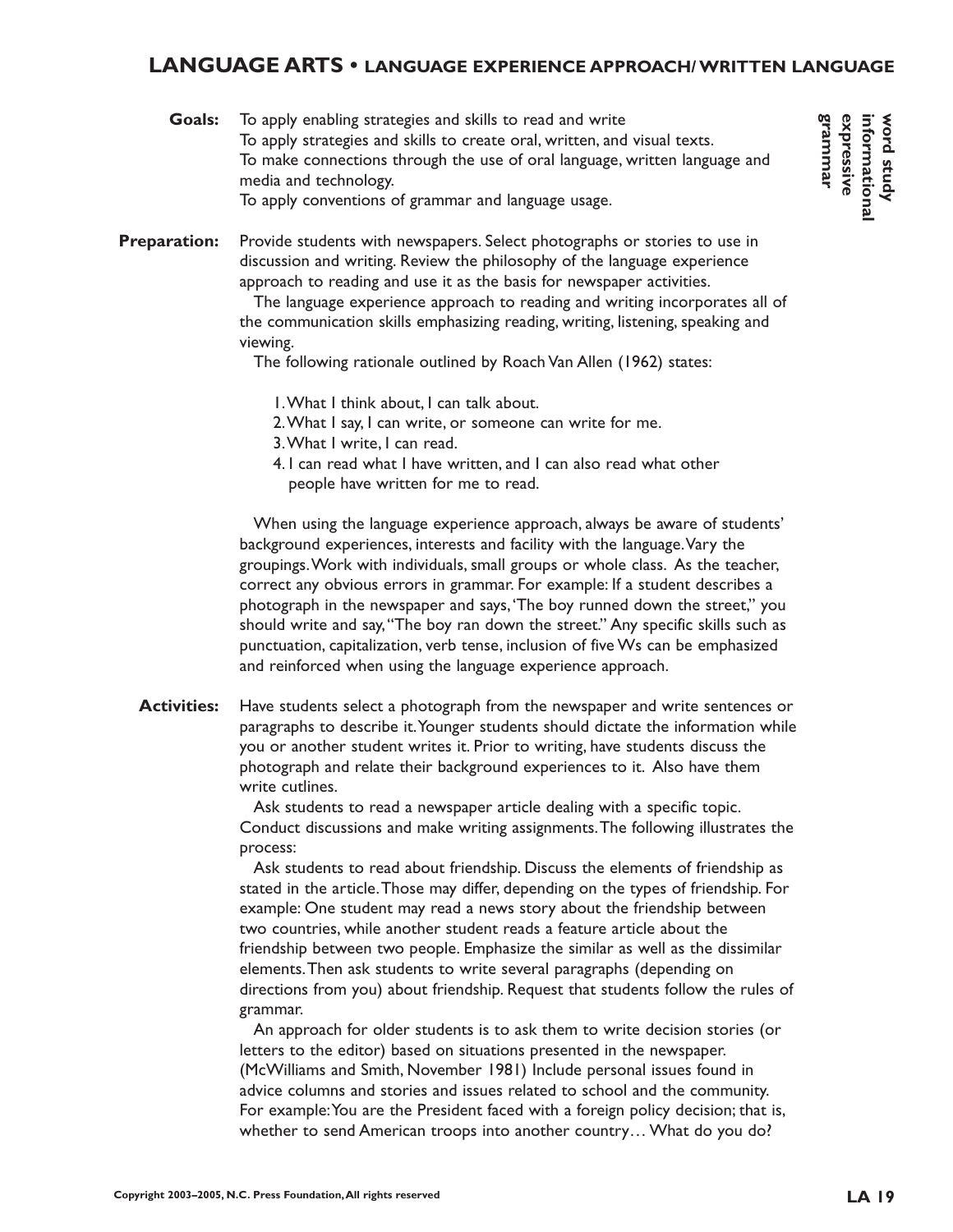## LANGUAGE ARTS • LANGUAGE EXPERIENCE APPROACH/ WRITTEN LANGUAGE

**word study**
**informational**
**expressive**
**grammar**

**Goals:** To apply enabling strategies and skills to read and write
To apply strategies and skills to create oral, written, and visual texts.
To make connections through the use of oral language, written language and media and technology.
To apply conventions of grammar and language usage.

**Preparation:** Provide students with newspapers. Select photographs or stories to use in discussion and writing. Review the philosophy of the language experience approach to reading and use it as the basis for newspaper activities.

The language experience approach to reading and writing incorporates all of the communication skills emphasizing reading, writing, listening, speaking and viewing.

The following rationale outlined by Roach Van Allen (1962) states:

1. What I think about, I can talk about.
2. What I say, I can write, or someone can write for me.
3. What I write, I can read.
4. I can read what I have written, and I can also read what other people have written for me to read.

When using the language experience approach, always be aware of students' background experiences, interests and facility with the language. Vary the groupings. Work with individuals, small groups or whole class. As the teacher, correct any obvious errors in grammar. For example: If a student describes a photograph in the newspaper and says, 'The boy runned down the street," you should write and say, "The boy ran down the street." Any specific skills such as punctuation, capitalization, verb tense, inclusion of five Ws can be emphasized and reinforced when using the language experience approach.

**Activities:** Have students select a photograph from the newspaper and write sentences or paragraphs to describe it. Younger students should dictate the information while you or another student writes it. Prior to writing, have students discuss the photograph and relate their background experiences to it. Also have them write cutlines.

Ask students to read a newspaper article dealing with a specific topic. Conduct discussions and make writing assignments. The following illustrates the process:

Ask students to read about friendship. Discuss the elements of friendship as stated in the article. Those may differ, depending on the types of friendship. For example: One student may read a news story about the friendship between two countries, while another student reads a feature article about the friendship between two people. Emphasize the similar as well as the dissimilar elements. Then ask students to write several paragraphs (depending on directions from you) about friendship. Request that students follow the rules of grammar.

An approach for older students is to ask them to write decision stories (or letters to the editor) based on situations presented in the newspaper. (McWilliams and Smith, November 1981) Include personal issues found in advice columns and stories and issues related to school and the community. For example: You are the President faced with a foreign policy decision; that is, whether to send American troops into another country… What do you do?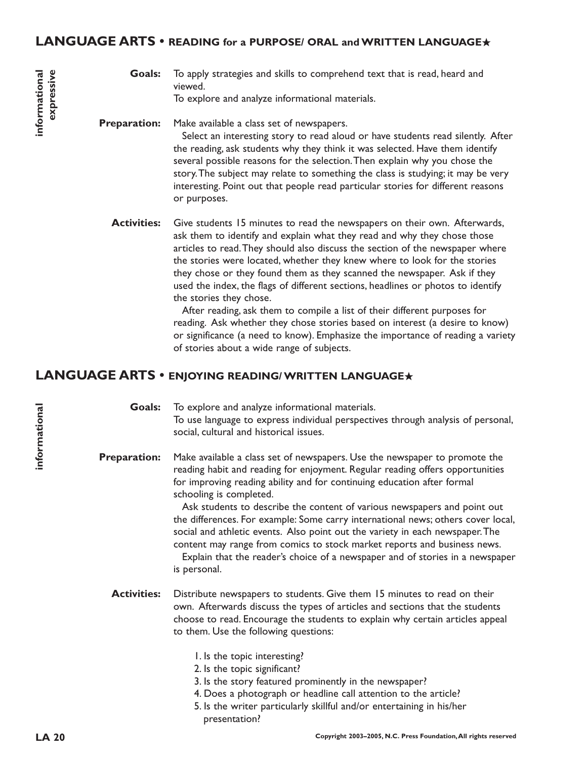## LANGUAGE ARTS • READING for a PURPOSE/ ORAL and WRITTEN LANGUAGE★

*informational*
*expressive*

**Goals:** To apply strategies and skills to comprehend text that is read, heard and viewed.
To explore and analyze informational materials.

**Preparation:** Make available a class set of newspapers.

Select an interesting story to read aloud or have students read silently. After the reading, ask students why they think it was selected. Have them identify several possible reasons for the selection. Then explain why you chose the story. The subject may relate to something the class is studying; it may be very interesting. Point out that people read particular stories for different reasons or purposes.

**Activities:** Give students 15 minutes to read the newspapers on their own. Afterwards, ask them to identify and explain what they read and why they chose those articles to read. They should also discuss the section of the newspaper where the stories were located, whether they knew where to look for the stories they chose or they found them as they scanned the newspaper. Ask if they used the index, the flags of different sections, headlines or photos to identify the stories they chose.

After reading, ask them to compile a list of their different purposes for reading. Ask whether they chose stories based on interest (a desire to know) or significance (a need to know). Emphasize the importance of reading a variety of stories about a wide range of subjects.

## LANGUAGE ARTS • ENJOYING READING/ WRITTEN LANGUAGE★

*informational*

**Goals:** To explore and analyze informational materials.
To use language to express individual perspectives through analysis of personal, social, cultural and historical issues.

**Preparation:** Make available a class set of newspapers. Use the newspaper to promote the reading habit and reading for enjoyment. Regular reading offers opportunities for improving reading ability and for continuing education after formal schooling is completed.

Ask students to describe the content of various newspapers and point out the differences. For example: Some carry international news; others cover local, social and athletic events. Also point out the variety in each newspaper. The content may range from comics to stock market reports and business news.

Explain that the reader's choice of a newspaper and of stories in a newspaper is personal.

**Activities:** Distribute newspapers to students. Give them 15 minutes to read on their own. Afterwards discuss the types of articles and sections that the students choose to read. Encourage the students to explain why certain articles appeal to them. Use the following questions:

1. Is the topic interesting?
2. Is the topic significant?
3. Is the story featured prominently in the newspaper?
4. Does a photograph or headline call attention to the article?
5. Is the writer particularly skillful and/or entertaining in his/her presentation?

Copyright 2003–2005, N.C. Press Foundation, All rights reserved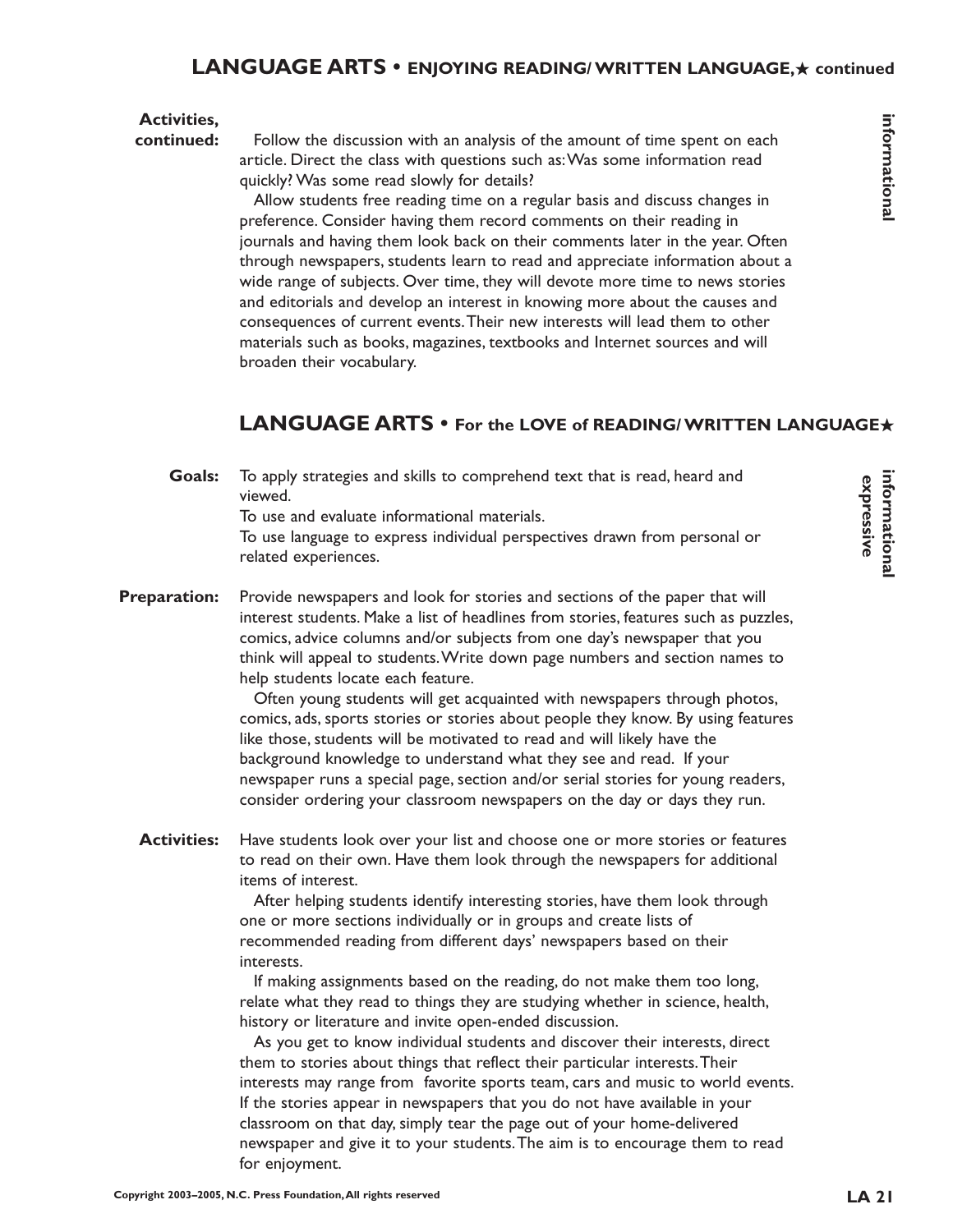## LANGUAGE ARTS • ENJOYING READING/ WRITTEN LANGUAGE,★ continued

*informational*

**Activities, continued:** Follow the discussion with an analysis of the amount of time spent on each article. Direct the class with questions such as: Was some information read quickly? Was some read slowly for details?

Allow students free reading time on a regular basis and discuss changes in preference. Consider having them record comments on their reading in journals and having them look back on their comments later in the year. Often through newspapers, students learn to read and appreciate information about a wide range of subjects. Over time, they will devote more time to news stories and editorials and develop an interest in knowing more about the causes and consequences of current events. Their new interests will lead them to other materials such as books, magazines, textbooks and Internet sources and will broaden their vocabulary.

## LANGUAGE ARTS • For the LOVE of READING/ WRITTEN LANGUAGE★

*informational*
*expressive*

**Goals:** To apply strategies and skills to comprehend text that is read, heard and viewed.
To use and evaluate informational materials.
To use language to express individual perspectives drawn from personal or related experiences.

**Preparation:** Provide newspapers and look for stories and sections of the paper that will interest students. Make a list of headlines from stories, features such as puzzles, comics, advice columns and/or subjects from one day's newspaper that you think will appeal to students. Write down page numbers and section names to help students locate each feature.

Often young students will get acquainted with newspapers through photos, comics, ads, sports stories or stories about people they know. By using features like those, students will be motivated to read and will likely have the background knowledge to understand what they see and read. If your newspaper runs a special page, section and/or serial stories for young readers, consider ordering your classroom newspapers on the day or days they run.

**Activities:** Have students look over your list and choose one or more stories or features to read on their own. Have them look through the newspapers for additional items of interest.

After helping students identify interesting stories, have them look through one or more sections individually or in groups and create lists of recommended reading from different days' newspapers based on their interests.

If making assignments based on the reading, do not make them too long, relate what they read to things they are studying whether in science, health, history or literature and invite open-ended discussion.

As you get to know individual students and discover their interests, direct them to stories about things that reflect their particular interests. Their interests may range from favorite sports team, cars and music to world events. If the stories appear in newspapers that you do not have available in your classroom on that day, simply tear the page out of your home-delivered newspaper and give it to your students. The aim is to encourage them to read for enjoyment.

Copyright 2003–2005, N.C. Press Foundation, All rights reserved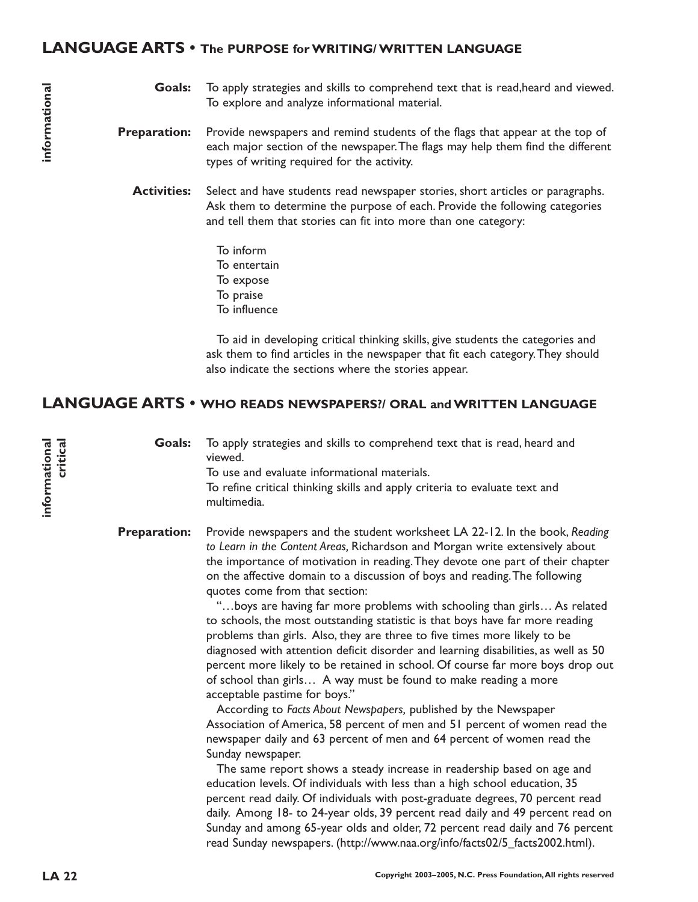## LANGUAGE ARTS • The PURPOSE for WRITING/ WRITTEN LANGUAGE

informational

**Goals:** To apply strategies and skills to comprehend text that is read,heard and viewed. To explore and analyze informational material.

**Preparation:** Provide newspapers and remind students of the flags that appear at the top of each major section of the newspaper. The flags may help them find the different types of writing required for the activity.

**Activities:** Select and have students read newspaper stories, short articles or paragraphs. Ask them to determine the purpose of each. Provide the following categories and tell them that stories can fit into more than one category:

To inform
To entertain
To expose
To praise
To influence

To aid in developing critical thinking skills, give students the categories and ask them to find articles in the newspaper that fit each category. They should also indicate the sections where the stories appear.

## LANGUAGE ARTS • WHO READS NEWSPAPERS?/ ORAL and WRITTEN LANGUAGE

informational
critical

**Goals:** To apply strategies and skills to comprehend text that is read, heard and viewed.
To use and evaluate informational materials.
To refine critical thinking skills and apply criteria to evaluate text and multimedia.

**Preparation:** Provide newspapers and the student worksheet LA 22-12. In the book, *Reading to Learn in the Content Areas,* Richardson and Morgan write extensively about the importance of motivation in reading. They devote one part of their chapter on the affective domain to a discussion of boys and reading. The following quotes come from that section:

"…boys are having far more problems with schooling than girls… As related to schools, the most outstanding statistic is that boys have far more reading problems than girls. Also, they are three to five times more likely to be diagnosed with attention deficit disorder and learning disabilities, as well as 50 percent more likely to be retained in school. Of course far more boys drop out of school than girls… A way must be found to make reading a more acceptable pastime for boys."

According to *Facts About Newspapers,* published by the Newspaper Association of America, 58 percent of men and 51 percent of women read the newspaper daily and 63 percent of men and 64 percent of women read the Sunday newspaper.

The same report shows a steady increase in readership based on age and education levels. Of individuals with less than a high school education, 35 percent read daily. Of individuals with post-graduate degrees, 70 percent read daily. Among 18- to 24-year olds, 39 percent read daily and 49 percent read on Sunday and among 65-year olds and older, 72 percent read daily and 76 percent read Sunday newspapers. (http://www.naa.org/info/facts02/5_facts2002.html).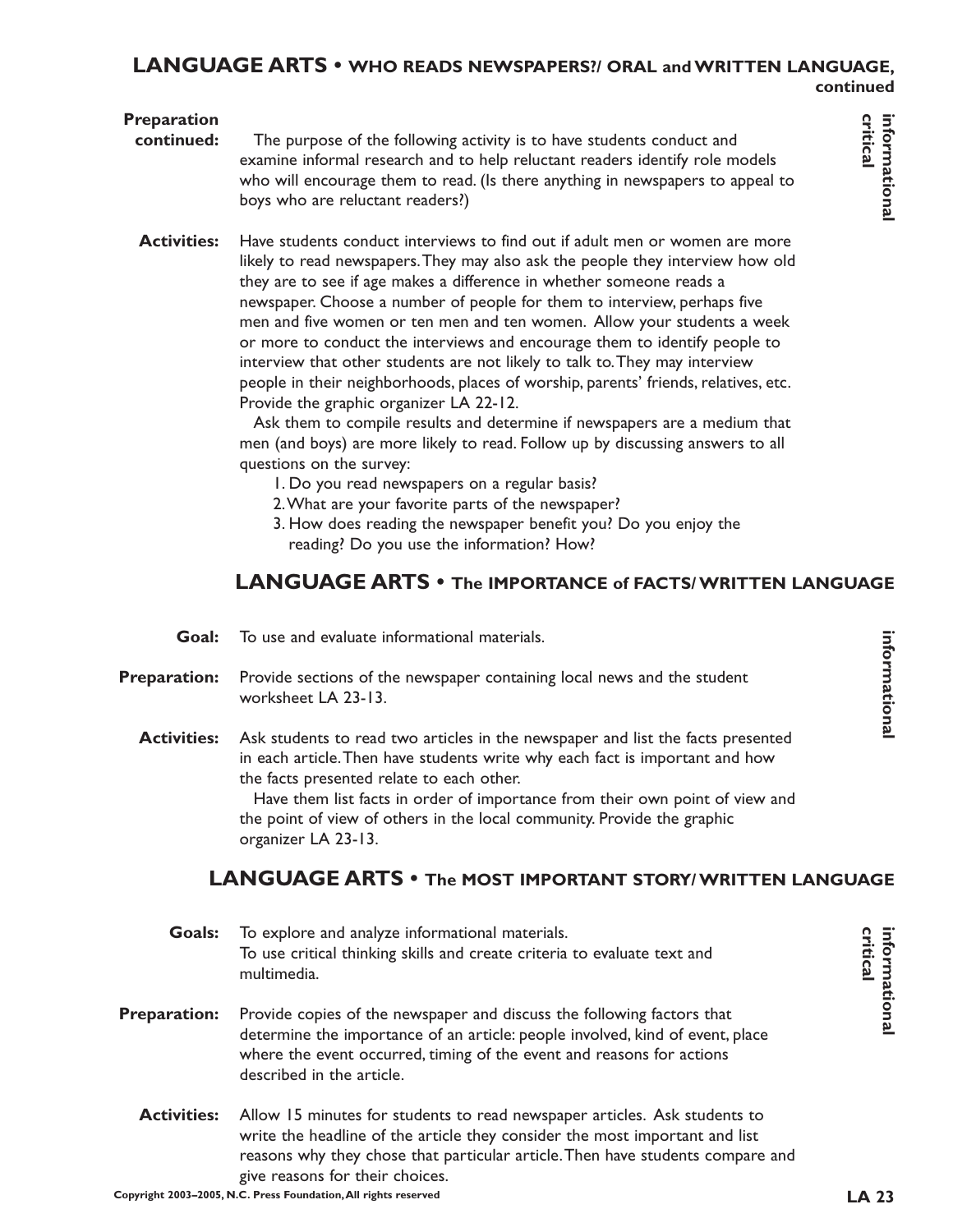## LANGUAGE ARTS • WHO READS NEWSPAPERS?/ ORAL and WRITTEN LANGUAGE, continued

*informational critical*

**Preparation continued:** The purpose of the following activity is to have students conduct and examine informal research and to help reluctant readers identify role models who will encourage them to read. (Is there anything in newspapers to appeal to boys who are reluctant readers?)

**Activities:** Have students conduct interviews to find out if adult men or women are more likely to read newspapers. They may also ask the people they interview how old they are to see if age makes a difference in whether someone reads a newspaper. Choose a number of people for them to interview, perhaps five men and five women or ten men and ten women. Allow your students a week or more to conduct the interviews and encourage them to identify people to interview that other students are not likely to talk to. They may interview people in their neighborhoods, places of worship, parents' friends, relatives, etc. Provide the graphic organizer LA 22-12.

Ask them to compile results and determine if newspapers are a medium that men (and boys) are more likely to read. Follow up by discussing answers to all questions on the survey:

1. Do you read newspapers on a regular basis?
2. What are your favorite parts of the newspaper?
3. How does reading the newspaper benefit you? Do you enjoy the reading? Do you use the information? How?

## LANGUAGE ARTS • The IMPORTANCE of FACTS/ WRITTEN LANGUAGE

*informational*

**Goal:** To use and evaluate informational materials.

**Preparation:** Provide sections of the newspaper containing local news and the student worksheet LA 23-13.

**Activities:** Ask students to read two articles in the newspaper and list the facts presented in each article. Then have students write why each fact is important and how the facts presented relate to each other.

Have them list facts in order of importance from their own point of view and the point of view of others in the local community. Provide the graphic organizer LA 23-13.

## LANGUAGE ARTS • The MOST IMPORTANT STORY/ WRITTEN LANGUAGE

*informational critical*

**Goals:** To explore and analyze informational materials.
To use critical thinking skills and create criteria to evaluate text and multimedia.

**Preparation:** Provide copies of the newspaper and discuss the following factors that determine the importance of an article: people involved, kind of event, place where the event occurred, timing of the event and reasons for actions described in the article.

**Activities:** Allow 15 minutes for students to read newspaper articles. Ask students to write the headline of the article they consider the most important and list reasons why they chose that particular article. Then have students compare and give reasons for their choices.

Copyright 2003–2005, N.C. Press Foundation, All rights reserved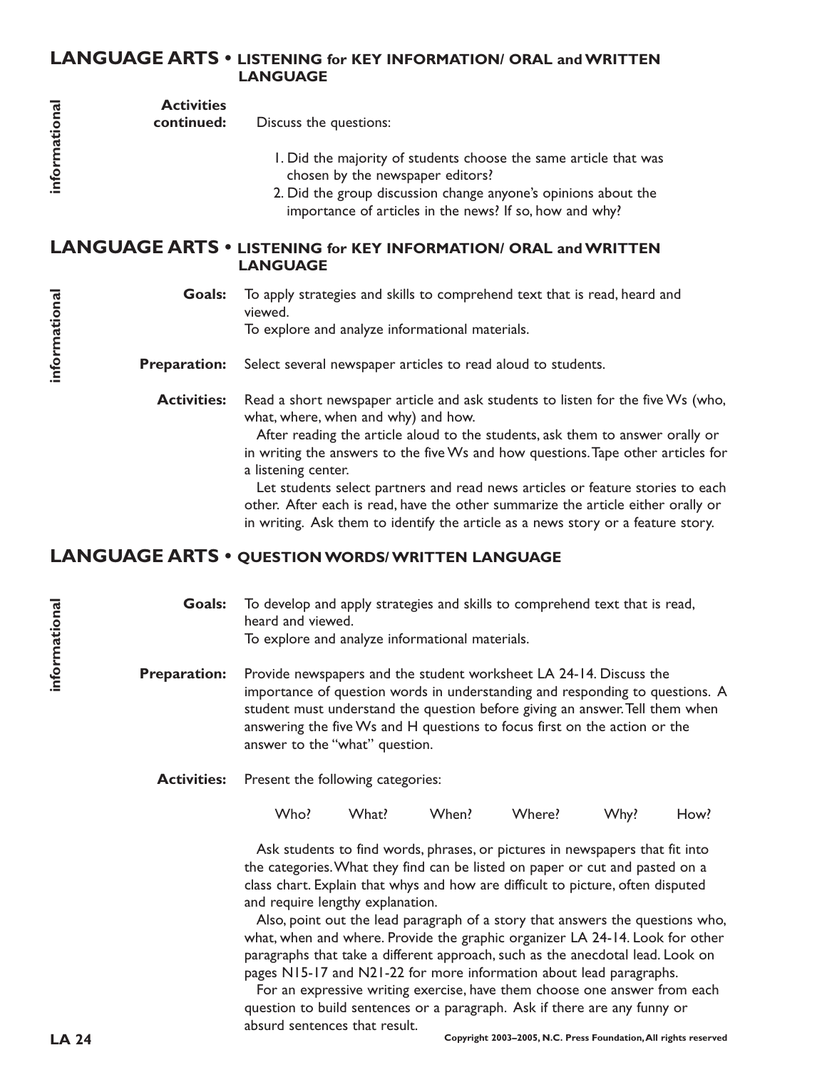## LANGUAGE ARTS • LISTENING for KEY INFORMATION/ ORAL and WRITTEN LANGUAGE

informational

**Activities continued:** Discuss the questions:

1. Did the majority of students choose the same article that was chosen by the newspaper editors?
2. Did the group discussion change anyone's opinions about the importance of articles in the news? If so, how and why?

## LANGUAGE ARTS • LISTENING for KEY INFORMATION/ ORAL and WRITTEN LANGUAGE

informational

**Goals:** To apply strategies and skills to comprehend text that is read, heard and viewed.
To explore and analyze informational materials.

**Preparation:** Select several newspaper articles to read aloud to students.

**Activities:** Read a short newspaper article and ask students to listen for the five Ws (who, what, where, when and why) and how.

After reading the article aloud to the students, ask them to answer orally or in writing the answers to the five Ws and how questions. Tape other articles for a listening center.

Let students select partners and read news articles or feature stories to each other. After each is read, have the other summarize the article either orally or in writing. Ask them to identify the article as a news story or a feature story.

## LANGUAGE ARTS • QUESTION WORDS/ WRITTEN LANGUAGE

informational

**Goals:** To develop and apply strategies and skills to comprehend text that is read, heard and viewed.
To explore and analyze informational materials.

**Preparation:** Provide newspapers and the student worksheet LA 24-14. Discuss the importance of question words in understanding and responding to questions. A student must understand the question before giving an answer. Tell them when answering the five Ws and H questions to focus first on the action or the answer to the "what" question.

**Activities:** Present the following categories:

Who? What? When? Where? Why? How?

Ask students to find words, phrases, or pictures in newspapers that fit into the categories. What they find can be listed on paper or cut and pasted on a class chart. Explain that whys and how are difficult to picture, often disputed and require lengthy explanation.

Also, point out the lead paragraph of a story that answers the questions who, what, when and where. Provide the graphic organizer LA 24-14. Look for other paragraphs that take a different approach, such as the anecdotal lead. Look on pages N15-17 and N21-22 for more information about lead paragraphs.

For an expressive writing exercise, have them choose one answer from each question to build sentences or a paragraph. Ask if there are any funny or absurd sentences that result.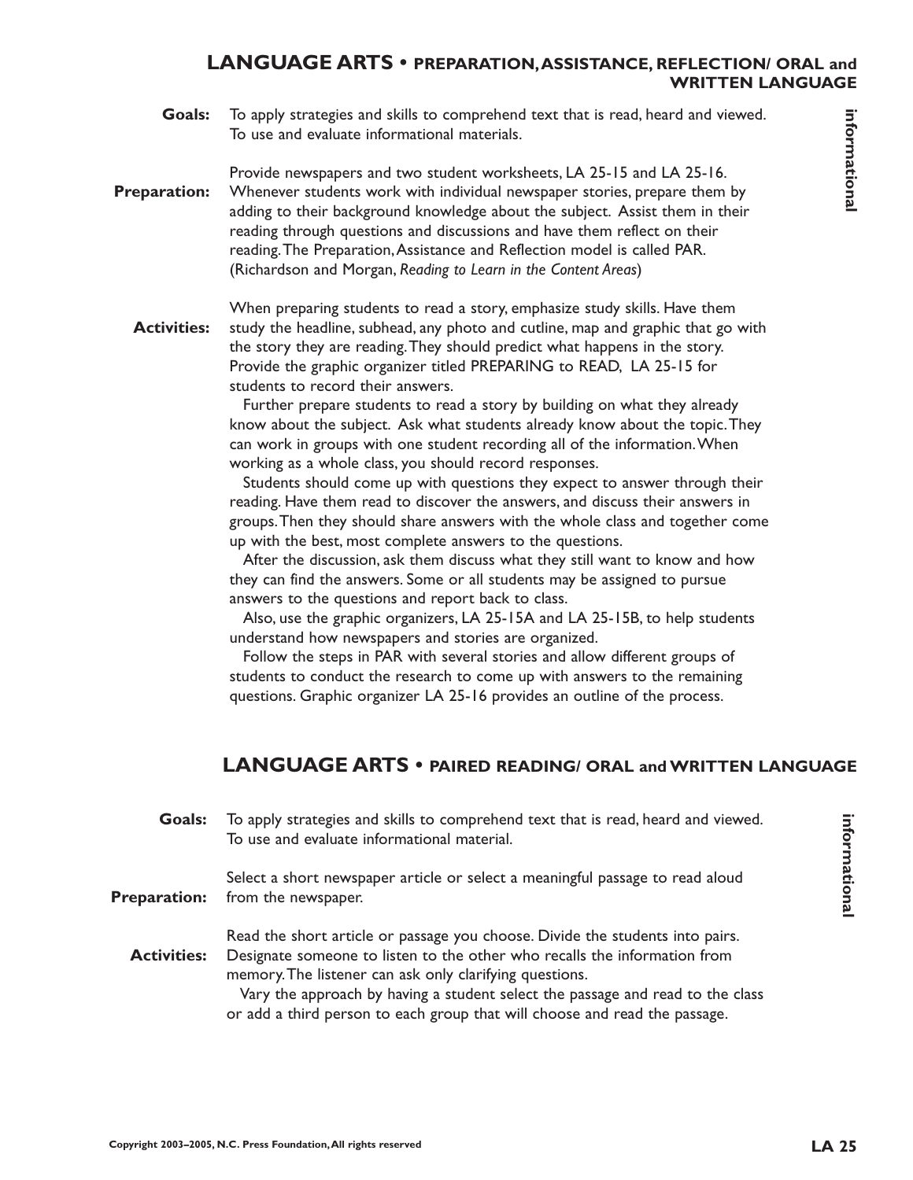## LANGUAGE ARTS • PREPARATION, ASSISTANCE, REFLECTION/ ORAL and WRITTEN LANGUAGE

*informational*

**Goals:** To apply strategies and skills to comprehend text that is read, heard and viewed. To use and evaluate informational materials.

**Preparation:** Provide newspapers and two student worksheets, LA 25-15 and LA 25-16. Whenever students work with individual newspaper stories, prepare them by adding to their background knowledge about the subject. Assist them in their reading through questions and discussions and have them reflect on their reading. The Preparation, Assistance and Reflection model is called PAR. (Richardson and Morgan, *Reading to Learn in the Content Areas*)

**Activities:** When preparing students to read a story, emphasize study skills. Have them study the headline, subhead, any photo and cutline, map and graphic that go with the story they are reading. They should predict what happens in the story. Provide the graphic organizer titled PREPARING to READ, LA 25-15 for students to record their answers.

Further prepare students to read a story by building on what they already know about the subject. Ask what students already know about the topic. They can work in groups with one student recording all of the information. When working as a whole class, you should record responses.

Students should come up with questions they expect to answer through their reading. Have them read to discover the answers, and discuss their answers in groups. Then they should share answers with the whole class and together come up with the best, most complete answers to the questions.

After the discussion, ask them discuss what they still want to know and how they can find the answers. Some or all students may be assigned to pursue answers to the questions and report back to class.

Also, use the graphic organizers, LA 25-15A and LA 25-15B, to help students understand how newspapers and stories are organized.

Follow the steps in PAR with several stories and allow different groups of students to conduct the research to come up with answers to the remaining questions. Graphic organizer LA 25-16 provides an outline of the process.

## LANGUAGE ARTS • PAIRED READING/ ORAL and WRITTEN LANGUAGE

*informational*

**Goals:** To apply strategies and skills to comprehend text that is read, heard and viewed. To use and evaluate informational material.

**Preparation:** Select a short newspaper article or select a meaningful passage to read aloud from the newspaper.

**Activities:** Read the short article or passage you choose. Divide the students into pairs. Designate someone to listen to the other who recalls the information from memory. The listener can ask only clarifying questions.

Vary the approach by having a student select the passage and read to the class or add a third person to each group that will choose and read the passage.

Copyright 2003–2005, N.C. Press Foundation, All rights reserved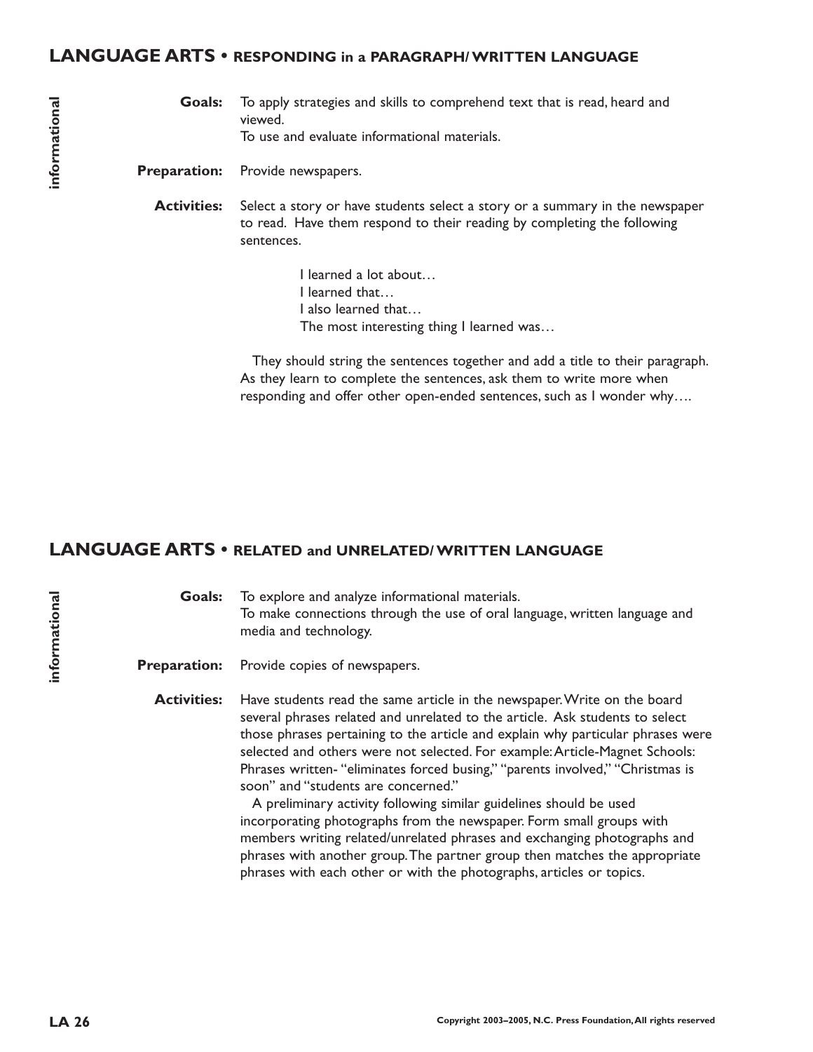## LANGUAGE ARTS • RESPONDING in a PARAGRAPH/ WRITTEN LANGUAGE

*informational*

**Goals:** To apply strategies and skills to comprehend text that is read, heard and viewed.
To use and evaluate informational materials.

**Preparation:** Provide newspapers.

**Activities:** Select a story or have students select a story or a summary in the newspaper to read. Have them respond to their reading by completing the following sentences.

> I learned a lot about…
> I learned that…
> I also learned that…
> The most interesting thing I learned was…

They should string the sentences together and add a title to their paragraph. As they learn to complete the sentences, ask them to write more when responding and offer other open-ended sentences, such as I wonder why….

## LANGUAGE ARTS • RELATED and UNRELATED/ WRITTEN LANGUAGE

*informational*

**Goals:** To explore and analyze informational materials.
To make connections through the use of oral language, written language and media and technology.

**Preparation:** Provide copies of newspapers.

**Activities:** Have students read the same article in the newspaper. Write on the board several phrases related and unrelated to the article. Ask students to select those phrases pertaining to the article and explain why particular phrases were selected and others were not selected. For example: Article-Magnet Schools: Phrases written- "eliminates forced busing," "parents involved," "Christmas is soon" and "students are concerned."

A preliminary activity following similar guidelines should be used incorporating photographs from the newspaper. Form small groups with members writing related/unrelated phrases and exchanging photographs and phrases with another group. The partner group then matches the appropriate phrases with each other or with the photographs, articles or topics.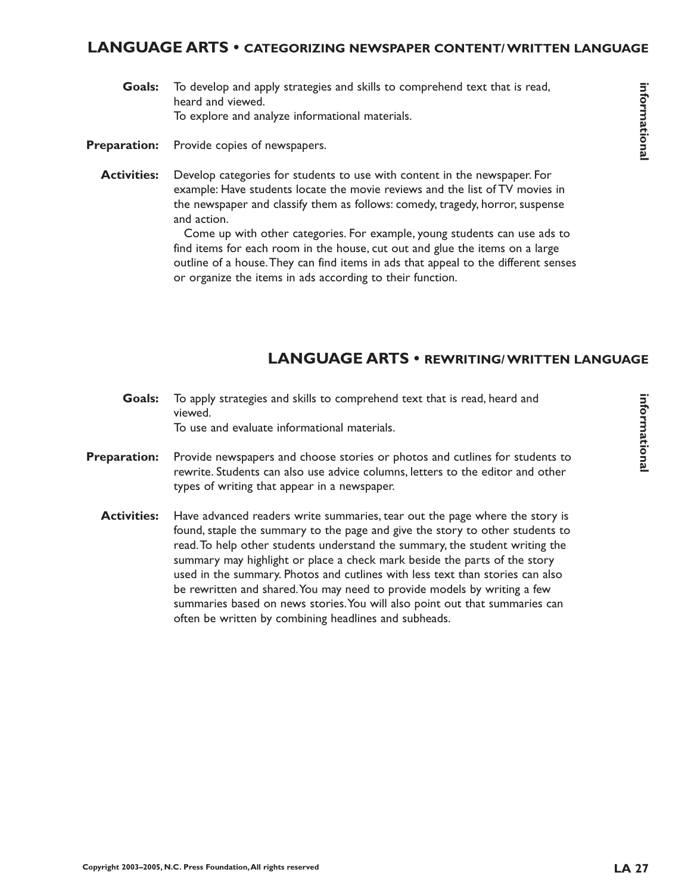## LANGUAGE ARTS • CATEGORIZING NEWSPAPER CONTENT/ WRITTEN LANGUAGE

informational

**Goals:** To develop and apply strategies and skills to comprehend text that is read, heard and viewed.
To explore and analyze informational materials.

**Preparation:** Provide copies of newspapers.

**Activities:** Develop categories for students to use with content in the newspaper. For example: Have students locate the movie reviews and the list of TV movies in the newspaper and classify them as follows: comedy, tragedy, horror, suspense and action.

Come up with other categories. For example, young students can use ads to find items for each room in the house, cut out and glue the items on a large outline of a house. They can find items in ads that appeal to the different senses or organize the items in ads according to their function.

## LANGUAGE ARTS • REWRITING/ WRITTEN LANGUAGE

informational

**Goals:** To apply strategies and skills to comprehend text that is read, heard and viewed.
To use and evaluate informational materials.

**Preparation:** Provide newspapers and choose stories or photos and cutlines for students to rewrite. Students can also use advice columns, letters to the editor and other types of writing that appear in a newspaper.

**Activities:** Have advanced readers write summaries, tear out the page where the story is found, staple the summary to the page and give the story to other students to read. To help other students understand the summary, the student writing the summary may highlight or place a check mark beside the parts of the story used in the summary. Photos and cutlines with less text than stories can also be rewritten and shared. You may need to provide models by writing a few summaries based on news stories. You will also point out that summaries can often be written by combining headlines and subheads.

Copyright 2003–2005, N.C. Press Foundation, All rights reserved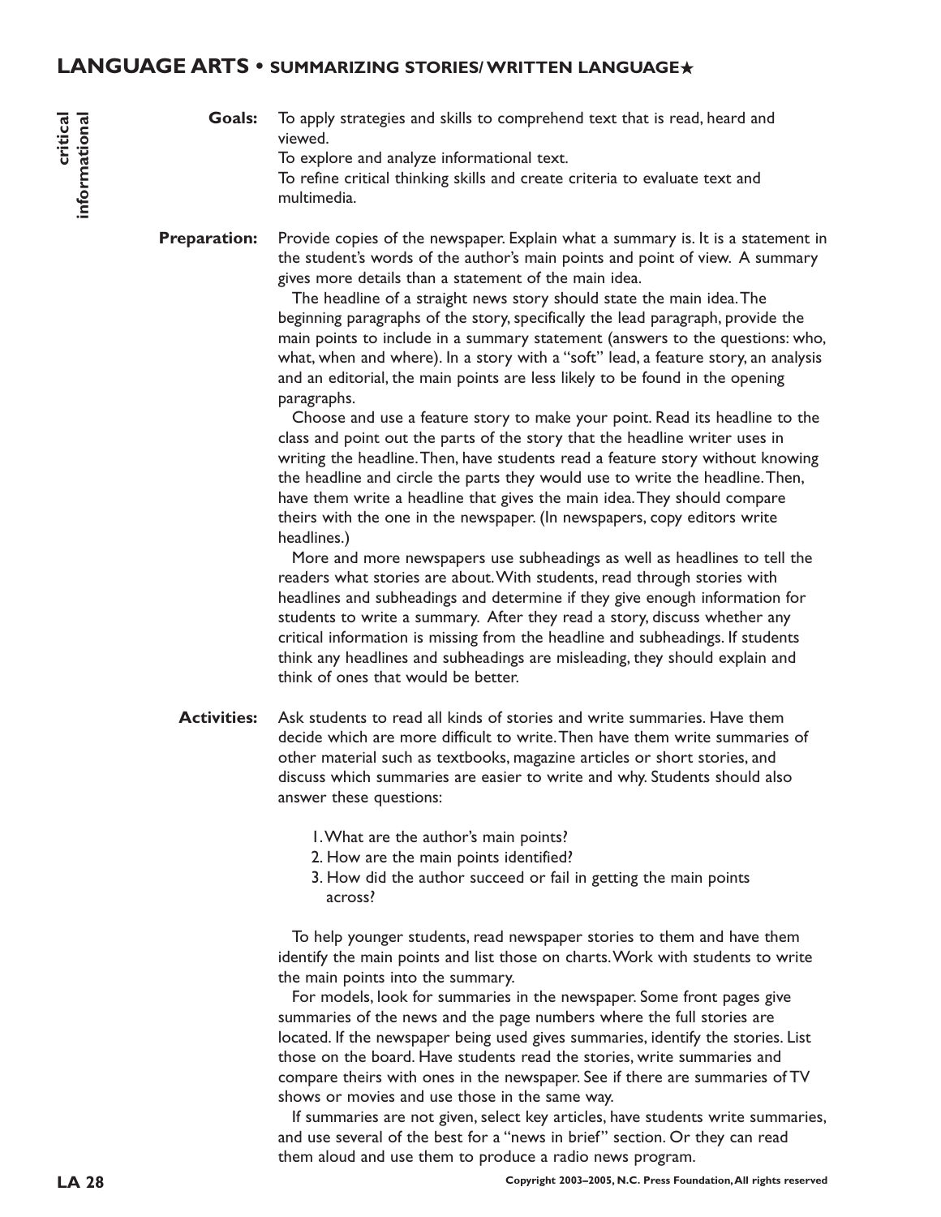## LANGUAGE ARTS • SUMMARIZING STORIES/ WRITTEN LANGUAGE★

critical
informational

**Goals:** To apply strategies and skills to comprehend text that is read, heard and viewed.
To explore and analyze informational text.
To refine critical thinking skills and create criteria to evaluate text and multimedia.

**Preparation:** Provide copies of the newspaper. Explain what a summary is. It is a statement in the student's words of the author's main points and point of view. A summary gives more details than a statement of the main idea.

The headline of a straight news story should state the main idea. The beginning paragraphs of the story, specifically the lead paragraph, provide the main points to include in a summary statement (answers to the questions: who, what, when and where). In a story with a "soft" lead, a feature story, an analysis and an editorial, the main points are less likely to be found in the opening paragraphs.

Choose and use a feature story to make your point. Read its headline to the class and point out the parts of the story that the headline writer uses in writing the headline. Then, have students read a feature story without knowing the headline and circle the parts they would use to write the headline. Then, have them write a headline that gives the main idea. They should compare theirs with the one in the newspaper. (In newspapers, copy editors write headlines.)

More and more newspapers use subheadings as well as headlines to tell the readers what stories are about. With students, read through stories with headlines and subheadings and determine if they give enough information for students to write a summary. After they read a story, discuss whether any critical information is missing from the headline and subheadings. If students think any headlines and subheadings are misleading, they should explain and think of ones that would be better.

**Activities:** Ask students to read all kinds of stories and write summaries. Have them decide which are more difficult to write. Then have them write summaries of other material such as textbooks, magazine articles or short stories, and discuss which summaries are easier to write and why. Students should also answer these questions:

1. What are the author's main points?
2. How are the main points identified?
3. How did the author succeed or fail in getting the main points across?

To help younger students, read newspaper stories to them and have them identify the main points and list those on charts. Work with students to write the main points into the summary.

For models, look for summaries in the newspaper. Some front pages give summaries of the news and the page numbers where the full stories are located. If the newspaper being used gives summaries, identify the stories. List those on the board. Have students read the stories, write summaries and compare theirs with ones in the newspaper. See if there are summaries of TV shows or movies and use those in the same way.

If summaries are not given, select key articles, have students write summaries, and use several of the best for a "news in brief" section. Or they can read them aloud and use them to produce a radio news program.

Copyright 2003–2005, N.C. Press Foundation, All rights reserved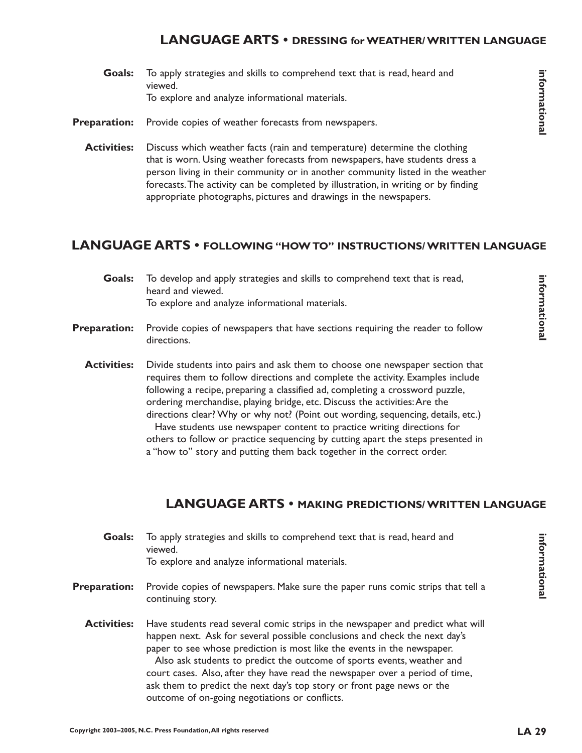## LANGUAGE ARTS • DRESSING for WEATHER/ WRITTEN LANGUAGE

*informational*

**Goals:** To apply strategies and skills to comprehend text that is read, heard and viewed.
To explore and analyze informational materials.

**Preparation:** Provide copies of weather forecasts from newspapers.

**Activities:** Discuss which weather facts (rain and temperature) determine the clothing that is worn. Using weather forecasts from newspapers, have students dress a person living in their community or in another community listed in the weather forecasts. The activity can be completed by illustration, in writing or by finding appropriate photographs, pictures and drawings in the newspapers.

## LANGUAGE ARTS • FOLLOWING "HOW TO" INSTRUCTIONS/ WRITTEN LANGUAGE

*informational*

**Goals:** To develop and apply strategies and skills to comprehend text that is read, heard and viewed.
To explore and analyze informational materials.

**Preparation:** Provide copies of newspapers that have sections requiring the reader to follow directions.

**Activities:** Divide students into pairs and ask them to choose one newspaper section that requires them to follow directions and complete the activity. Examples include following a recipe, preparing a classified ad, completing a crossword puzzle, ordering merchandise, playing bridge, etc. Discuss the activities: Are the directions clear? Why or why not? (Point out wording, sequencing, details, etc.)

Have students use newspaper content to practice writing directions for others to follow or practice sequencing by cutting apart the steps presented in a "how to" story and putting them back together in the correct order.

## LANGUAGE ARTS • MAKING PREDICTIONS/ WRITTEN LANGUAGE

*informational*

**Goals:** To apply strategies and skills to comprehend text that is read, heard and viewed.
To explore and analyze informational materials.

**Preparation:** Provide copies of newspapers. Make sure the paper runs comic strips that tell a continuing story.

**Activities:** Have students read several comic strips in the newspaper and predict what will happen next. Ask for several possible conclusions and check the next day's paper to see whose prediction is most like the events in the newspaper.

Also ask students to predict the outcome of sports events, weather and court cases. Also, after they have read the newspaper over a period of time, ask them to predict the next day's top story or front page news or the outcome of on-going negotiations or conflicts.

Copyright 2003–2005, N.C. Press Foundation, All rights reserved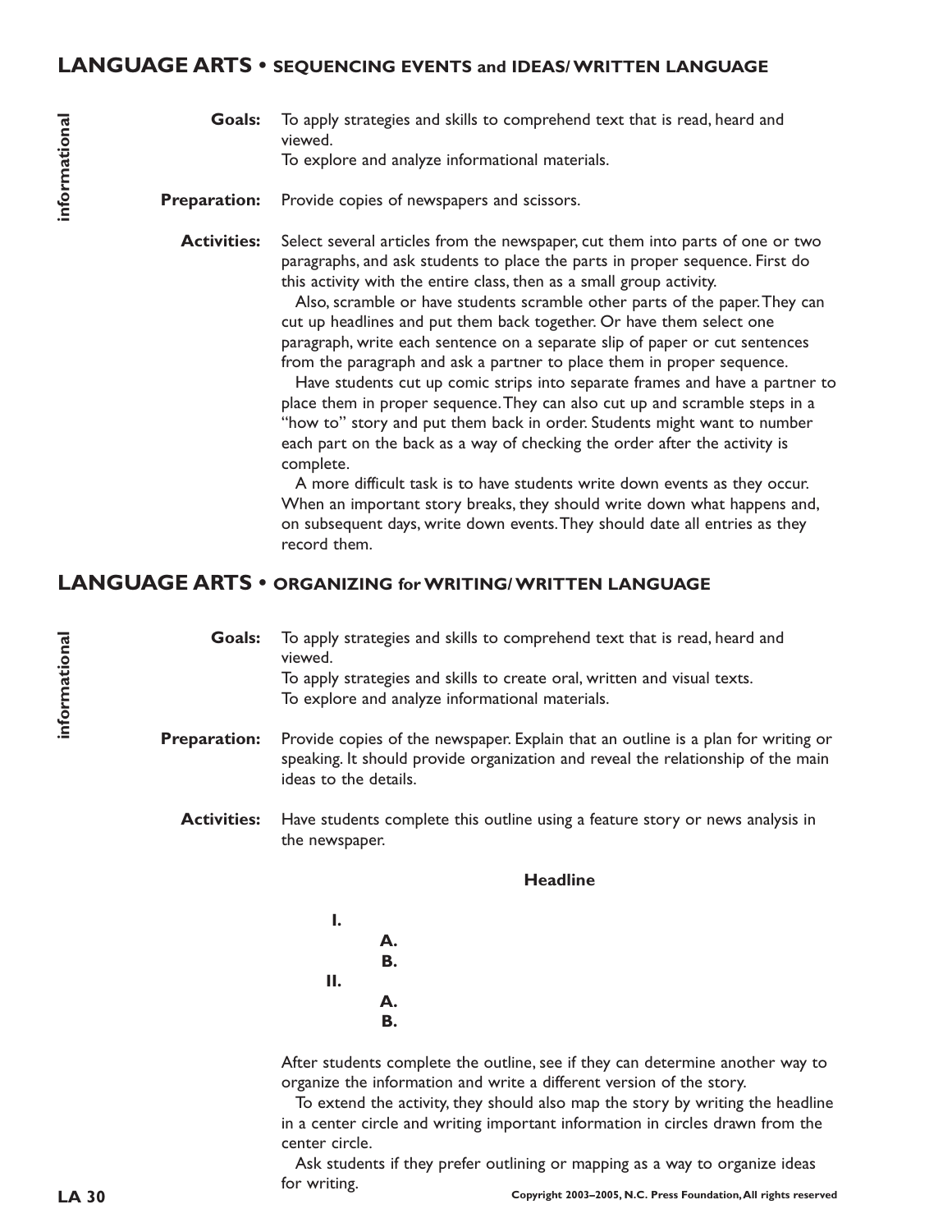## LANGUAGE ARTS • SEQUENCING EVENTS and IDEAS/ WRITTEN LANGUAGE

*informational*

**Goals:** To apply strategies and skills to comprehend text that is read, heard and viewed.
To explore and analyze informational materials.

**Preparation:** Provide copies of newspapers and scissors.

**Activities:** Select several articles from the newspaper, cut them into parts of one or two paragraphs, and ask students to place the parts in proper sequence. First do this activity with the entire class, then as a small group activity.

Also, scramble or have students scramble other parts of the paper. They can cut up headlines and put them back together. Or have them select one paragraph, write each sentence on a separate slip of paper or cut sentences from the paragraph and ask a partner to place them in proper sequence.

Have students cut up comic strips into separate frames and have a partner to place them in proper sequence. They can also cut up and scramble steps in a "how to" story and put them back in order. Students might want to number each part on the back as a way of checking the order after the activity is complete.

A more difficult task is to have students write down events as they occur. When an important story breaks, they should write down what happens and, on subsequent days, write down events. They should date all entries as they record them.

## LANGUAGE ARTS • ORGANIZING for WRITING/ WRITTEN LANGUAGE

*informational*

**Goals:** To apply strategies and skills to comprehend text that is read, heard and viewed.
To apply strategies and skills to create oral, written and visual texts.
To explore and analyze informational materials.

**Preparation:** Provide copies of the newspaper. Explain that an outline is a plan for writing or speaking. It should provide organization and reveal the relationship of the main ideas to the details.

**Activities:** Have students complete this outline using a feature story or news analysis in the newspaper.

**Headline**

**I.**
- **A.**
- **B.**

**II.**
- **A.**
- **B.**

After students complete the outline, see if they can determine another way to organize the information and write a different version of the story.

To extend the activity, they should also map the story by writing the headline in a center circle and writing important information in circles drawn from the center circle.

Ask students if they prefer outlining or mapping as a way to organize ideas for writing.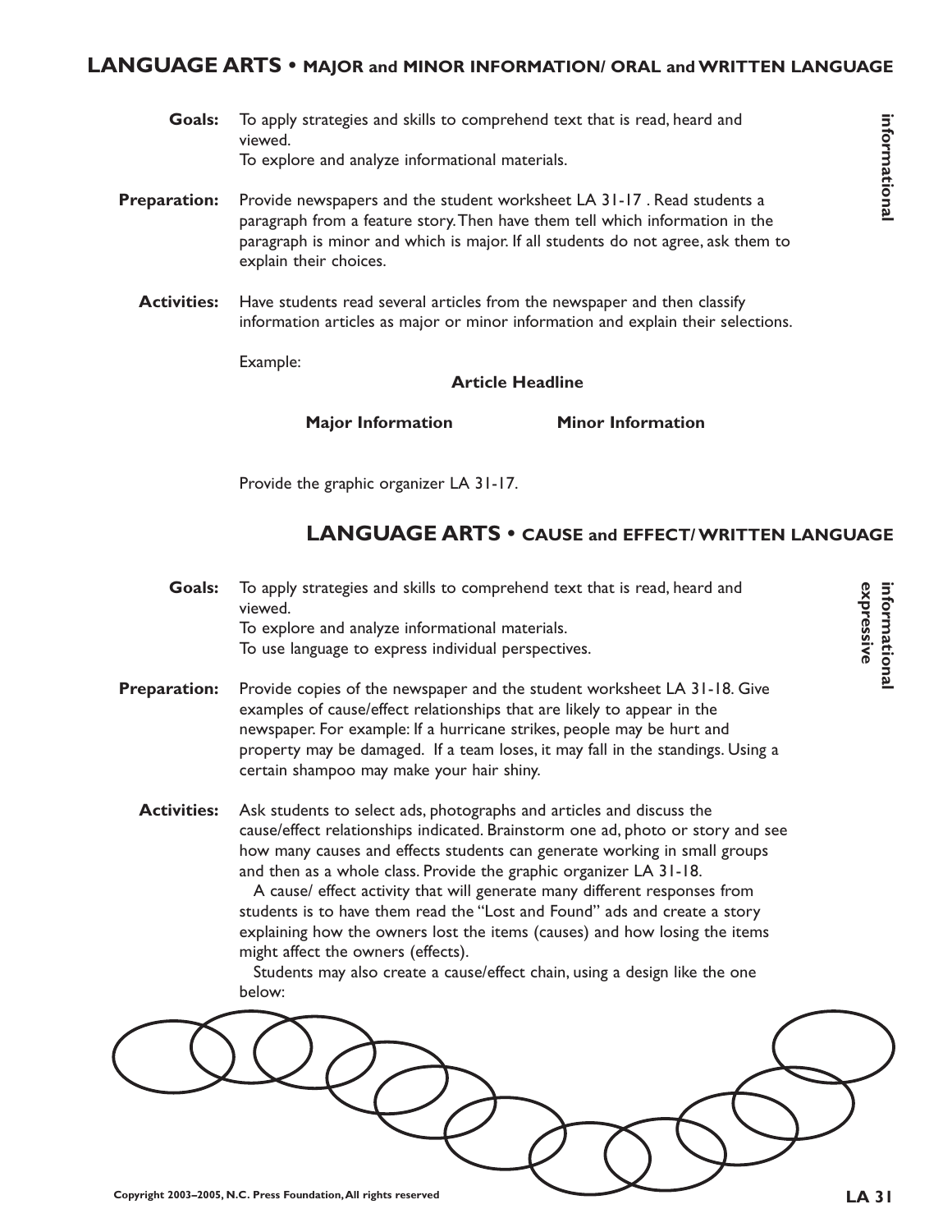## LANGUAGE ARTS • MAJOR and MINOR INFORMATION/ ORAL and WRITTEN LANGUAGE

*informational*

**Goals:** To apply strategies and skills to comprehend text that is read, heard and viewed.
To explore and analyze informational materials.

**Preparation:** Provide newspapers and the student worksheet LA 31-17 . Read students a paragraph from a feature story. Then have them tell which information in the paragraph is minor and which is major. If all students do not agree, ask them to explain their choices.

**Activities:** Have students read several articles from the newspaper and then classify information articles as major or minor information and explain their selections.

Example:

**Article Headline**

**Major Information** **Minor Information**

Provide the graphic organizer LA 31-17.

## LANGUAGE ARTS • CAUSE and EFFECT/ WRITTEN LANGUAGE

*informational expressive*

**Goals:** To apply strategies and skills to comprehend text that is read, heard and viewed.
To explore and analyze informational materials.
To use language to express individual perspectives.

**Preparation:** Provide copies of the newspaper and the student worksheet LA 31-18. Give examples of cause/effect relationships that are likely to appear in the newspaper. For example: If a hurricane strikes, people may be hurt and property may be damaged. If a team loses, it may fall in the standings. Using a certain shampoo may make your hair shiny.

**Activities:** Ask students to select ads, photographs and articles and discuss the cause/effect relationships indicated. Brainstorm one ad, photo or story and see how many causes and effects students can generate working in small groups and then as a whole class. Provide the graphic organizer LA 31-18.

A cause/ effect activity that will generate many different responses from students is to have them read the "Lost and Found" ads and create a story explaining how the owners lost the items (causes) and how losing the items might affect the owners (effects).

Students may also create a cause/effect chain, using a design like the one below:

Copyright 2003–2005, N.C. Press Foundation, All rights reserved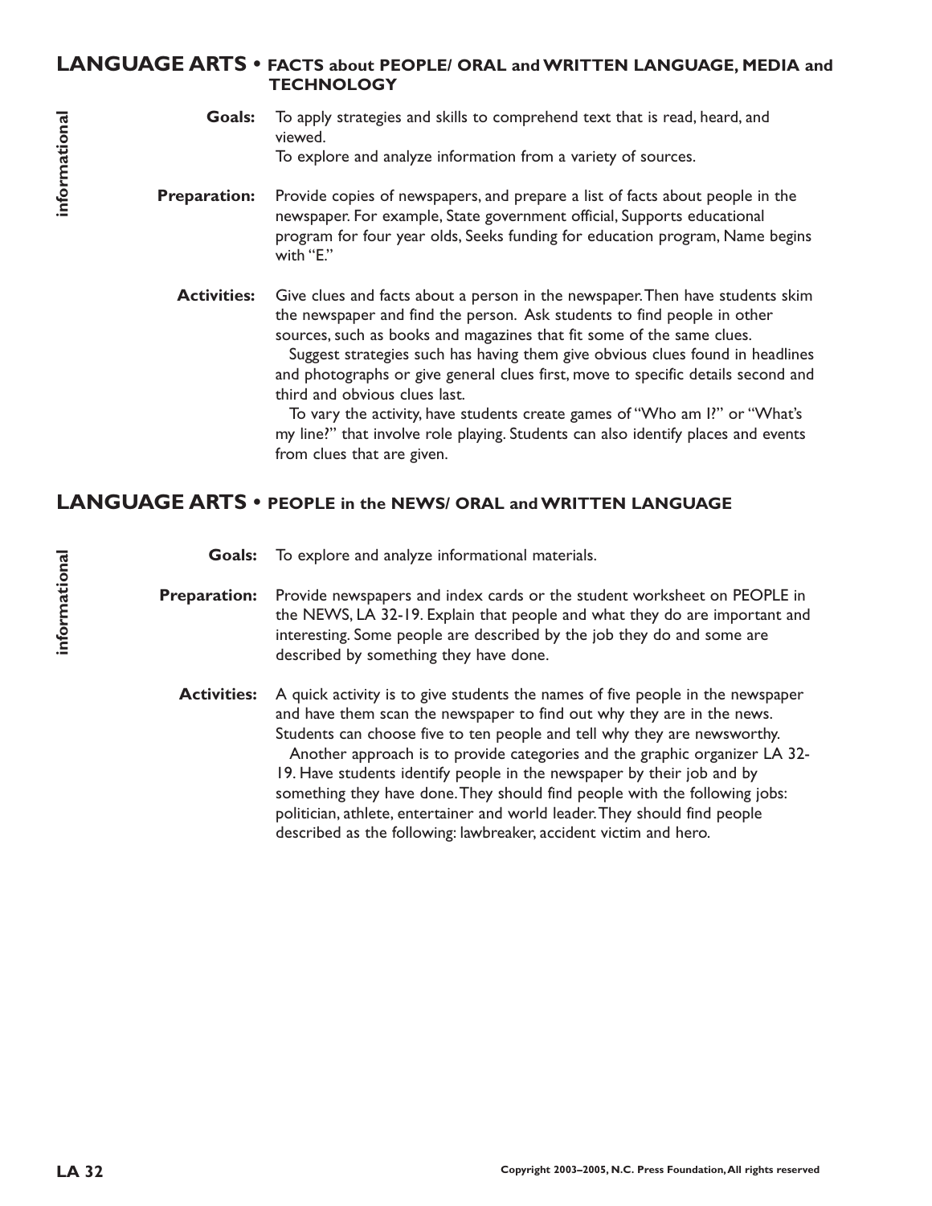## LANGUAGE ARTS • FACTS about PEOPLE/ ORAL and WRITTEN LANGUAGE, MEDIA and TECHNOLOGY

*informational*

**Goals:** To apply strategies and skills to comprehend text that is read, heard, and viewed.
To explore and analyze information from a variety of sources.

**Preparation:** Provide copies of newspapers, and prepare a list of facts about people in the newspaper. For example, State government official, Supports educational program for four year olds, Seeks funding for education program, Name begins with "E."

**Activities:** Give clues and facts about a person in the newspaper. Then have students skim the newspaper and find the person. Ask students to find people in other sources, such as books and magazines that fit some of the same clues.

Suggest strategies such has having them give obvious clues found in headlines and photographs or give general clues first, move to specific details second and third and obvious clues last.

To vary the activity, have students create games of "Who am I?" or "What's my line?" that involve role playing. Students can also identify places and events from clues that are given.

## LANGUAGE ARTS • PEOPLE in the NEWS/ ORAL and WRITTEN LANGUAGE

*informational*

**Goals:** To explore and analyze informational materials.

**Preparation:** Provide newspapers and index cards or the student worksheet on PEOPLE in the NEWS, LA 32-19. Explain that people and what they do are important and interesting. Some people are described by the job they do and some are described by something they have done.

**Activities:** A quick activity is to give students the names of five people in the newspaper and have them scan the newspaper to find out why they are in the news. Students can choose five to ten people and tell why they are newsworthy.

Another approach is to provide categories and the graphic organizer LA 32-19. Have students identify people in the newspaper by their job and by something they have done. They should find people with the following jobs: politician, athlete, entertainer and world leader. They should find people described as the following: lawbreaker, accident victim and hero.

Copyright 2003–2005, N.C. Press Foundation, All rights reserved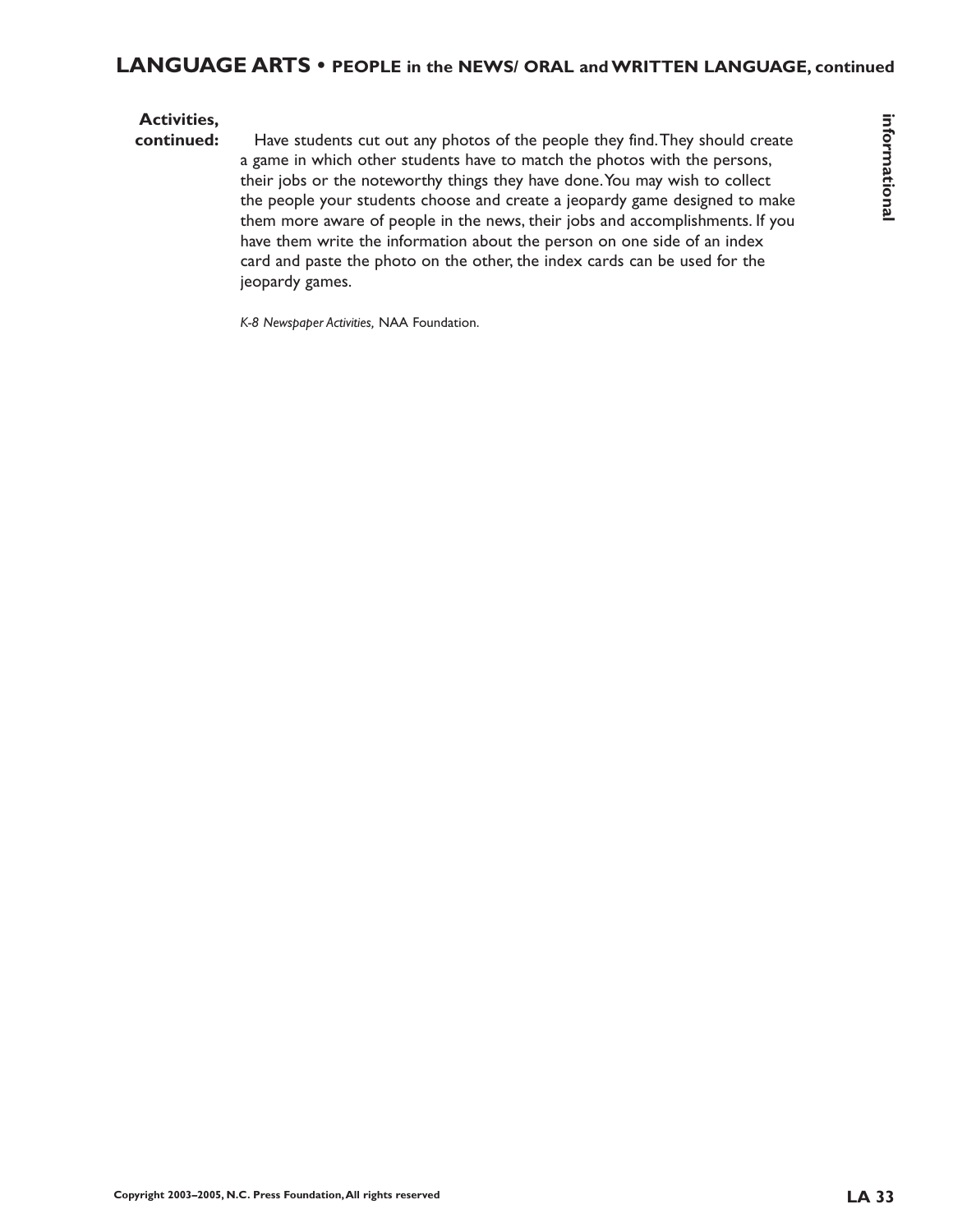**Activities, continued:**

Have students cut out any photos of the people they find. They should create a game in which other students have to match the photos with the persons, their jobs or the noteworthy things they have done. You may wish to collect the people your students choose and create a jeopardy game designed to make them more aware of people in the news, their jobs and accomplishments. If you have them write the information about the person on one side of an index card and paste the photo on the other, the index cards can be used for the jeopardy games.

*K-8 Newspaper Activities,* NAA Foundation.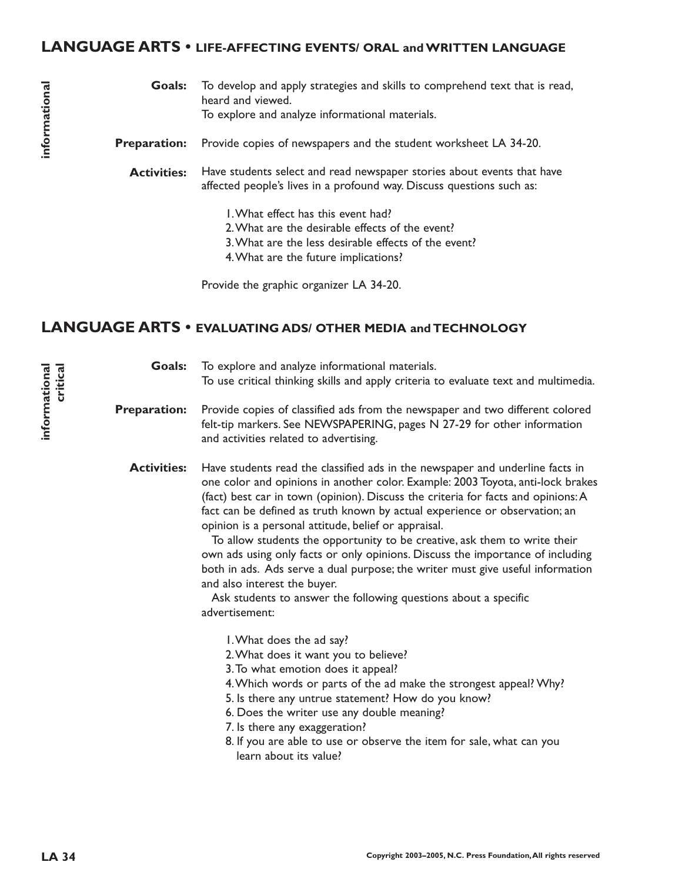## LANGUAGE ARTS • LIFE-AFFECTING EVENTS/ ORAL and WRITTEN LANGUAGE

*informational*

**Goals:** To develop and apply strategies and skills to comprehend text that is read, heard and viewed.
To explore and analyze informational materials.

**Preparation:** Provide copies of newspapers and the student worksheet LA 34-20.

**Activities:** Have students select and read newspaper stories about events that have affected people's lives in a profound way. Discuss questions such as:

1. What effect has this event had?
2. What are the desirable effects of the event?
3. What are the less desirable effects of the event?
4. What are the future implications?

Provide the graphic organizer LA 34-20.

## LANGUAGE ARTS • EVALUATING ADS/ OTHER MEDIA and TECHNOLOGY

*informational*
*critical*

**Goals:** To explore and analyze informational materials.
To use critical thinking skills and apply criteria to evaluate text and multimedia.

**Preparation:** Provide copies of classified ads from the newspaper and two different colored felt-tip markers. See NEWSPAPERING, pages N 27-29 for other information and activities related to advertising.

**Activities:** Have students read the classified ads in the newspaper and underline facts in one color and opinions in another color. Example: 2003 Toyota, anti-lock brakes (fact) best car in town (opinion). Discuss the criteria for facts and opinions: A fact can be defined as truth known by actual experience or observation; an opinion is a personal attitude, belief or appraisal.

To allow students the opportunity to be creative, ask them to write their own ads using only facts or only opinions. Discuss the importance of including both in ads. Ads serve a dual purpose; the writer must give useful information and also interest the buyer.

Ask students to answer the following questions about a specific advertisement:

1. What does the ad say?
2. What does it want you to believe?
3. To what emotion does it appeal?
4. Which words or parts of the ad make the strongest appeal? Why?
5. Is there any untrue statement? How do you know?
6. Does the writer use any double meaning?
7. Is there any exaggeration?
8. If you are able to use or observe the item for sale, what can you learn about its value?

Copyright 2003–2005, N.C. Press Foundation, All rights reserved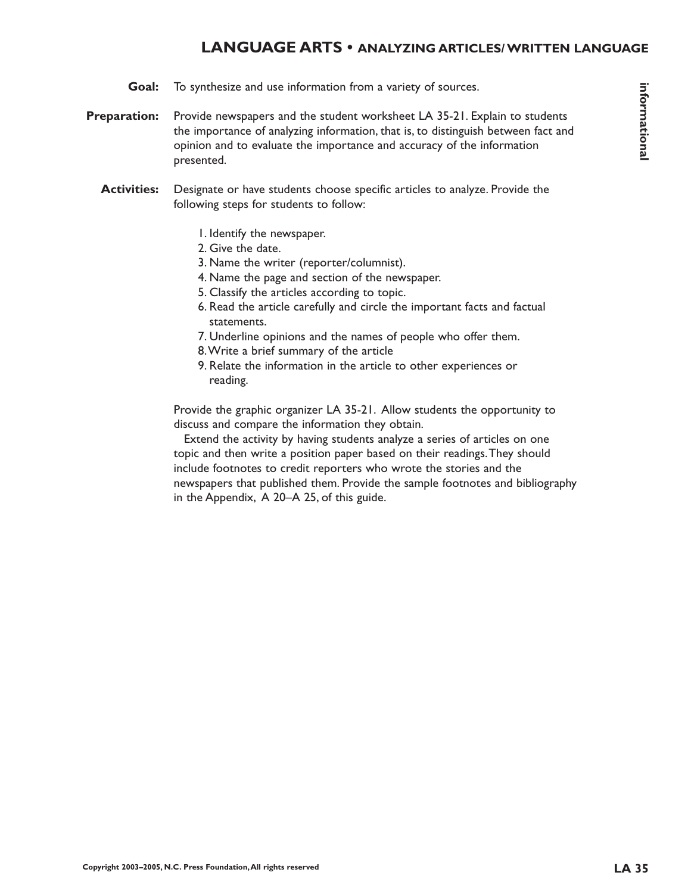## LANGUAGE ARTS • ANALYZING ARTICLES/ WRITTEN LANGUAGE

*informational*

**Goal:** To synthesize and use information from a variety of sources.

**Preparation:** Provide newspapers and the student worksheet LA 35-21. Explain to students the importance of analyzing information, that is, to distinguish between fact and opinion and to evaluate the importance and accuracy of the information presented.

**Activities:** Designate or have students choose specific articles to analyze. Provide the following steps for students to follow:

1. Identify the newspaper.
2. Give the date.
3. Name the writer (reporter/columnist).
4. Name the page and section of the newspaper.
5. Classify the articles according to topic.
6. Read the article carefully and circle the important facts and factual statements.
7. Underline opinions and the names of people who offer them.
8. Write a brief summary of the article
9. Relate the information in the article to other experiences or reading.

Provide the graphic organizer LA 35-21. Allow students the opportunity to discuss and compare the information they obtain.

Extend the activity by having students analyze a series of articles on one topic and then write a position paper based on their readings. They should include footnotes to credit reporters who wrote the stories and the newspapers that published them. Provide the sample footnotes and bibliography in the Appendix, A 20–A 25, of this guide.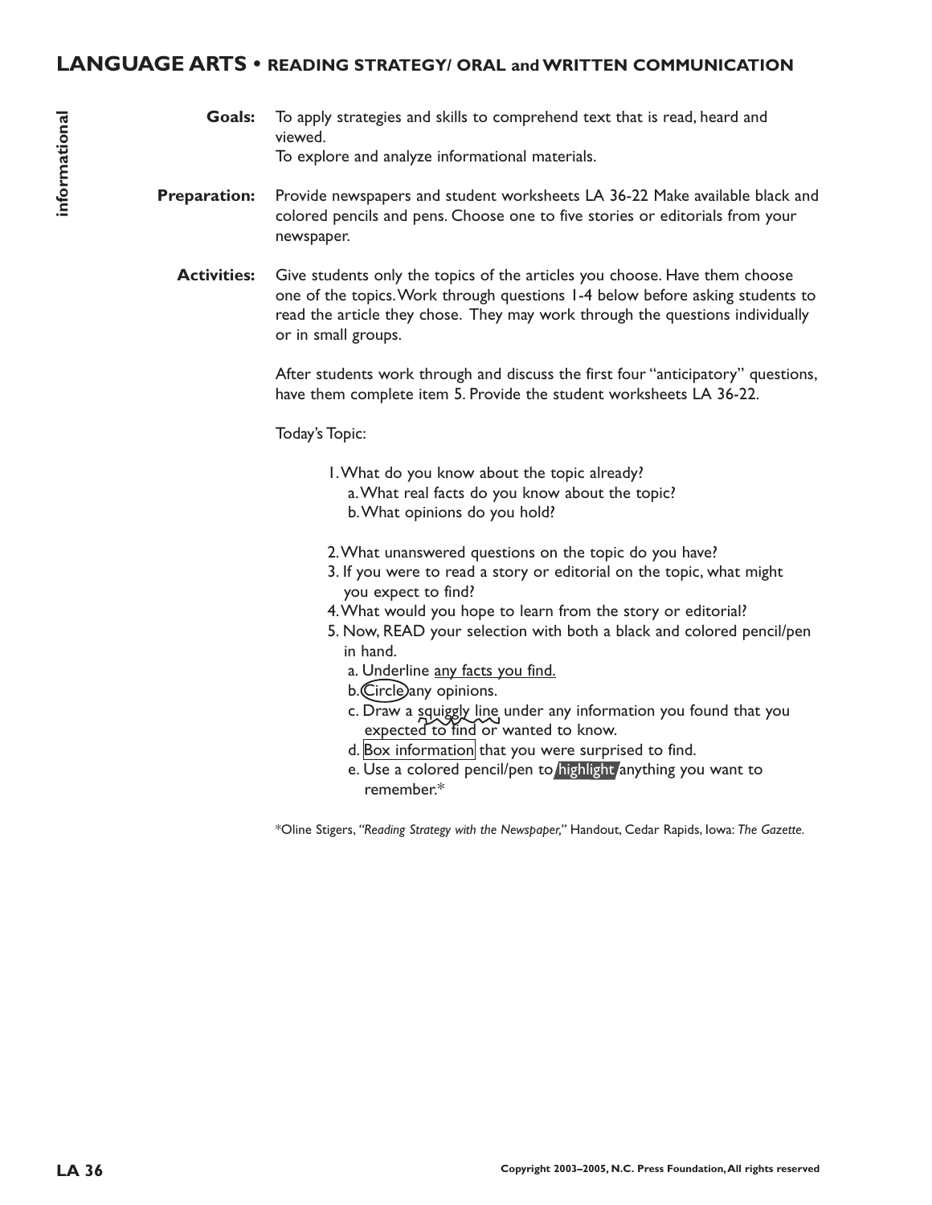## LANGUAGE ARTS • READING STRATEGY/ ORAL and WRITTEN COMMUNICATION

informational

**Goals:** To apply strategies and skills to comprehend text that is read, heard and viewed.
To explore and analyze informational materials.

**Preparation:** Provide newspapers and student worksheets LA 36-22 Make available black and colored pencils and pens. Choose one to five stories or editorials from your newspaper.

**Activities:** Give students only the topics of the articles you choose. Have them choose one of the topics. Work through questions 1-4 below before asking students to read the article they chose. They may work through the questions individually or in small groups.

After students work through and discuss the first four "anticipatory" questions, have them complete item 5. Provide the student worksheets LA 36-22.

Today's Topic:

1. What do you know about the topic already?
   a. What real facts do you know about the topic?
   b. What opinions do you hold?
2. What unanswered questions on the topic do you have?
3. If you were to read a story or editorial on the topic, what might you expect to find?
4. What would you hope to learn from the story or editorial?
5. Now, READ your selection with both a black and colored pencil/pen in hand.
   a. Underline <u>any facts you find.</u>
   b. Circle any opinions.
   c. Draw a squiggly line under any information you found that you expected to find or wanted to know.
   d. Box information that you were surprised to find.
   e. Use a colored pencil/pen to highlight anything you want to remember.*

*Oline Stigers, *"Reading Strategy with the Newspaper,"* Handout, Cedar Rapids, Iowa: *The Gazette.*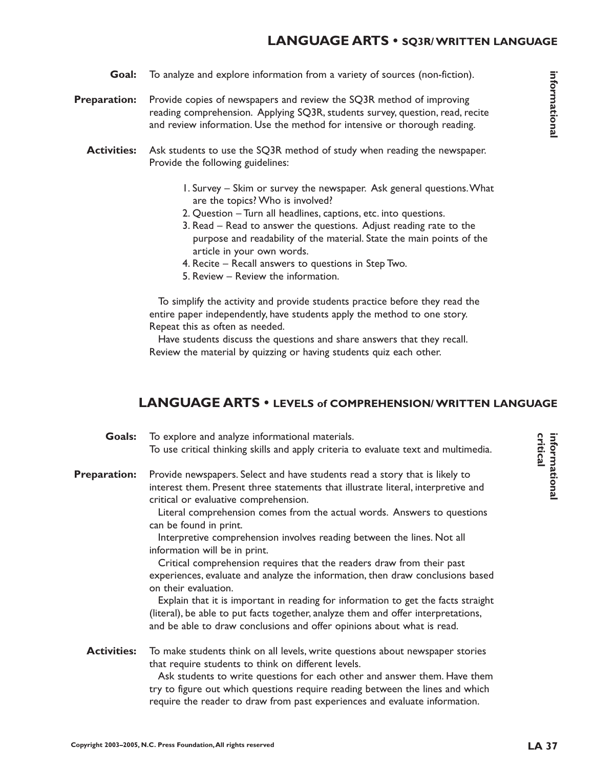## LANGUAGE ARTS • SQ3R/ WRITTEN LANGUAGE

*informational*

**Goal:** To analyze and explore information from a variety of sources (non-fiction).

**Preparation:** Provide copies of newspapers and review the SQ3R method of improving reading comprehension. Applying SQ3R, students survey, question, read, recite and review information. Use the method for intensive or thorough reading.

**Activities:** Ask students to use the SQ3R method of study when reading the newspaper. Provide the following guidelines:

1. Survey – Skim or survey the newspaper. Ask general questions. What are the topics? Who is involved?
2. Question – Turn all headlines, captions, etc. into questions.
3. Read – Read to answer the questions. Adjust reading rate to the purpose and readability of the material. State the main points of the article in your own words.
4. Recite – Recall answers to questions in Step Two.
5. Review – Review the information.

To simplify the activity and provide students practice before they read the entire paper independently, have students apply the method to one story. Repeat this as often as needed.

Have students discuss the questions and share answers that they recall. Review the material by quizzing or having students quiz each other.

## LANGUAGE ARTS • LEVELS of COMPREHENSION/ WRITTEN LANGUAGE

*informational*
*critical*

**Goals:** To explore and analyze informational materials.
To use critical thinking skills and apply criteria to evaluate text and multimedia.

**Preparation:** Provide newspapers. Select and have students read a story that is likely to interest them. Present three statements that illustrate literal, interpretive and critical or evaluative comprehension.

Literal comprehension comes from the actual words. Answers to questions can be found in print.

Interpretive comprehension involves reading between the lines. Not all information will be in print.

Critical comprehension requires that the readers draw from their past experiences, evaluate and analyze the information, then draw conclusions based on their evaluation.

Explain that it is important in reading for information to get the facts straight (literal), be able to put facts together, analyze them and offer interpretations, and be able to draw conclusions and offer opinions about what is read.

**Activities:** To make students think on all levels, write questions about newspaper stories that require students to think on different levels.

Ask students to write questions for each other and answer them. Have them try to figure out which questions require reading between the lines and which require the reader to draw from past experiences and evaluate information.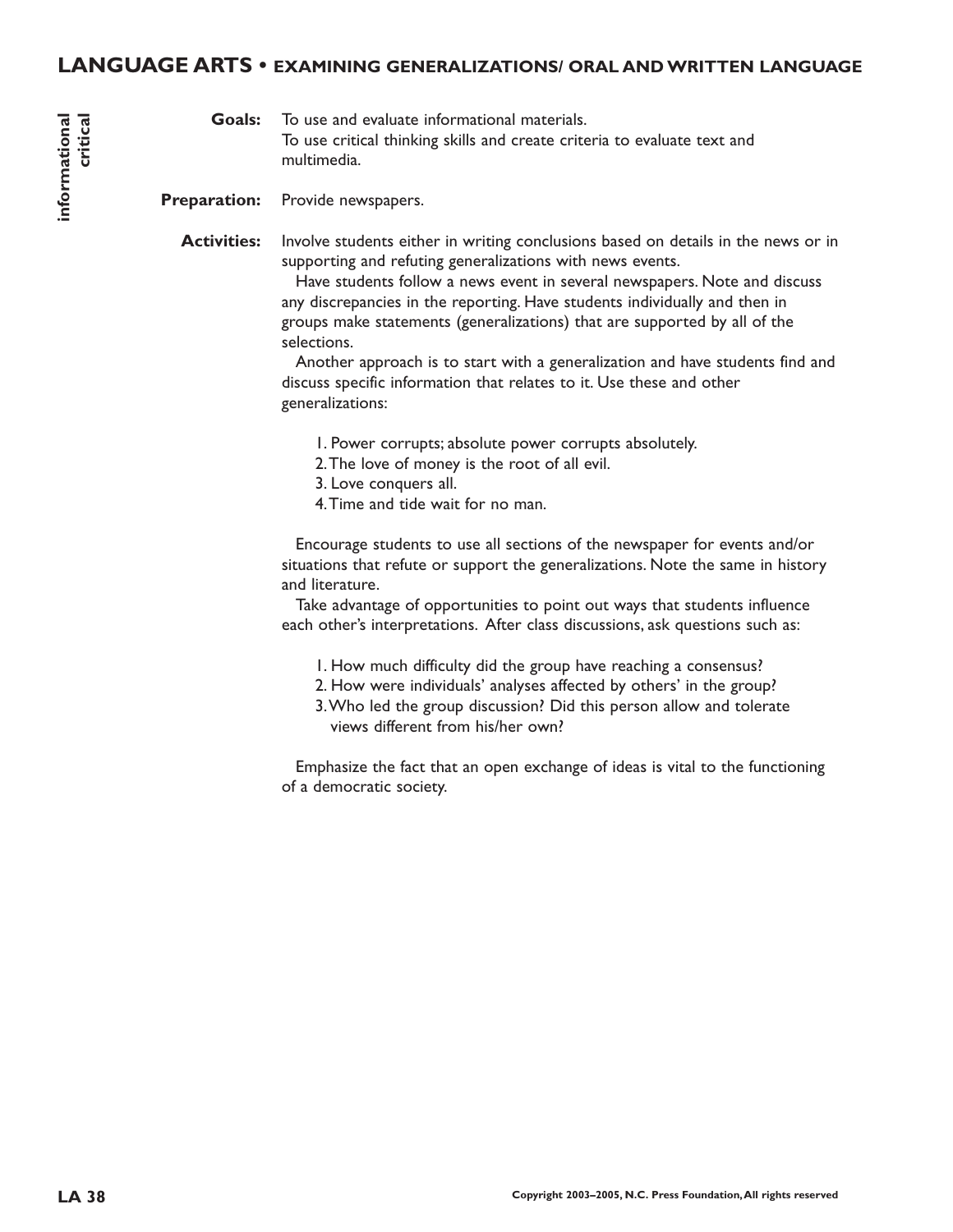# LANGUAGE ARTS • EXAMINING GENERALIZATIONS/ ORAL AND WRITTEN LANGUAGE

informational
critical

**Goals:** To use and evaluate informational materials.
To use critical thinking skills and create criteria to evaluate text and multimedia.

**Preparation:** Provide newspapers.

**Activities:** Involve students either in writing conclusions based on details in the news or in supporting and refuting generalizations with news events.

Have students follow a news event in several newspapers. Note and discuss any discrepancies in the reporting. Have students individually and then in groups make statements (generalizations) that are supported by all of the selections.

Another approach is to start with a generalization and have students find and discuss specific information that relates to it. Use these and other generalizations:

1. Power corrupts; absolute power corrupts absolutely.
2. The love of money is the root of all evil.
3. Love conquers all.
4. Time and tide wait for no man.

Encourage students to use all sections of the newspaper for events and/or situations that refute or support the generalizations. Note the same in history and literature.

Take advantage of opportunities to point out ways that students influence each other's interpretations. After class discussions, ask questions such as:

1. How much difficulty did the group have reaching a consensus?
2. How were individuals' analyses affected by others' in the group?
3. Who led the group discussion? Did this person allow and tolerate views different from his/her own?

Emphasize the fact that an open exchange of ideas is vital to the functioning of a democratic society.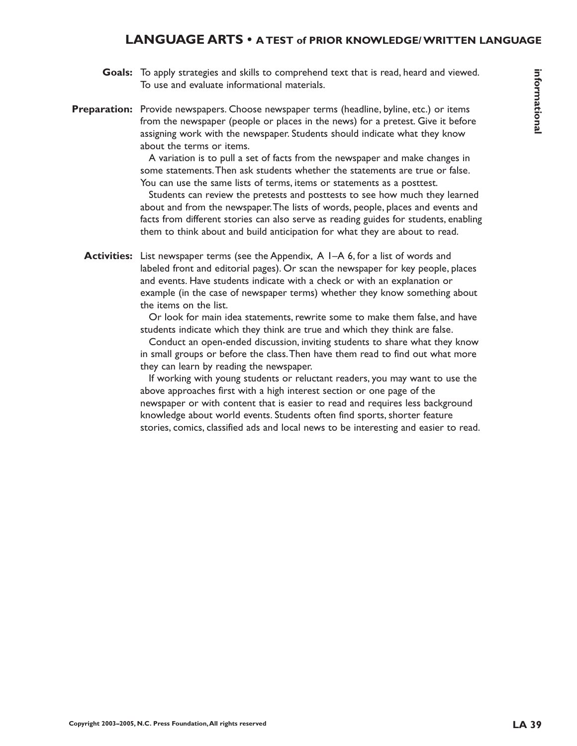# LANGUAGE ARTS • A TEST of PRIOR KNOWLEDGE/ WRITTEN LANGUAGE

**Goals:** To apply strategies and skills to comprehend text that is read, heard and viewed. To use and evaluate informational materials.

**Preparation:** Provide newspapers. Choose newspaper terms (headline, byline, etc.) or items from the newspaper (people or places in the news) for a pretest. Give it before assigning work with the newspaper. Students should indicate what they know about the terms or items.

A variation is to pull a set of facts from the newspaper and make changes in some statements. Then ask students whether the statements are true or false. You can use the same lists of terms, items or statements as a posttest.

Students can review the pretests and posttests to see how much they learned about and from the newspaper. The lists of words, people, places and events and facts from different stories can also serve as reading guides for students, enabling them to think about and build anticipation for what they are about to read.

**Activities:** List newspaper terms (see the Appendix, A 1–A 6, for a list of words and labeled front and editorial pages). Or scan the newspaper for key people, places and events. Have students indicate with a check or with an explanation or example (in the case of newspaper terms) whether they know something about the items on the list.

Or look for main idea statements, rewrite some to make them false, and have students indicate which they think are true and which they think are false.

Conduct an open-ended discussion, inviting students to share what they know in small groups or before the class. Then have them read to find out what more they can learn by reading the newspaper.

If working with young students or reluctant readers, you may want to use the above approaches first with a high interest section or one page of the newspaper or with content that is easier to read and requires less background knowledge about world events. Students often find sports, shorter feature stories, comics, classified ads and local news to be interesting and easier to read.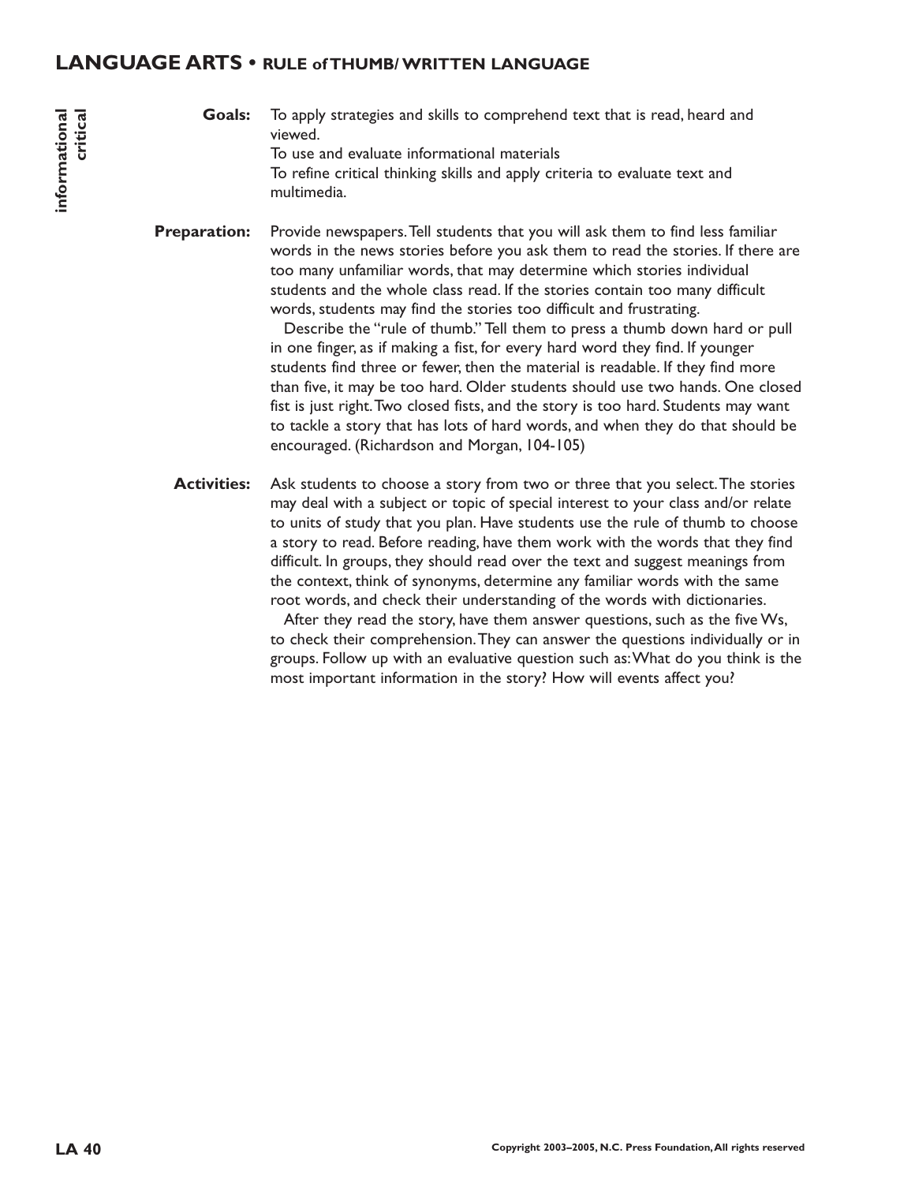## LANGUAGE ARTS • RULE of THUMB/ WRITTEN LANGUAGE

informational
critical

**Goals:** To apply strategies and skills to comprehend text that is read, heard and viewed.
To use and evaluate informational materials
To refine critical thinking skills and apply criteria to evaluate text and multimedia.

**Preparation:** Provide newspapers. Tell students that you will ask them to find less familiar words in the news stories before you ask them to read the stories. If there are too many unfamiliar words, that may determine which stories individual students and the whole class read. If the stories contain too many difficult words, students may find the stories too difficult and frustrating.

Describe the "rule of thumb." Tell them to press a thumb down hard or pull in one finger, as if making a fist, for every hard word they find. If younger students find three or fewer, then the material is readable. If they find more than five, it may be too hard. Older students should use two hands. One closed fist is just right. Two closed fists, and the story is too hard. Students may want to tackle a story that has lots of hard words, and when they do that should be encouraged. (Richardson and Morgan, 104-105)

**Activities:** Ask students to choose a story from two or three that you select. The stories may deal with a subject or topic of special interest to your class and/or relate to units of study that you plan. Have students use the rule of thumb to choose a story to read. Before reading, have them work with the words that they find difficult. In groups, they should read over the text and suggest meanings from the context, think of synonyms, determine any familiar words with the same root words, and check their understanding of the words with dictionaries.

After they read the story, have them answer questions, such as the five Ws, to check their comprehension. They can answer the questions individually or in groups. Follow up with an evaluative question such as: What do you think is the most important information in the story? How will events affect you?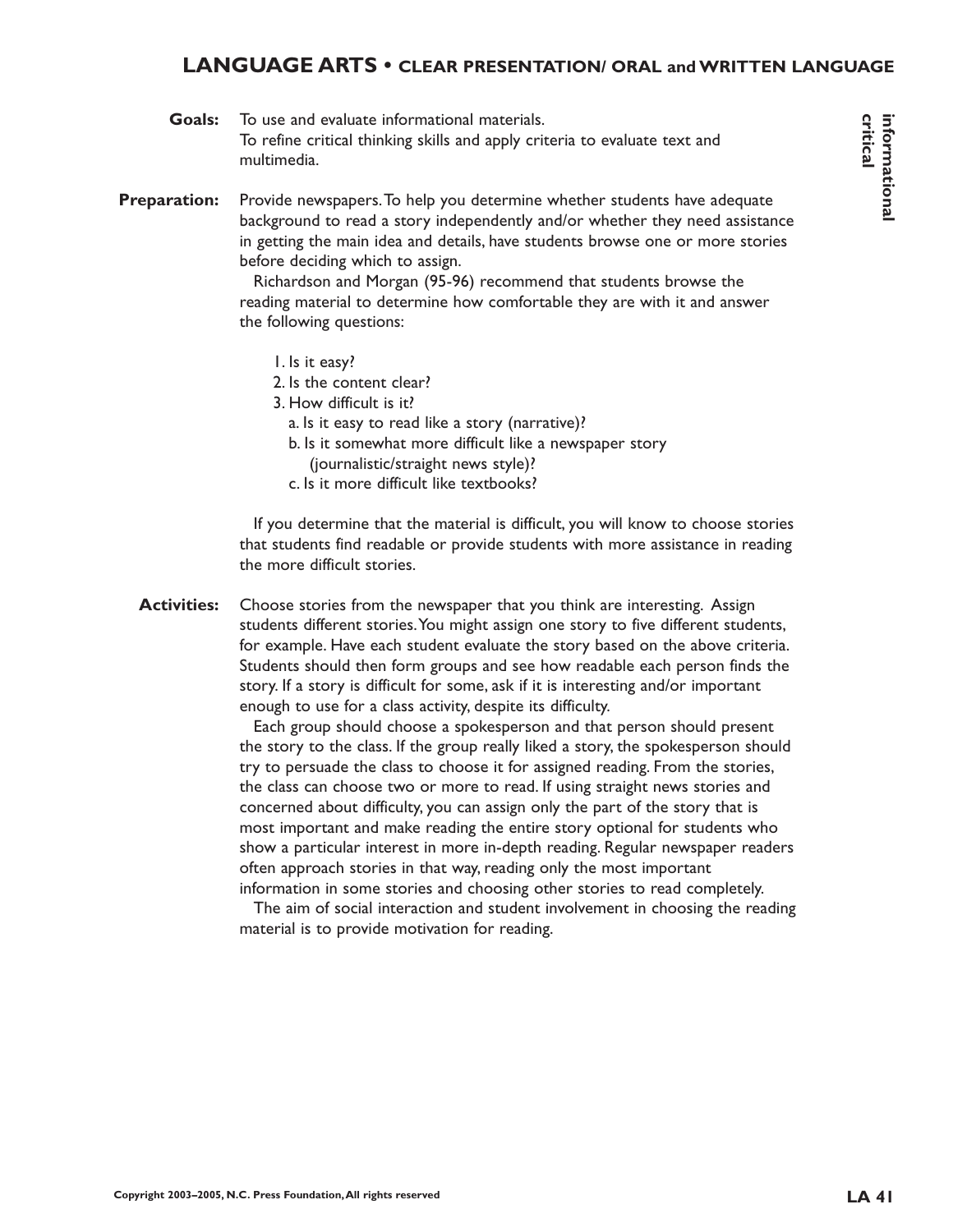## LANGUAGE ARTS • CLEAR PRESENTATION/ ORAL and WRITTEN LANGUAGE

**informational critical**

**Goals:** To use and evaluate informational materials.
To refine critical thinking skills and apply criteria to evaluate text and multimedia.

**Preparation:** Provide newspapers. To help you determine whether students have adequate background to read a story independently and/or whether they need assistance in getting the main idea and details, have students browse one or more stories before deciding which to assign.

Richardson and Morgan (95-96) recommend that students browse the reading material to determine how comfortable they are with it and answer the following questions:

1. Is it easy?
2. Is the content clear?
3. How difficult is it?
   a. Is it easy to read like a story (narrative)?
   b. Is it somewhat more difficult like a newspaper story (journalistic/straight news style)?
   c. Is it more difficult like textbooks?

If you determine that the material is difficult, you will know to choose stories that students find readable or provide students with more assistance in reading the more difficult stories.

**Activities:** Choose stories from the newspaper that you think are interesting. Assign students different stories. You might assign one story to five different students, for example. Have each student evaluate the story based on the above criteria. Students should then form groups and see how readable each person finds the story. If a story is difficult for some, ask if it is interesting and/or important enough to use for a class activity, despite its difficulty.

Each group should choose a spokesperson and that person should present the story to the class. If the group really liked a story, the spokesperson should try to persuade the class to choose it for assigned reading. From the stories, the class can choose two or more to read. If using straight news stories and concerned about difficulty, you can assign only the part of the story that is most important and make reading the entire story optional for students who show a particular interest in more in-depth reading. Regular newspaper readers often approach stories in that way, reading only the most important information in some stories and choosing other stories to read completely.

The aim of social interaction and student involvement in choosing the reading material is to provide motivation for reading.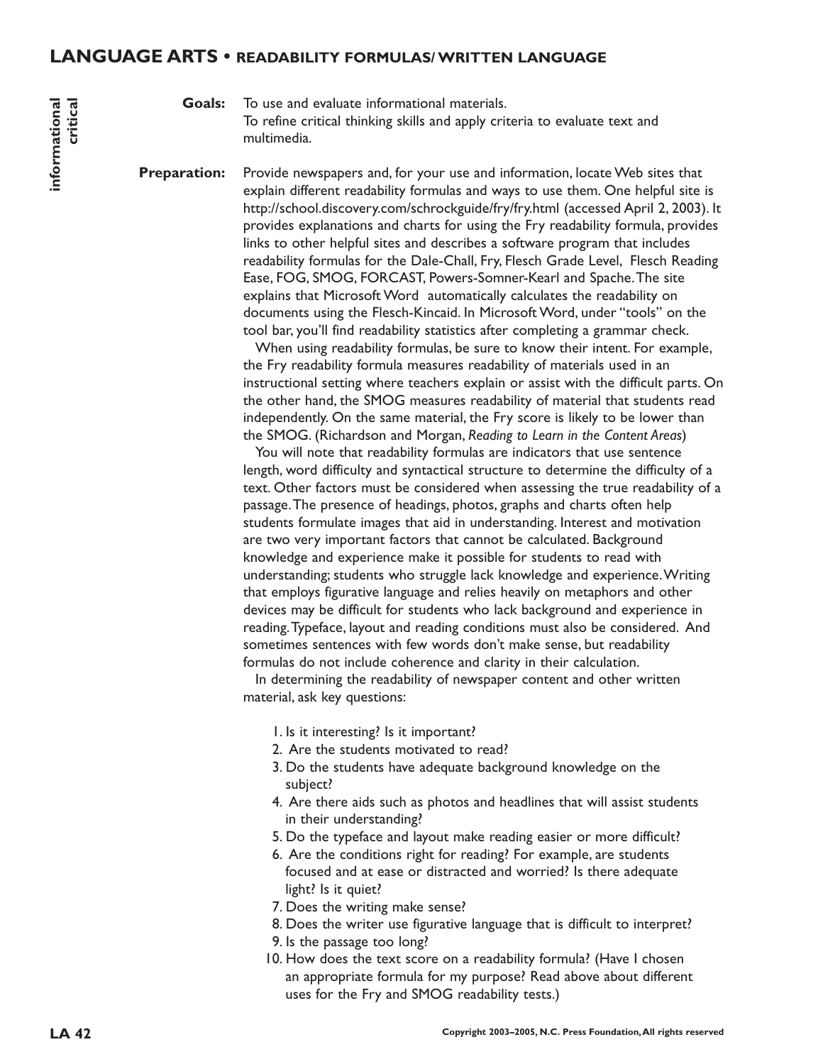## LANGUAGE ARTS • READABILITY FORMULAS/ WRITTEN LANGUAGE

informational
critical

**Goals:** To use and evaluate informational materials.
To refine critical thinking skills and apply criteria to evaluate text and multimedia.

**Preparation:** Provide newspapers and, for your use and information, locate Web sites that explain different readability formulas and ways to use them. One helpful site is http://school.discovery.com/schrockguide/fry/fry.html (accessed April 2, 2003). It provides explanations and charts for using the Fry readability formula, provides links to other helpful sites and describes a software program that includes readability formulas for the Dale-Chall, Fry, Flesch Grade Level, Flesch Reading Ease, FOG, SMOG, FORCAST, Powers-Somner-Kearl and Spache. The site explains that Microsoft Word automatically calculates the readability on documents using the Flesch-Kincaid. In Microsoft Word, under "tools" on the tool bar, you'll find readability statistics after completing a grammar check.

When using readability formulas, be sure to know their intent. For example, the Fry readability formula measures readability of materials used in an instructional setting where teachers explain or assist with the difficult parts. On the other hand, the SMOG measures readability of material that students read independently. On the same material, the Fry score is likely to be lower than the SMOG. (Richardson and Morgan, *Reading to Learn in the Content Areas*)

You will note that readability formulas are indicators that use sentence length, word difficulty and syntactical structure to determine the difficulty of a text. Other factors must be considered when assessing the true readability of a passage. The presence of headings, photos, graphs and charts often help students formulate images that aid in understanding. Interest and motivation are two very important factors that cannot be calculated. Background knowledge and experience make it possible for students to read with understanding; students who struggle lack knowledge and experience. Writing that employs figurative language and relies heavily on metaphors and other devices may be difficult for students who lack background and experience in reading. Typeface, layout and reading conditions must also be considered. And sometimes sentences with few words don't make sense, but readability formulas do not include coherence and clarity in their calculation.

In determining the readability of newspaper content and other written material, ask key questions:

1. Is it interesting? Is it important?
2. Are the students motivated to read?
3. Do the students have adequate background knowledge on the subject?
4. Are there aids such as photos and headlines that will assist students in their understanding?
5. Do the typeface and layout make reading easier or more difficult?
6. Are the conditions right for reading? For example, are students focused and at ease or distracted and worried? Is there adequate light? Is it quiet?
7. Does the writing make sense?
8. Does the writer use figurative language that is difficult to interpret?
9. Is the passage too long?
10. How does the text score on a readability formula? (Have I chosen an appropriate formula for my purpose? Read above about different uses for the Fry and SMOG readability tests.)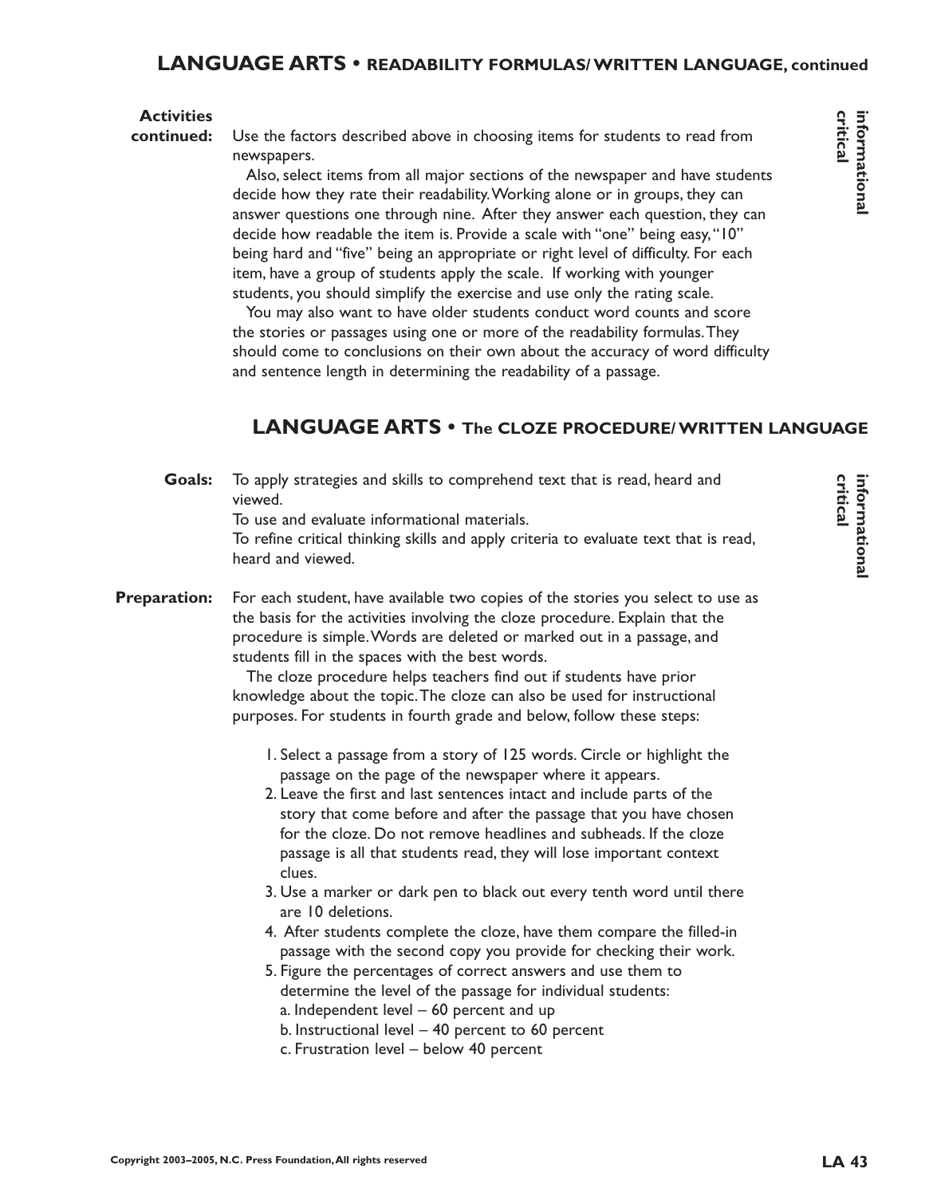## LANGUAGE ARTS • READABILITY FORMULAS/ WRITTEN LANGUAGE, continued

*informational*
*critical*

**Activities continued:** Use the factors described above in choosing items for students to read from newspapers.

Also, select items from all major sections of the newspaper and have students decide how they rate their readability. Working alone or in groups, they can answer questions one through nine. After they answer each question, they can decide how readable the item is. Provide a scale with "one" being easy, "10" being hard and "five" being an appropriate or right level of difficulty. For each item, have a group of students apply the scale. If working with younger students, you should simplify the exercise and use only the rating scale.

You may also want to have older students conduct word counts and score the stories or passages using one or more of the readability formulas. They should come to conclusions on their own about the accuracy of word difficulty and sentence length in determining the readability of a passage.

## LANGUAGE ARTS • The CLOZE PROCEDURE/ WRITTEN LANGUAGE

*informational*
*critical*

**Goals:** To apply strategies and skills to comprehend text that is read, heard and viewed.
To use and evaluate informational materials.
To refine critical thinking skills and apply criteria to evaluate text that is read, heard and viewed.

**Preparation:** For each student, have available two copies of the stories you select to use as the basis for the activities involving the cloze procedure. Explain that the procedure is simple. Words are deleted or marked out in a passage, and students fill in the spaces with the best words.

The cloze procedure helps teachers find out if students have prior knowledge about the topic. The cloze can also be used for instructional purposes. For students in fourth grade and below, follow these steps:

1. Select a passage from a story of 125 words. Circle or highlight the passage on the page of the newspaper where it appears.
2. Leave the first and last sentences intact and include parts of the story that come before and after the passage that you have chosen for the cloze. Do not remove headlines and subheads. If the cloze passage is all that students read, they will lose important context clues.
3. Use a marker or dark pen to black out every tenth word until there are 10 deletions.
4. After students complete the cloze, have them compare the filled-in passage with the second copy you provide for checking their work.
5. Figure the percentages of correct answers and use them to determine the level of the passage for individual students:
   a. Independent level – 60 percent and up
   b. Instructional level – 40 percent to 60 percent
   c. Frustration level – below 40 percent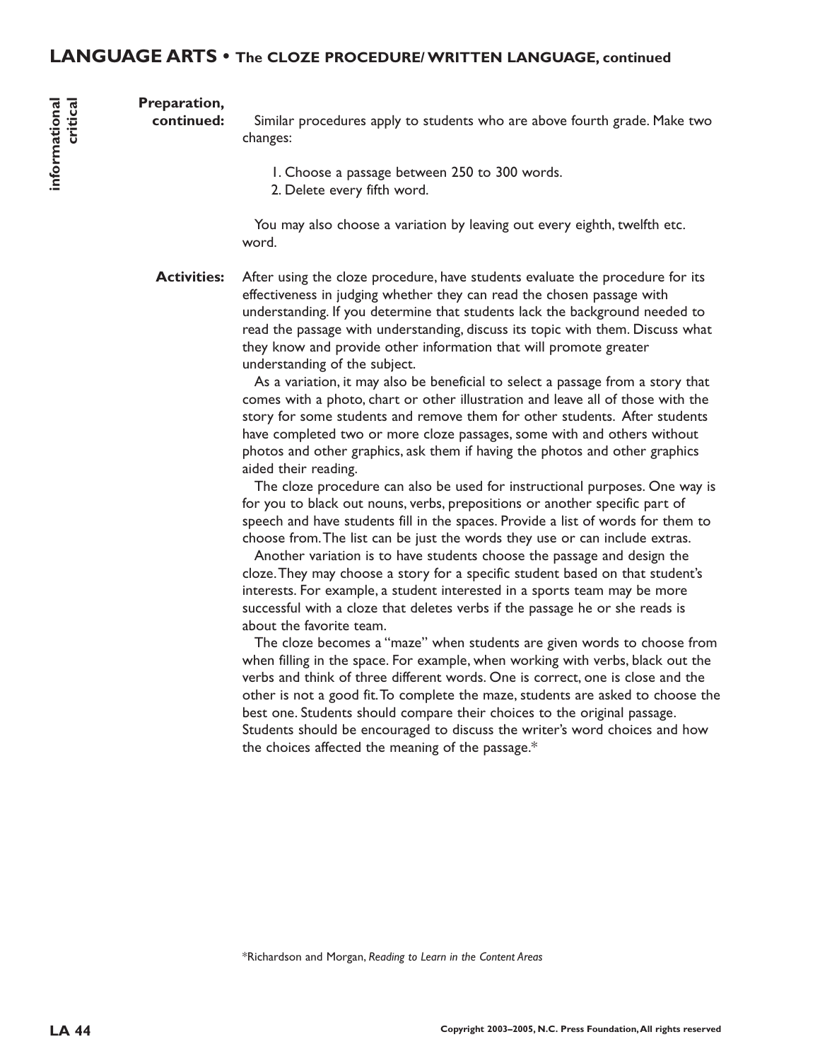## LANGUAGE ARTS • The CLOZE PROCEDURE/ WRITTEN LANGUAGE, continued

informational
critical

**Preparation, continued:** Similar procedures apply to students who are above fourth grade. Make two changes:

1. Choose a passage between 250 to 300 words.
2. Delete every fifth word.

You may also choose a variation by leaving out every eighth, twelfth etc. word.

**Activities:** After using the cloze procedure, have students evaluate the procedure for its effectiveness in judging whether they can read the chosen passage with understanding. If you determine that students lack the background needed to read the passage with understanding, discuss its topic with them. Discuss what they know and provide other information that will promote greater understanding of the subject.

As a variation, it may also be beneficial to select a passage from a story that comes with a photo, chart or other illustration and leave all of those with the story for some students and remove them for other students. After students have completed two or more cloze passages, some with and others without photos and other graphics, ask them if having the photos and other graphics aided their reading.

The cloze procedure can also be used for instructional purposes. One way is for you to black out nouns, verbs, prepositions or another specific part of speech and have students fill in the spaces. Provide a list of words for them to choose from. The list can be just the words they use or can include extras.

Another variation is to have students choose the passage and design the cloze. They may choose a story for a specific student based on that student's interests. For example, a student interested in a sports team may be more successful with a cloze that deletes verbs if the passage he or she reads is about the favorite team.

The cloze becomes a "maze" when students are given words to choose from when filling in the space. For example, when working with verbs, black out the verbs and think of three different words. One is correct, one is close and the other is not a good fit. To complete the maze, students are asked to choose the best one. Students should compare their choices to the original passage. Students should be encouraged to discuss the writer's word choices and how the choices affected the meaning of the passage.*

*Richardson and Morgan, *Reading to Learn in the Content Areas*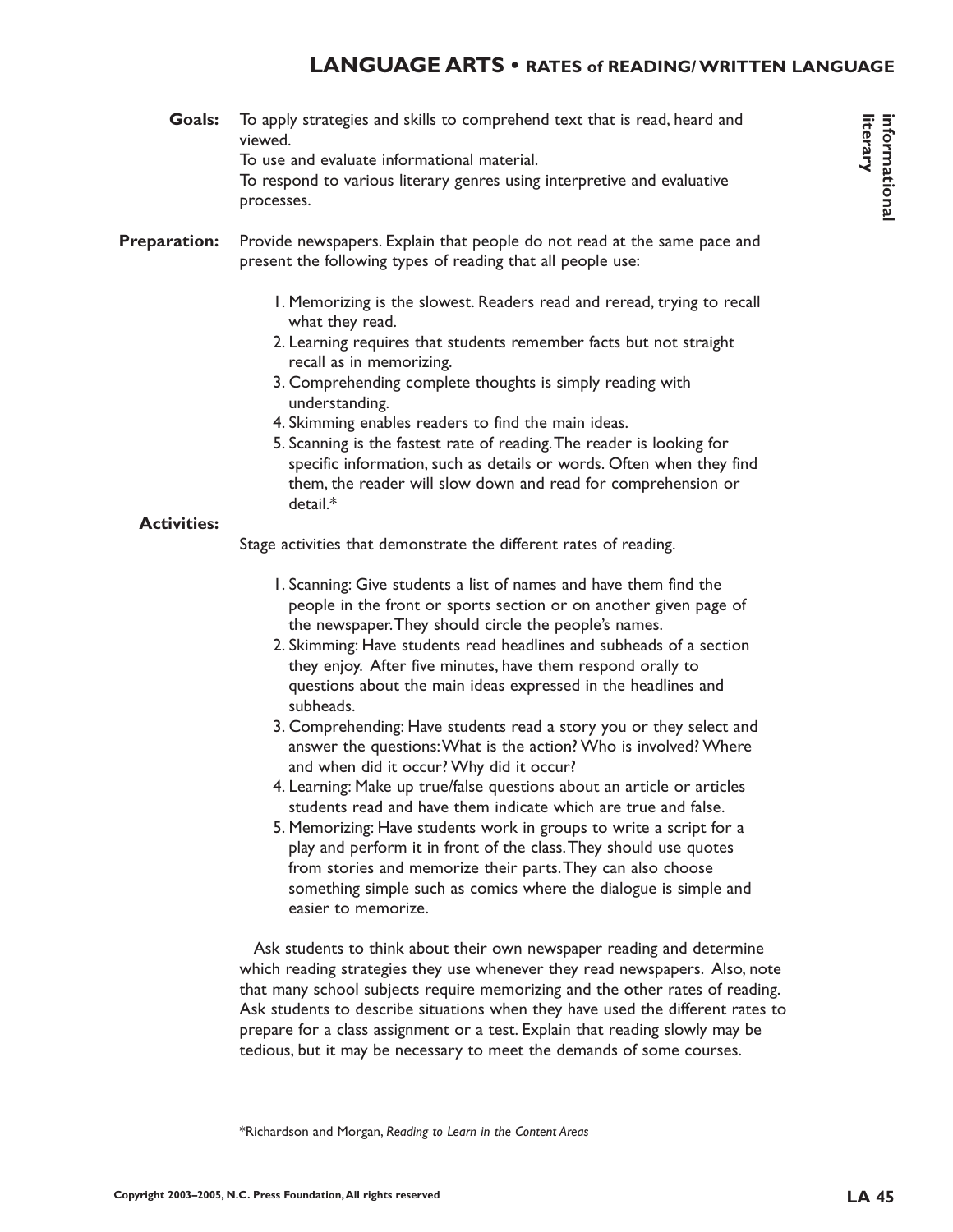# LANGUAGE ARTS • RATES of READING/ WRITTEN LANGUAGE

**informational literary**

**Goals:** To apply strategies and skills to comprehend text that is read, heard and viewed.
To use and evaluate informational material.
To respond to various literary genres using interpretive and evaluative processes.

**Preparation:** Provide newspapers. Explain that people do not read at the same pace and present the following types of reading that all people use:

1. Memorizing is the slowest. Readers read and reread, trying to recall what they read.
2. Learning requires that students remember facts but not straight recall as in memorizing.
3. Comprehending complete thoughts is simply reading with understanding.
4. Skimming enables readers to find the main ideas.
5. Scanning is the fastest rate of reading. The reader is looking for specific information, such as details or words. Often when they find them, the reader will slow down and read for comprehension or detail.*

**Activities:**

Stage activities that demonstrate the different rates of reading.

1. Scanning: Give students a list of names and have them find the people in the front or sports section or on another given page of the newspaper. They should circle the people's names.
2. Skimming: Have students read headlines and subheads of a section they enjoy. After five minutes, have them respond orally to questions about the main ideas expressed in the headlines and subheads.
3. Comprehending: Have students read a story you or they select and answer the questions: What is the action? Who is involved? Where and when did it occur? Why did it occur?
4. Learning: Make up true/false questions about an article or articles students read and have them indicate which are true and false.
5. Memorizing: Have students work in groups to write a script for a play and perform it in front of the class. They should use quotes from stories and memorize their parts. They can also choose something simple such as comics where the dialogue is simple and easier to memorize.

Ask students to think about their own newspaper reading and determine which reading strategies they use whenever they read newspapers. Also, note that many school subjects require memorizing and the other rates of reading. Ask students to describe situations when they have used the different rates to prepare for a class assignment or a test. Explain that reading slowly may be tedious, but it may be necessary to meet the demands of some courses.

*Richardson and Morgan, *Reading to Learn in the Content Areas*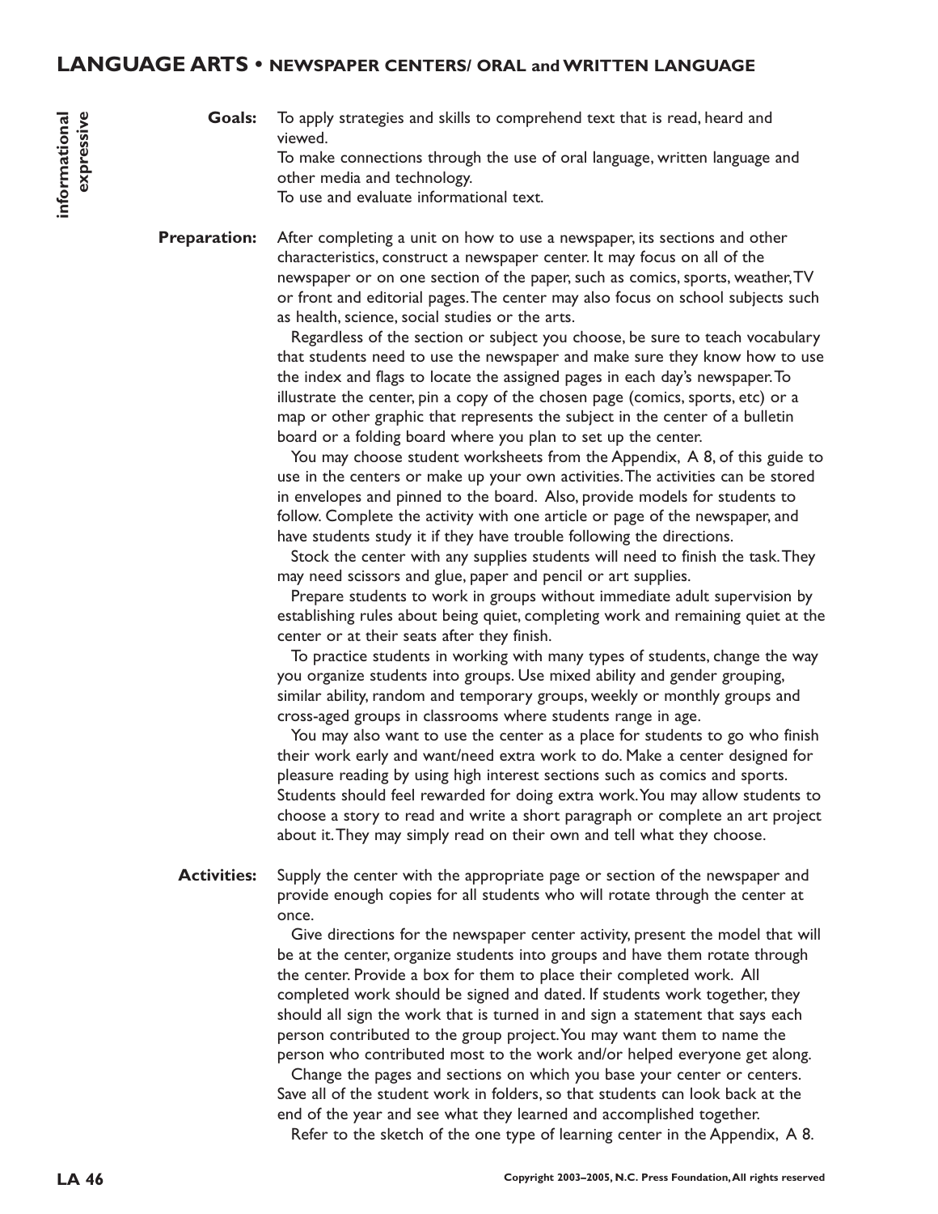## LANGUAGE ARTS • NEWSPAPER CENTERS/ ORAL and WRITTEN LANGUAGE

**informational**
**expressive**

**Goals:** To apply strategies and skills to comprehend text that is read, heard and viewed.
To make connections through the use of oral language, written language and other media and technology.
To use and evaluate informational text.

**Preparation:** After completing a unit on how to use a newspaper, its sections and other characteristics, construct a newspaper center. It may focus on all of the newspaper or on one section of the paper, such as comics, sports, weather, TV or front and editorial pages. The center may also focus on school subjects such as health, science, social studies or the arts.

Regardless of the section or subject you choose, be sure to teach vocabulary that students need to use the newspaper and make sure they know how to use the index and flags to locate the assigned pages in each day's newspaper. To illustrate the center, pin a copy of the chosen page (comics, sports, etc) or a map or other graphic that represents the subject in the center of a bulletin board or a folding board where you plan to set up the center.

You may choose student worksheets from the Appendix, A 8, of this guide to use in the centers or make up your own activities. The activities can be stored in envelopes and pinned to the board. Also, provide models for students to follow. Complete the activity with one article or page of the newspaper, and have students study it if they have trouble following the directions.

Stock the center with any supplies students will need to finish the task. They may need scissors and glue, paper and pencil or art supplies.

Prepare students to work in groups without immediate adult supervision by establishing rules about being quiet, completing work and remaining quiet at the center or at their seats after they finish.

To practice students in working with many types of students, change the way you organize students into groups. Use mixed ability and gender grouping, similar ability, random and temporary groups, weekly or monthly groups and cross-aged groups in classrooms where students range in age.

You may also want to use the center as a place for students to go who finish their work early and want/need extra work to do. Make a center designed for pleasure reading by using high interest sections such as comics and sports. Students should feel rewarded for doing extra work. You may allow students to choose a story to read and write a short paragraph or complete an art project about it. They may simply read on their own and tell what they choose.

**Activities:** Supply the center with the appropriate page or section of the newspaper and provide enough copies for all students who will rotate through the center at once.

Give directions for the newspaper center activity, present the model that will be at the center, organize students into groups and have them rotate through the center. Provide a box for them to place their completed work. All completed work should be signed and dated. If students work together, they should all sign the work that is turned in and sign a statement that says each person contributed to the group project. You may want them to name the person who contributed most to the work and/or helped everyone get along.

Change the pages and sections on which you base your center or centers. Save all of the student work in folders, so that students can look back at the end of the year and see what they learned and accomplished together.

Refer to the sketch of the one type of learning center in the Appendix, A 8.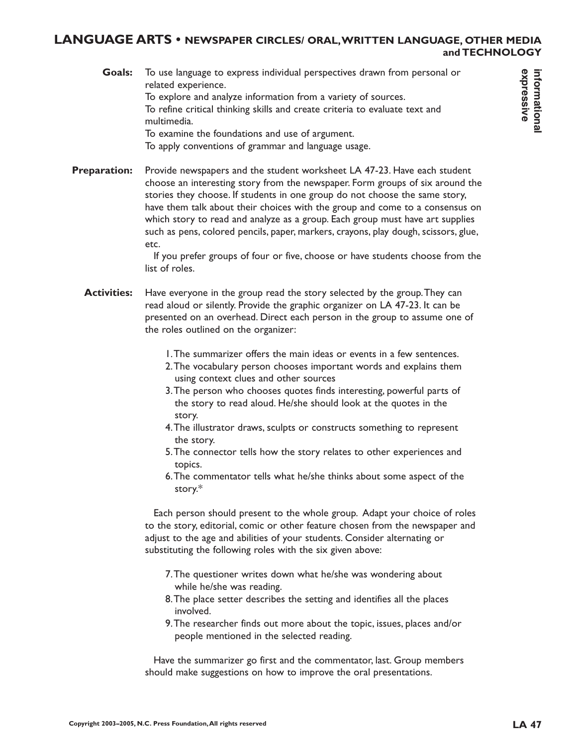## LANGUAGE ARTS • NEWSPAPER CIRCLES/ ORAL, WRITTEN LANGUAGE, OTHER MEDIA and TECHNOLOGY

informational
expressive

**Goals:** To use language to express individual perspectives drawn from personal or related experience.
To explore and analyze information from a variety of sources.
To refine critical thinking skills and create criteria to evaluate text and multimedia.
To examine the foundations and use of argument.
To apply conventions of grammar and language usage.

**Preparation:** Provide newspapers and the student worksheet LA 47-23. Have each student choose an interesting story from the newspaper. Form groups of six around the stories they choose. If students in one group do not choose the same story, have them talk about their choices with the group and come to a consensus on which story to read and analyze as a group. Each group must have art supplies such as pens, colored pencils, paper, markers, crayons, play dough, scissors, glue, etc.

If you prefer groups of four or five, choose or have students choose from the list of roles.

**Activities:** Have everyone in the group read the story selected by the group. They can read aloud or silently. Provide the graphic organizer on LA 47-23. It can be presented on an overhead. Direct each person in the group to assume one of the roles outlined on the organizer:

1. The summarizer offers the main ideas or events in a few sentences.
2. The vocabulary person chooses important words and explains them using context clues and other sources
3. The person who chooses quotes finds interesting, powerful parts of the story to read aloud. He/she should look at the quotes in the story.
4. The illustrator draws, sculpts or constructs something to represent the story.
5. The connector tells how the story relates to other experiences and topics.
6. The commentator tells what he/she thinks about some aspect of the story.*

Each person should present to the whole group. Adapt your choice of roles to the story, editorial, comic or other feature chosen from the newspaper and adjust to the age and abilities of your students. Consider alternating or substituting the following roles with the six given above:

7. The questioner writes down what he/she was wondering about while he/she was reading.
8. The place setter describes the setting and identifies all the places involved.
9. The researcher finds out more about the topic, issues, places and/or people mentioned in the selected reading.

Have the summarizer go first and the commentator, last. Group members should make suggestions on how to improve the oral presentations.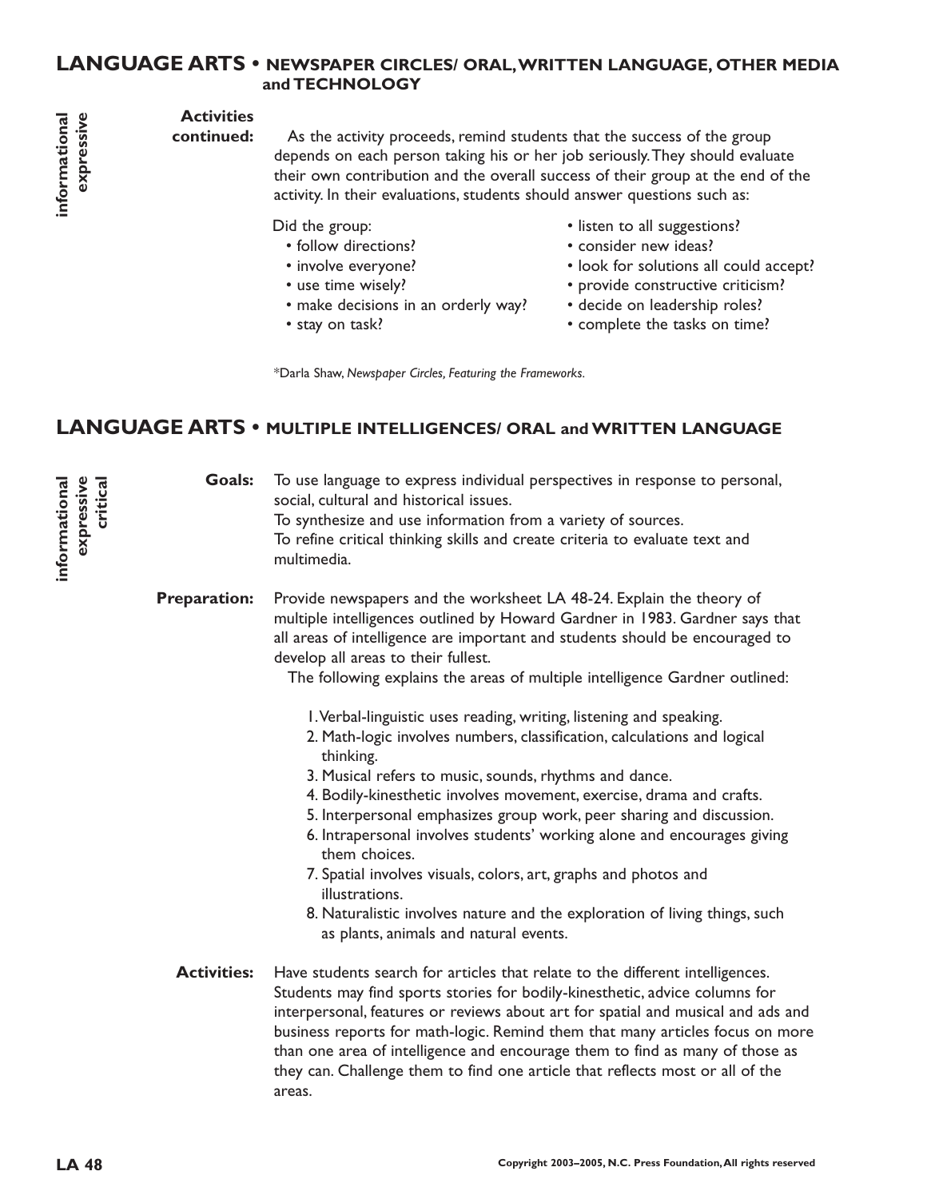## LANGUAGE ARTS • NEWSPAPER CIRCLES/ ORAL, WRITTEN LANGUAGE, OTHER MEDIA and TECHNOLOGY

informational
expressive

**Activities continued:** As the activity proceeds, remind students that the success of the group depends on each person taking his or her job seriously. They should evaluate their own contribution and the overall success of their group at the end of the activity. In their evaluations, students should answer questions such as:

Did the group:

- follow directions?
- involve everyone?
- use time wisely?
- make decisions in an orderly way?
- stay on task?
- listen to all suggestions?
- consider new ideas?
- look for solutions all could accept?
- provide constructive criticism?
- decide on leadership roles?
- complete the tasks on time?

*Darla Shaw, *Newspaper Circles, Featuring the Frameworks.*

## LANGUAGE ARTS • MULTIPLE INTELLIGENCES/ ORAL and WRITTEN LANGUAGE

informational
expressive
critical

**Goals:** To use language to express individual perspectives in response to personal, social, cultural and historical issues.
To synthesize and use information from a variety of sources.
To refine critical thinking skills and create criteria to evaluate text and multimedia.

**Preparation:** Provide newspapers and the worksheet LA 48-24. Explain the theory of multiple intelligences outlined by Howard Gardner in 1983. Gardner says that all areas of intelligence are important and students should be encouraged to develop all areas to their fullest.

The following explains the areas of multiple intelligence Gardner outlined:

1. Verbal-linguistic uses reading, writing, listening and speaking.
2. Math-logic involves numbers, classification, calculations and logical thinking.
3. Musical refers to music, sounds, rhythms and dance.
4. Bodily-kinesthetic involves movement, exercise, drama and crafts.
5. Interpersonal emphasizes group work, peer sharing and discussion.
6. Intrapersonal involves students' working alone and encourages giving them choices.
7. Spatial involves visuals, colors, art, graphs and photos and illustrations.
8. Naturalistic involves nature and the exploration of living things, such as plants, animals and natural events.

**Activities:** Have students search for articles that relate to the different intelligences. Students may find sports stories for bodily-kinesthetic, advice columns for interpersonal, features or reviews about art for spatial and musical and ads and business reports for math-logic. Remind them that many articles focus on more than one area of intelligence and encourage them to find as many of those as they can. Challenge them to find one article that reflects most or all of the areas.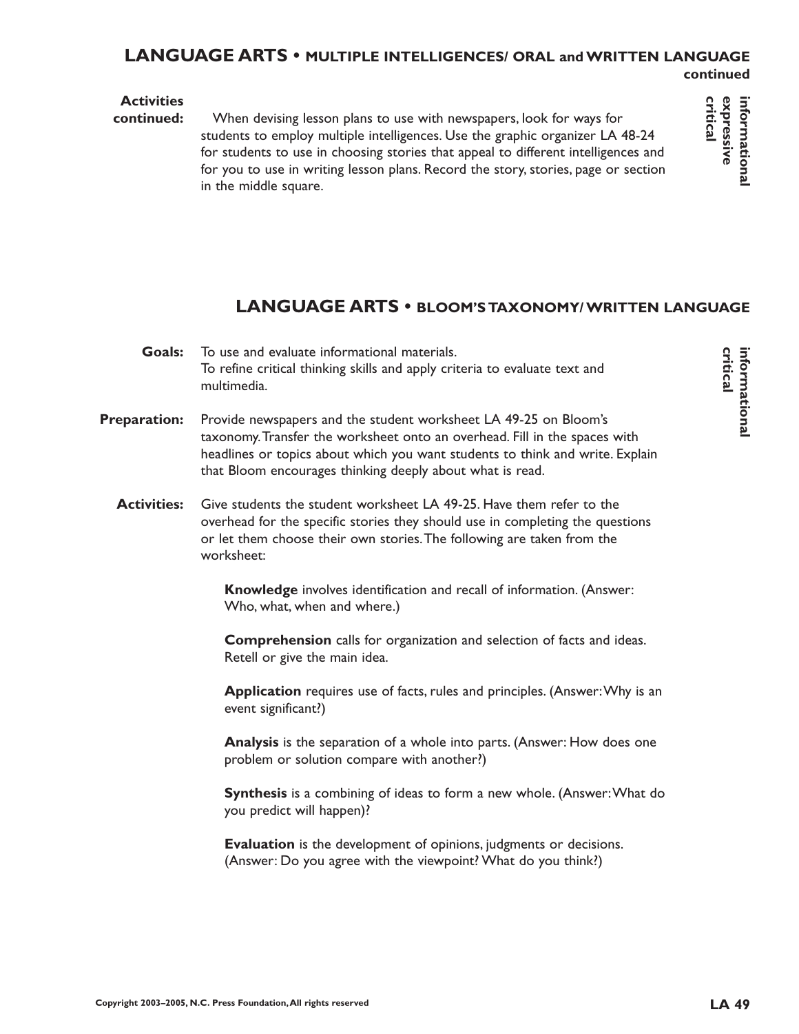## LANGUAGE ARTS • MULTIPLE INTELLIGENCES/ ORAL and WRITTEN LANGUAGE continued

**informational expressive critical**

**Activities continued:** When devising lesson plans to use with newspapers, look for ways for students to employ multiple intelligences. Use the graphic organizer LA 48-24 for students to use in choosing stories that appeal to different intelligences and for you to use in writing lesson plans. Record the story, stories, page or section in the middle square.

## LANGUAGE ARTS • BLOOM'S TAXONOMY/ WRITTEN LANGUAGE

**informational critical**

**Goals:** To use and evaluate informational materials.
To refine critical thinking skills and apply criteria to evaluate text and multimedia.

**Preparation:** Provide newspapers and the student worksheet LA 49-25 on Bloom's taxonomy. Transfer the worksheet onto an overhead. Fill in the spaces with headlines or topics about which you want students to think and write. Explain that Bloom encourages thinking deeply about what is read.

**Activities:** Give students the student worksheet LA 49-25. Have them refer to the overhead for the specific stories they should use in completing the questions or let them choose their own stories. The following are taken from the worksheet:

**Knowledge** involves identification and recall of information. (Answer: Who, what, when and where.)

**Comprehension** calls for organization and selection of facts and ideas. Retell or give the main idea.

**Application** requires use of facts, rules and principles. (Answer: Why is an event significant?)

**Analysis** is the separation of a whole into parts. (Answer: How does one problem or solution compare with another?)

**Synthesis** is a combining of ideas to form a new whole. (Answer: What do you predict will happen)?

**Evaluation** is the development of opinions, judgments or decisions. (Answer: Do you agree with the viewpoint? What do you think?)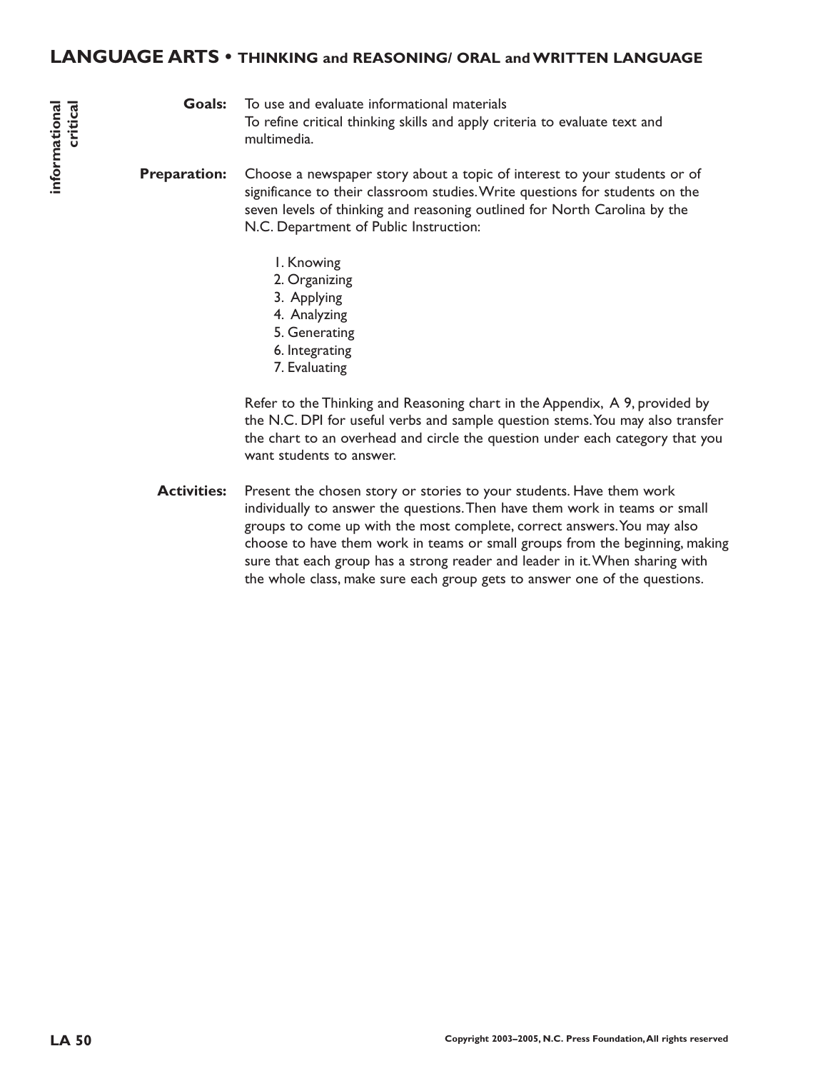## LANGUAGE ARTS • THINKING and REASONING/ ORAL and WRITTEN LANGUAGE

informational
critical

**Goals:** To use and evaluate informational materials
To refine critical thinking skills and apply criteria to evaluate text and multimedia.

**Preparation:** Choose a newspaper story about a topic of interest to your students or of significance to their classroom studies. Write questions for students on the seven levels of thinking and reasoning outlined for North Carolina by the N.C. Department of Public Instruction:

1. Knowing
2. Organizing
3. Applying
4. Analyzing
5. Generating
6. Integrating
7. Evaluating

Refer to the Thinking and Reasoning chart in the Appendix, A 9, provided by the N.C. DPI for useful verbs and sample question stems. You may also transfer the chart to an overhead and circle the question under each category that you want students to answer.

**Activities:** Present the chosen story or stories to your students. Have them work individually to answer the questions. Then have them work in teams or small groups to come up with the most complete, correct answers. You may also choose to have them work in teams or small groups from the beginning, making sure that each group has a strong reader and leader in it. When sharing with the whole class, make sure each group gets to answer one of the questions.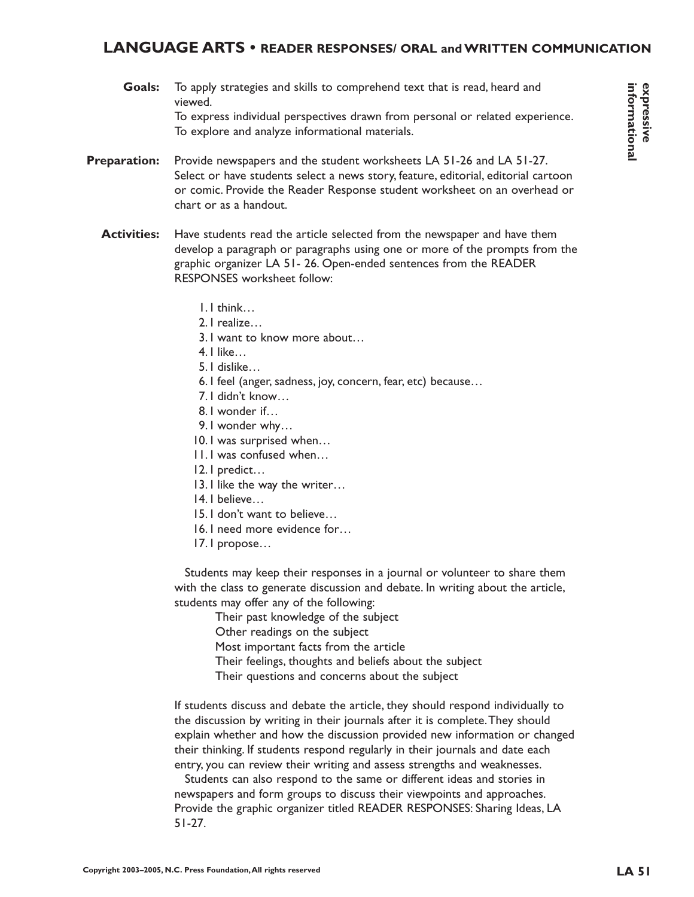# LANGUAGE ARTS • READER RESPONSES/ ORAL and WRITTEN COMMUNICATION

**expressive informational**

**Goals:** To apply strategies and skills to comprehend text that is read, heard and viewed.
To express individual perspectives drawn from personal or related experience.
To explore and analyze informational materials.

**Preparation:** Provide newspapers and the student worksheets LA 51-26 and LA 51-27. Select or have students select a news story, feature, editorial, editorial cartoon or comic. Provide the Reader Response student worksheet on an overhead or chart or as a handout.

**Activities:** Have students read the article selected from the newspaper and have them develop a paragraph or paragraphs using one or more of the prompts from the graphic organizer LA 51- 26. Open-ended sentences from the READER RESPONSES worksheet follow:

1. I think…
2. I realize…
3. I want to know more about…
4. I like…
5. I dislike…
6. I feel (anger, sadness, joy, concern, fear, etc) because…
7. I didn't know…
8. I wonder if…
9. I wonder why…
10. I was surprised when…
11. I was confused when…
12. I predict…
13. I like the way the writer…
14. I believe…
15. I don't want to believe…
16. I need more evidence for…
17. I propose…

Students may keep their responses in a journal or volunteer to share them with the class to generate discussion and debate. In writing about the article, students may offer any of the following:

Their past knowledge of the subject
Other readings on the subject
Most important facts from the article
Their feelings, thoughts and beliefs about the subject
Their questions and concerns about the subject

If students discuss and debate the article, they should respond individually to the discussion by writing in their journals after it is complete. They should explain whether and how the discussion provided new information or changed their thinking. If students respond regularly in their journals and date each entry, you can review their writing and assess strengths and weaknesses.

Students can also respond to the same or different ideas and stories in newspapers and form groups to discuss their viewpoints and approaches. Provide the graphic organizer titled READER RESPONSES: Sharing Ideas, LA 51-27.

Copyright 2003–2005, N.C. Press Foundation, All rights reserved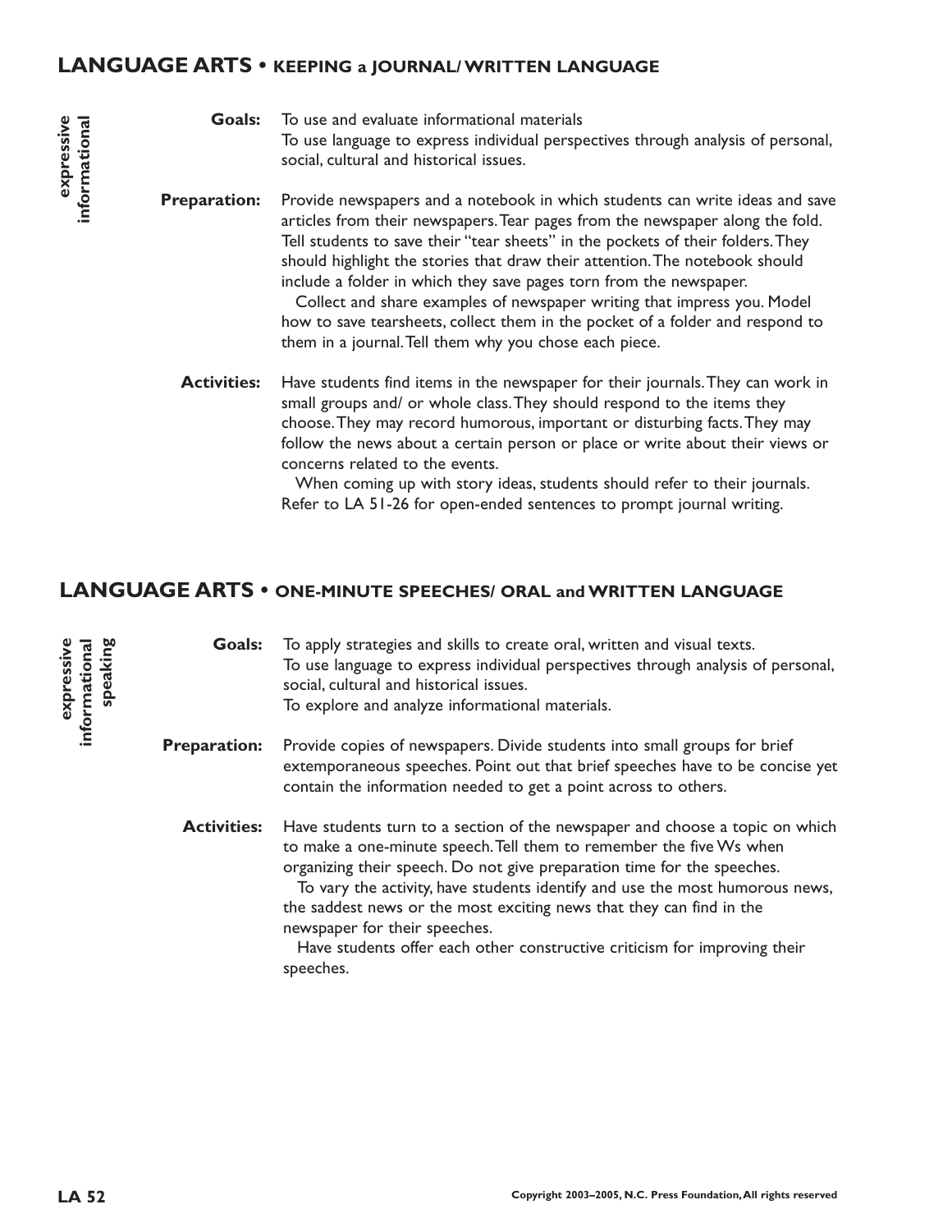## LANGUAGE ARTS • KEEPING a JOURNAL/ WRITTEN LANGUAGE

**expressive**
**informational**

**Goals:** To use and evaluate informational materials
To use language to express individual perspectives through analysis of personal, social, cultural and historical issues.

**Preparation:** Provide newspapers and a notebook in which students can write ideas and save articles from their newspapers. Tear pages from the newspaper along the fold. Tell students to save their "tear sheets" in the pockets of their folders. They should highlight the stories that draw their attention. The notebook should include a folder in which they save pages torn from the newspaper.

Collect and share examples of newspaper writing that impress you. Model how to save tearsheets, collect them in the pocket of a folder and respond to them in a journal. Tell them why you chose each piece.

**Activities:** Have students find items in the newspaper for their journals. They can work in small groups and/ or whole class. They should respond to the items they choose. They may record humorous, important or disturbing facts. They may follow the news about a certain person or place or write about their views or concerns related to the events.

When coming up with story ideas, students should refer to their journals. Refer to LA 51-26 for open-ended sentences to prompt journal writing.

## LANGUAGE ARTS • ONE-MINUTE SPEECHES/ ORAL and WRITTEN LANGUAGE

**expressive**
**informational**
**speaking**

**Goals:** To apply strategies and skills to create oral, written and visual texts.
To use language to express individual perspectives through analysis of personal, social, cultural and historical issues.
To explore and analyze informational materials.

**Preparation:** Provide copies of newspapers. Divide students into small groups for brief extemporaneous speeches. Point out that brief speeches have to be concise yet contain the information needed to get a point across to others.

**Activities:** Have students turn to a section of the newspaper and choose a topic on which to make a one-minute speech. Tell them to remember the five Ws when organizing their speech. Do not give preparation time for the speeches.

To vary the activity, have students identify and use the most humorous news, the saddest news or the most exciting news that they can find in the newspaper for their speeches.

Have students offer each other constructive criticism for improving their speeches.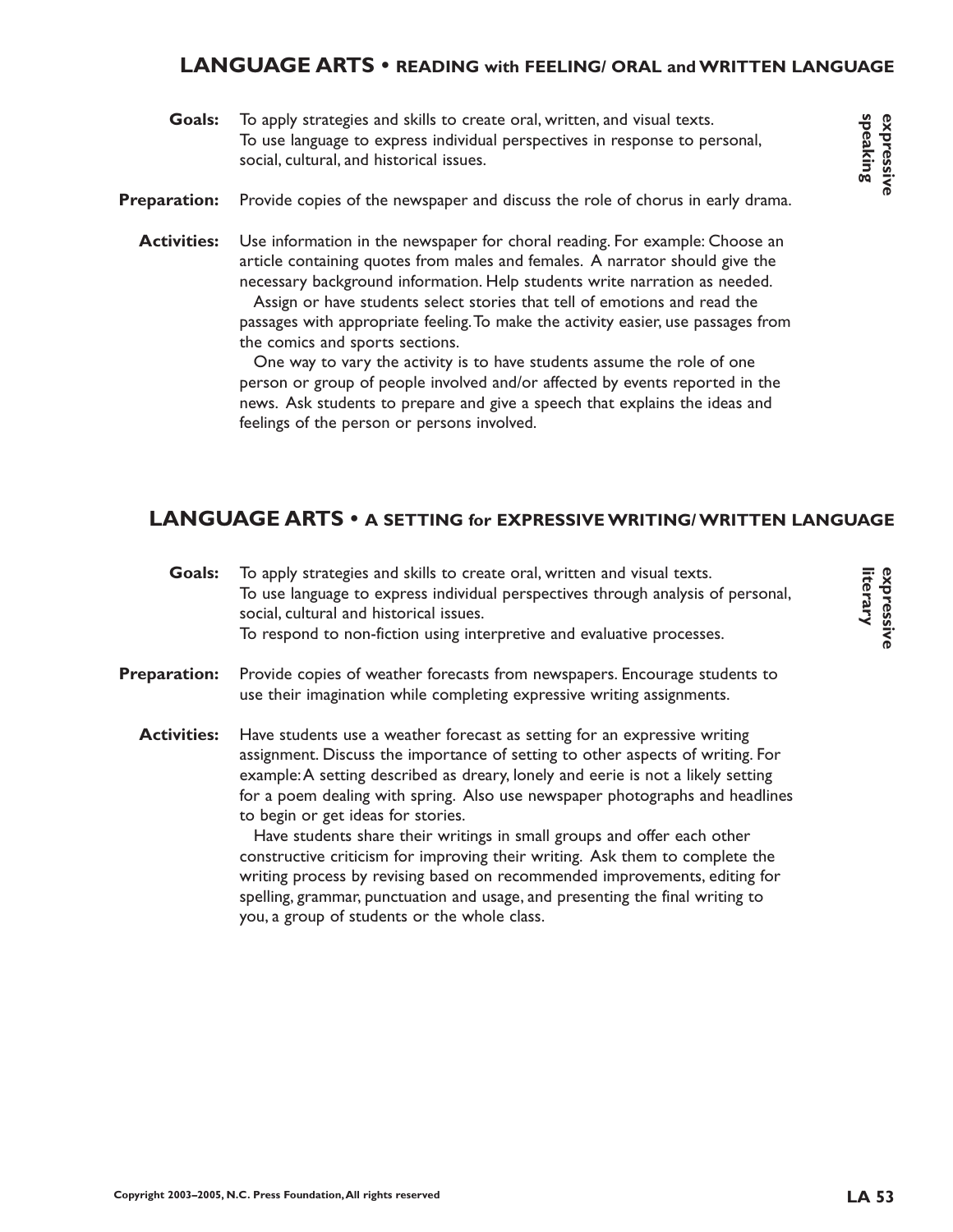## LANGUAGE ARTS • READING with FEELING/ ORAL and WRITTEN LANGUAGE

*expressive speaking*

**Goals:** To apply strategies and skills to create oral, written, and visual texts.
To use language to express individual perspectives in response to personal, social, cultural, and historical issues.

**Preparation:** Provide copies of the newspaper and discuss the role of chorus in early drama.

**Activities:** Use information in the newspaper for choral reading. For example: Choose an article containing quotes from males and females. A narrator should give the necessary background information. Help students write narration as needed.

Assign or have students select stories that tell of emotions and read the passages with appropriate feeling. To make the activity easier, use passages from the comics and sports sections.

One way to vary the activity is to have students assume the role of one person or group of people involved and/or affected by events reported in the news. Ask students to prepare and give a speech that explains the ideas and feelings of the person or persons involved.

## LANGUAGE ARTS • A SETTING for EXPRESSIVE WRITING/ WRITTEN LANGUAGE

*expressive literary*

**Goals:** To apply strategies and skills to create oral, written and visual texts.
To use language to express individual perspectives through analysis of personal, social, cultural and historical issues.
To respond to non-fiction using interpretive and evaluative processes.

**Preparation:** Provide copies of weather forecasts from newspapers. Encourage students to use their imagination while completing expressive writing assignments.

**Activities:** Have students use a weather forecast as setting for an expressive writing assignment. Discuss the importance of setting to other aspects of writing. For example: A setting described as dreary, lonely and eerie is not a likely setting for a poem dealing with spring. Also use newspaper photographs and headlines to begin or get ideas for stories.

Have students share their writings in small groups and offer each other constructive criticism for improving their writing. Ask them to complete the writing process by revising based on recommended improvements, editing for spelling, grammar, punctuation and usage, and presenting the final writing to you, a group of students or the whole class.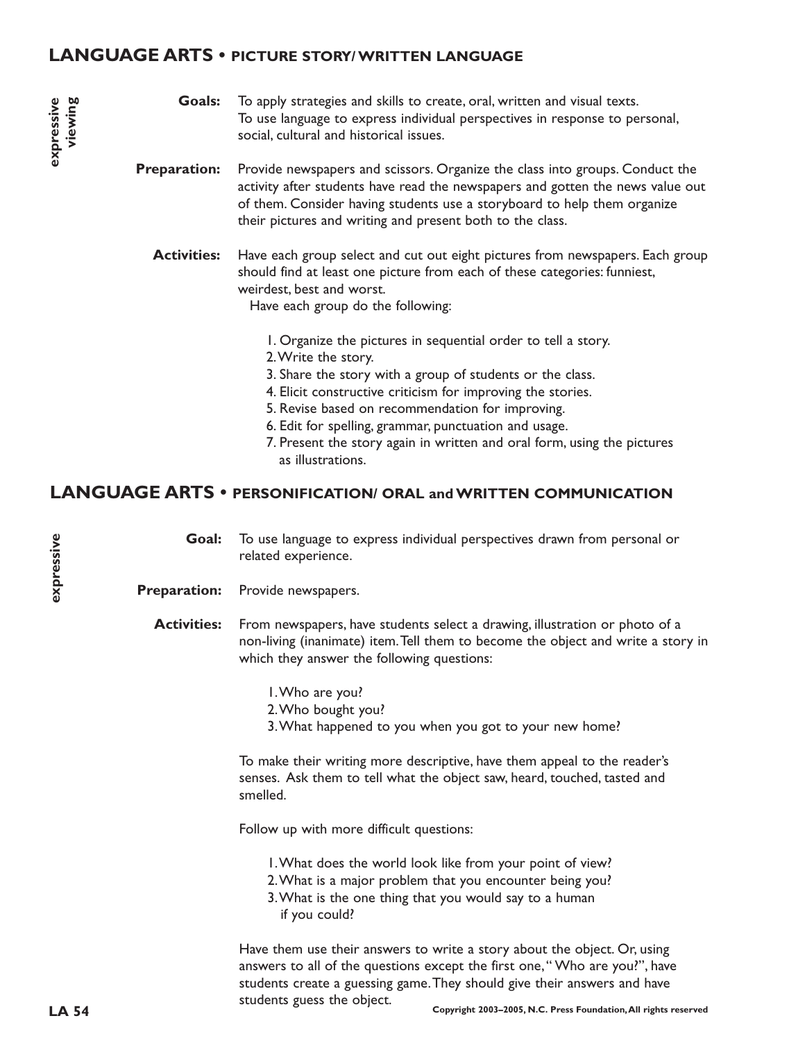## LANGUAGE ARTS • PICTURE STORY/ WRITTEN LANGUAGE

*expressive viewing*

**Goals:** To apply strategies and skills to create, oral, written and visual texts.
To use language to express individual perspectives in response to personal, social, cultural and historical issues.

**Preparation:** Provide newspapers and scissors. Organize the class into groups. Conduct the activity after students have read the newspapers and gotten the news value out of them. Consider having students use a storyboard to help them organize their pictures and writing and present both to the class.

**Activities:** Have each group select and cut out eight pictures from newspapers. Each group should find at least one picture from each of these categories: funniest, weirdest, best and worst.

Have each group do the following:

1. Organize the pictures in sequential order to tell a story.
2. Write the story.
3. Share the story with a group of students or the class.
4. Elicit constructive criticism for improving the stories.
5. Revise based on recommendation for improving.
6. Edit for spelling, grammar, punctuation and usage.
7. Present the story again in written and oral form, using the pictures as illustrations.

## LANGUAGE ARTS • PERSONIFICATION/ ORAL and WRITTEN COMMUNICATION

*expressive*

**Goal:** To use language to express individual perspectives drawn from personal or related experience.

**Preparation:** Provide newspapers.

**Activities:** From newspapers, have students select a drawing, illustration or photo of a non-living (inanimate) item. Tell them to become the object and write a story in which they answer the following questions:

1. Who are you?
2. Who bought you?
3. What happened to you when you got to your new home?

To make their writing more descriptive, have them appeal to the reader's senses. Ask them to tell what the object saw, heard, touched, tasted and smelled.

Follow up with more difficult questions:

1. What does the world look like from your point of view?
2. What is a major problem that you encounter being you?
3. What is the one thing that you would say to a human if you could?

Have them use their answers to write a story about the object. Or, using answers to all of the questions except the first one, "Who are you?", have students create a guessing game. They should give their answers and have students guess the object.

Copyright 2003–2005, N.C. Press Foundation, All rights reserved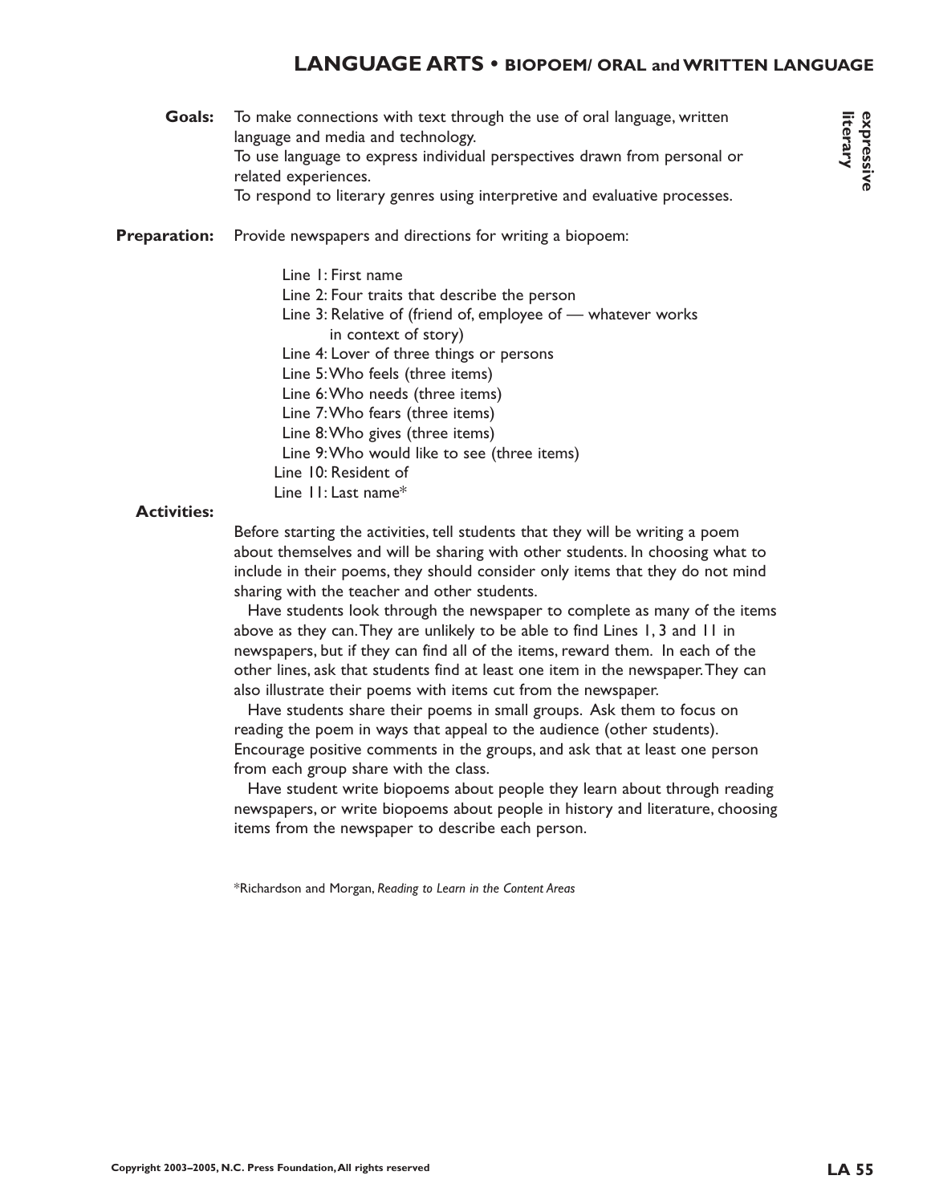# LANGUAGE ARTS • BIOPOEM/ ORAL and WRITTEN LANGUAGE

expressive literary

**Goals:** To make connections with text through the use of oral language, written language and media and technology.
To use language to express individual perspectives drawn from personal or related experiences.
To respond to literary genres using interpretive and evaluative processes.

**Preparation:** Provide newspapers and directions for writing a biopoem:

Line 1: First name
Line 2: Four traits that describe the person
Line 3: Relative of (friend of, employee of — whatever works in context of story)
Line 4: Lover of three things or persons
Line 5: Who feels (three items)
Line 6: Who needs (three items)
Line 7: Who fears (three items)
Line 8: Who gives (three items)
Line 9: Who would like to see (three items)
Line 10: Resident of
Line 11: Last name*

**Activities:**

Before starting the activities, tell students that they will be writing a poem about themselves and will be sharing with other students. In choosing what to include in their poems, they should consider only items that they do not mind sharing with the teacher and other students.

Have students look through the newspaper to complete as many of the items above as they can. They are unlikely to be able to find Lines 1, 3 and 11 in newspapers, but if they can find all of the items, reward them. In each of the other lines, ask that students find at least one item in the newspaper. They can also illustrate their poems with items cut from the newspaper.

Have students share their poems in small groups. Ask them to focus on reading the poem in ways that appeal to the audience (other students). Encourage positive comments in the groups, and ask that at least one person from each group share with the class.

Have student write biopoems about people they learn about through reading newspapers, or write biopoems about people in history and literature, choosing items from the newspaper to describe each person.

*Richardson and Morgan, *Reading to Learn in the Content Areas*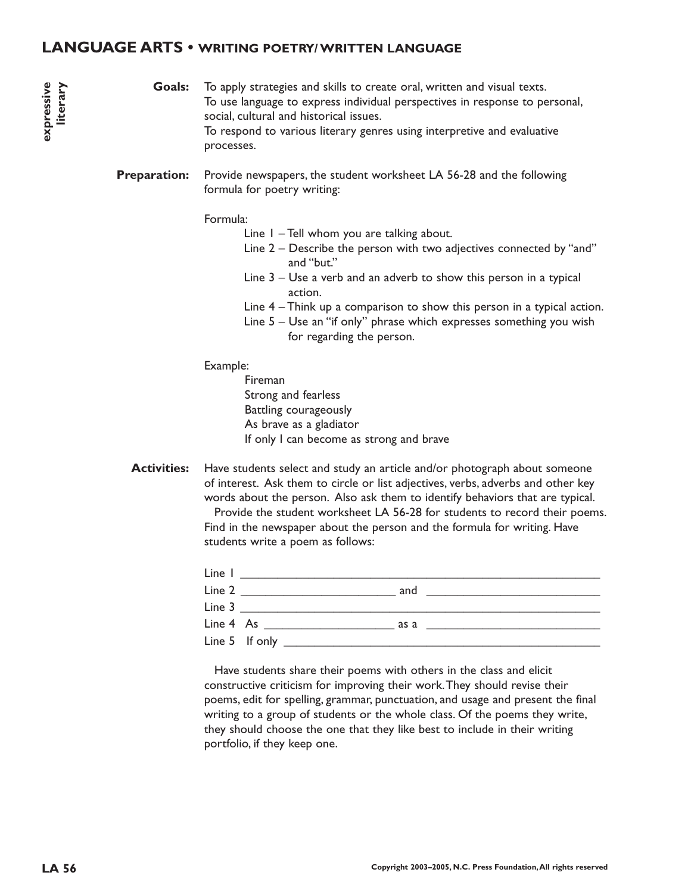## LANGUAGE ARTS • WRITING POETRY/ WRITTEN LANGUAGE

*expressive literary*

**Goals:** To apply strategies and skills to create oral, written and visual texts.
To use language to express individual perspectives in response to personal, social, cultural and historical issues.
To respond to various literary genres using interpretive and evaluative processes.

**Preparation:** Provide newspapers, the student worksheet LA 56-28 and the following formula for poetry writing:

Formula:

- Line 1 – Tell whom you are talking about.
- Line 2 – Describe the person with two adjectives connected by "and" and "but."
- Line 3 – Use a verb and an adverb to show this person in a typical action.
- Line 4 – Think up a comparison to show this person in a typical action.
- Line 5 – Use an "if only" phrase which expresses something you wish for regarding the person.

Example:

Fireman
Strong and fearless
Battling courageously
As brave as a gladiator
If only I can become as strong and brave

**Activities:** Have students select and study an article and/or photograph about someone of interest. Ask them to circle or list adjectives, verbs, adverbs and other key words about the person. Also ask them to identify behaviors that are typical.

Provide the student worksheet LA 56-28 for students to record their poems. Find in the newspaper about the person and the formula for writing. Have students write a poem as follows:

Line 1 ______________________________________________
Line 2 ____________________ and ____________________
Line 3 ______________________________________________
Line 4 As ________________ as a ____________________
Line 5 If only ________________________________________

Have students share their poems with others in the class and elicit constructive criticism for improving their work. They should revise their poems, edit for spelling, grammar, punctuation, and usage and present the final writing to a group of students or the whole class. Of the poems they write, they should choose the one that they like best to include in their writing portfolio, if they keep one.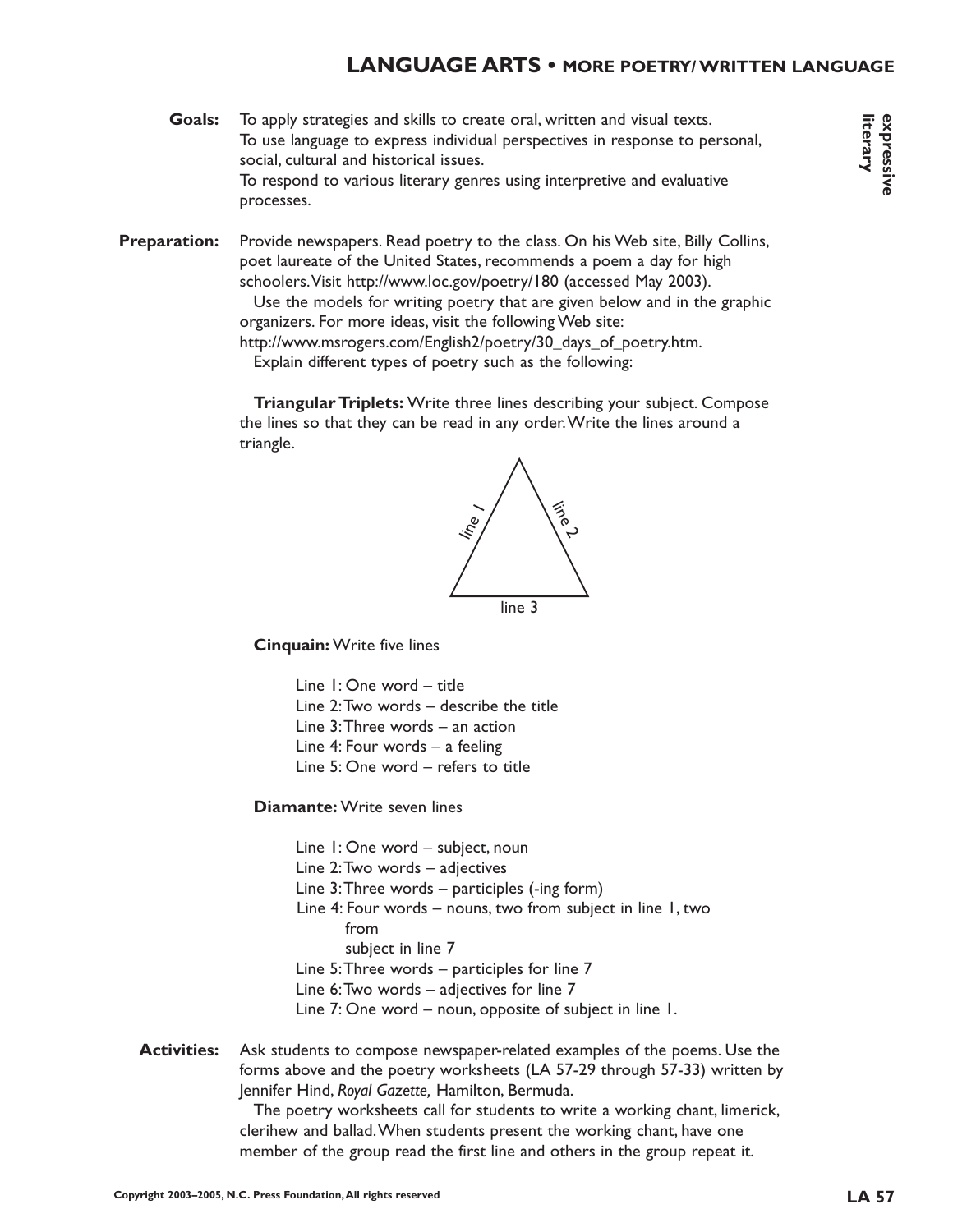## LANGUAGE ARTS • MORE POETRY/ WRITTEN LANGUAGE

expressive literary

**Goals:** To apply strategies and skills to create oral, written and visual texts.
To use language to express individual perspectives in response to personal, social, cultural and historical issues.
To respond to various literary genres using interpretive and evaluative processes.

**Preparation:** Provide newspapers. Read poetry to the class. On his Web site, Billy Collins, poet laureate of the United States, recommends a poem a day for high schoolers. Visit http://www.loc.gov/poetry/180 (accessed May 2003).

Use the models for writing poetry that are given below and in the graphic organizers. For more ideas, visit the following Web site: http://www.msrogers.com/English2/poetry/30_days_of_poetry.htm.

Explain different types of poetry such as the following:

**Triangular Triplets:** Write three lines describing your subject. Compose the lines so that they can be read in any order. Write the lines around a triangle.

line 1
line 2
line 3

**Cinquain:** Write five lines

Line 1: One word – title
Line 2: Two words – describe the title
Line 3: Three words – an action
Line 4: Four words – a feeling
Line 5: One word – refers to title

**Diamante:** Write seven lines

Line 1: One word – subject, noun
Line 2: Two words – adjectives
Line 3: Three words – participles (-ing form)
Line 4: Four words – nouns, two from subject in line 1, two from subject in line 7
Line 5: Three words – participles for line 7
Line 6: Two words – adjectives for line 7
Line 7: One word – noun, opposite of subject in line 1.

**Activities:** Ask students to compose newspaper-related examples of the poems. Use the forms above and the poetry worksheets (LA 57-29 through 57-33) written by Jennifer Hind, *Royal Gazette,* Hamilton, Bermuda.

The poetry worksheets call for students to write a working chant, limerick, clerihew and ballad. When students present the working chant, have one member of the group read the first line and others in the group repeat it.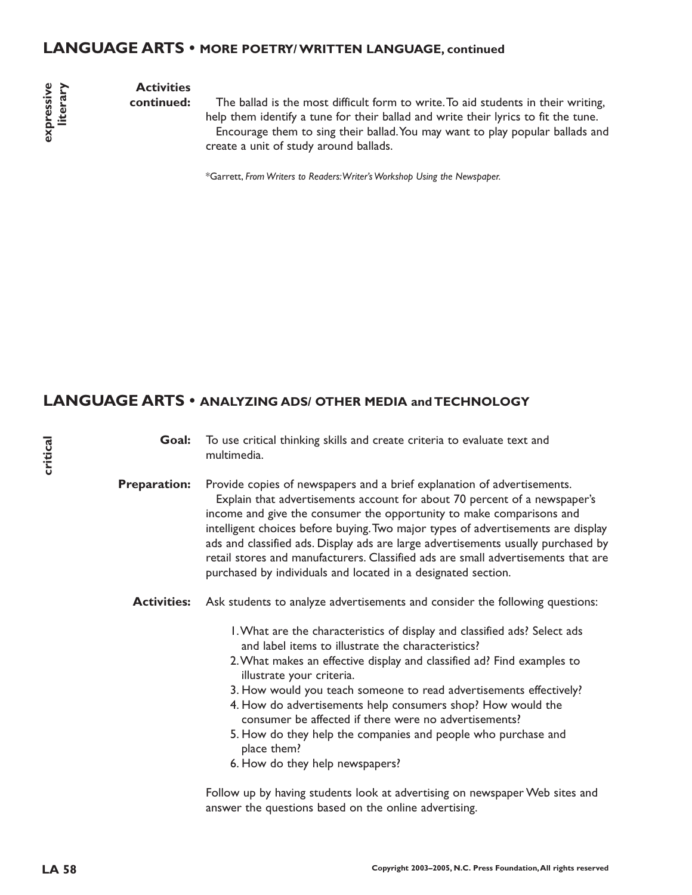## LANGUAGE ARTS • MORE POETRY/ WRITTEN LANGUAGE, continued

*expressive literary*

**Activities continued:** The ballad is the most difficult form to write. To aid students in their writing, help them identify a tune for their ballad and write their lyrics to fit the tune.

Encourage them to sing their ballad. You may want to play popular ballads and create a unit of study around ballads.

*Garrett, *From Writers to Readers: Writer's Workshop Using the Newspaper.*

## LANGUAGE ARTS • ANALYZING ADS/ OTHER MEDIA and TECHNOLOGY

*critical*

**Goal:** To use critical thinking skills and create criteria to evaluate text and multimedia.

**Preparation:** Provide copies of newspapers and a brief explanation of advertisements.

Explain that advertisements account for about 70 percent of a newspaper's income and give the consumer the opportunity to make comparisons and intelligent choices before buying. Two major types of advertisements are display ads and classified ads. Display ads are large advertisements usually purchased by retail stores and manufacturers. Classified ads are small advertisements that are purchased by individuals and located in a designated section.

**Activities:** Ask students to analyze advertisements and consider the following questions:

1. What are the characteristics of display and classified ads? Select ads and label items to illustrate the characteristics?
2. What makes an effective display and classified ad? Find examples to illustrate your criteria.
3. How would you teach someone to read advertisements effectively?
4. How do advertisements help consumers shop? How would the consumer be affected if there were no advertisements?
5. How do they help the companies and people who purchase and place them?
6. How do they help newspapers?

Follow up by having students look at advertising on newspaper Web sites and answer the questions based on the online advertising.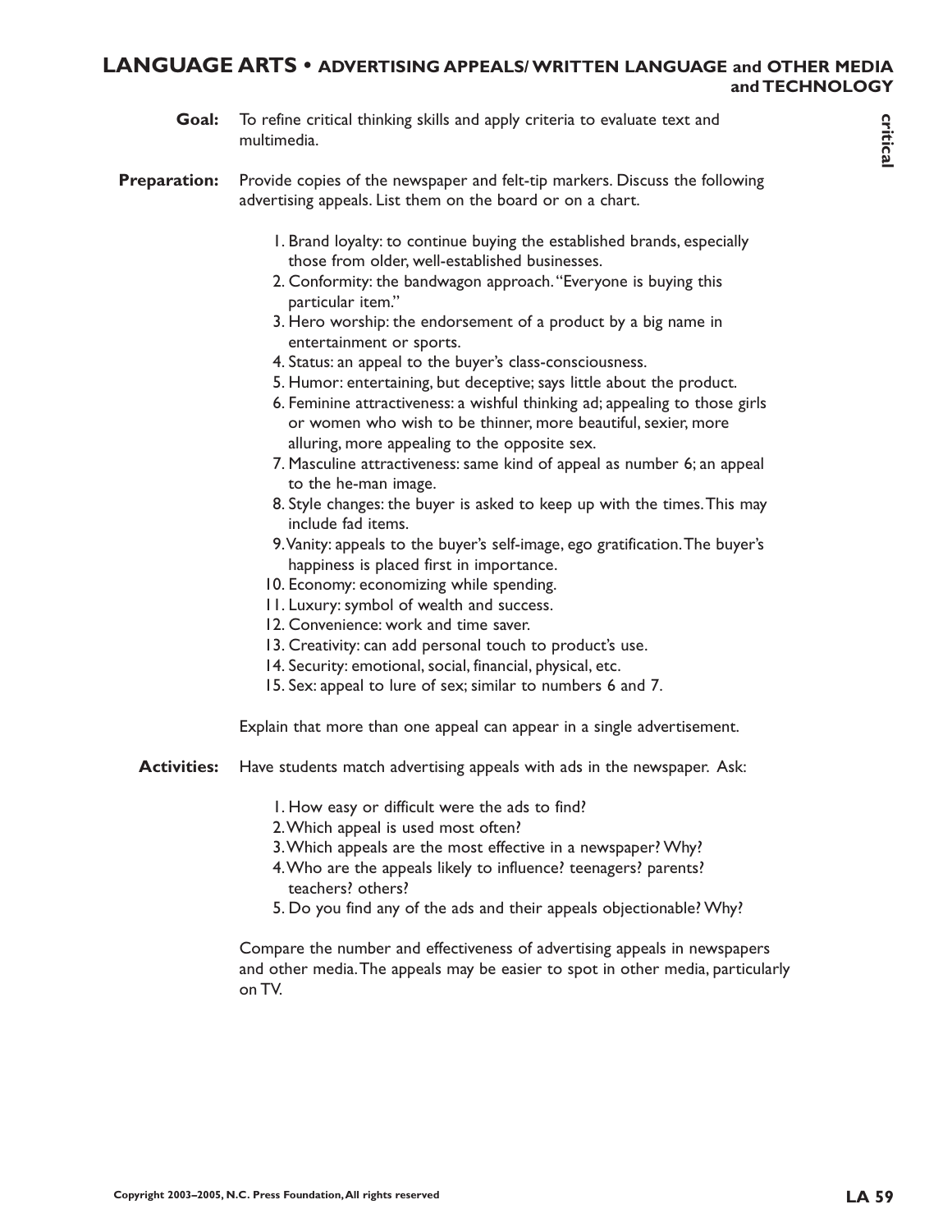# LANGUAGE ARTS • ADVERTISING APPEALS/ WRITTEN LANGUAGE and OTHER MEDIA and TECHNOLOGY

critical

**Goal:** To refine critical thinking skills and apply criteria to evaluate text and multimedia.

**Preparation:** Provide copies of the newspaper and felt-tip markers. Discuss the following advertising appeals. List them on the board or on a chart.

1. Brand loyalty: to continue buying the established brands, especially those from older, well-established businesses.
2. Conformity: the bandwagon approach. "Everyone is buying this particular item."
3. Hero worship: the endorsement of a product by a big name in entertainment or sports.
4. Status: an appeal to the buyer's class-consciousness.
5. Humor: entertaining, but deceptive; says little about the product.
6. Feminine attractiveness: a wishful thinking ad; appealing to those girls or women who wish to be thinner, more beautiful, sexier, more alluring, more appealing to the opposite sex.
7. Masculine attractiveness: same kind of appeal as number 6; an appeal to the he-man image.
8. Style changes: the buyer is asked to keep up with the times. This may include fad items.
9. Vanity: appeals to the buyer's self-image, ego gratification. The buyer's happiness is placed first in importance.
10. Economy: economizing while spending.
11. Luxury: symbol of wealth and success.
12. Convenience: work and time saver.
13. Creativity: can add personal touch to product's use.
14. Security: emotional, social, financial, physical, etc.
15. Sex: appeal to lure of sex; similar to numbers 6 and 7.

Explain that more than one appeal can appear in a single advertisement.

**Activities:** Have students match advertising appeals with ads in the newspaper. Ask:

1. How easy or difficult were the ads to find?
2. Which appeal is used most often?
3. Which appeals are the most effective in a newspaper? Why?
4. Who are the appeals likely to influence? teenagers? parents? teachers? others?
5. Do you find any of the ads and their appeals objectionable? Why?

Compare the number and effectiveness of advertising appeals in newspapers and other media. The appeals may be easier to spot in other media, particularly on TV.

Copyright 2003–2005, N.C. Press Foundation, All rights reserved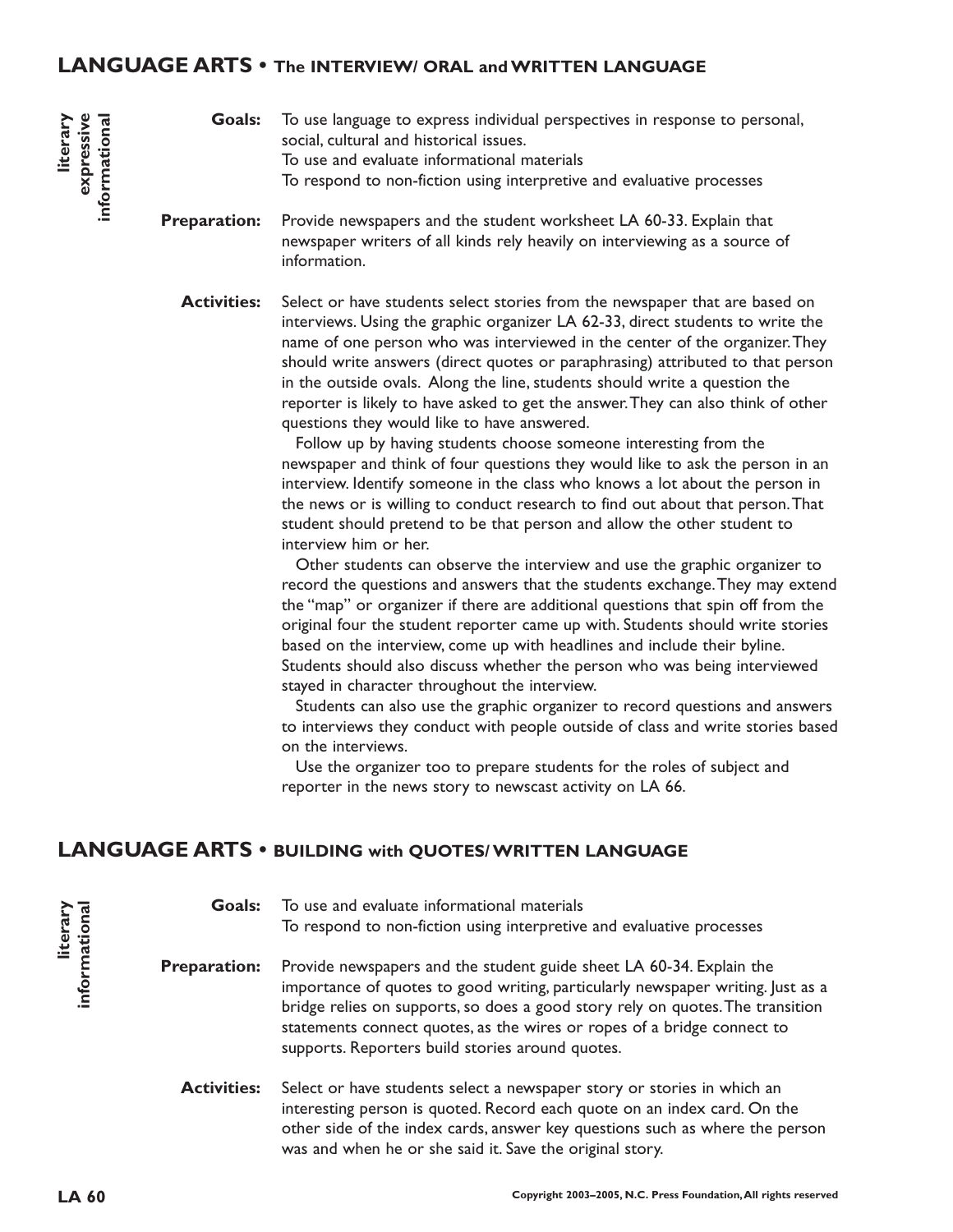## LANGUAGE ARTS • The INTERVIEW/ ORAL and WRITTEN LANGUAGE

**literary expressive informational**

**Goals:** To use language to express individual perspectives in response to personal, social, cultural and historical issues.
To use and evaluate informational materials
To respond to non-fiction using interpretive and evaluative processes

**Preparation:** Provide newspapers and the student worksheet LA 60-33. Explain that newspaper writers of all kinds rely heavily on interviewing as a source of information.

**Activities:** Select or have students select stories from the newspaper that are based on interviews. Using the graphic organizer LA 62-33, direct students to write the name of one person who was interviewed in the center of the organizer. They should write answers (direct quotes or paraphrasing) attributed to that person in the outside ovals. Along the line, students should write a question the reporter is likely to have asked to get the answer. They can also think of other questions they would like to have answered.

Follow up by having students choose someone interesting from the newspaper and think of four questions they would like to ask the person in an interview. Identify someone in the class who knows a lot about the person in the news or is willing to conduct research to find out about that person. That student should pretend to be that person and allow the other student to interview him or her.

Other students can observe the interview and use the graphic organizer to record the questions and answers that the students exchange. They may extend the "map" or organizer if there are additional questions that spin off from the original four the student reporter came up with. Students should write stories based on the interview, come up with headlines and include their byline. Students should also discuss whether the person who was being interviewed stayed in character throughout the interview.

Students can also use the graphic organizer to record questions and answers to interviews they conduct with people outside of class and write stories based on the interviews.

Use the organizer too to prepare students for the roles of subject and reporter in the news story to newscast activity on LA 66.

## LANGUAGE ARTS • BUILDING with QUOTES/ WRITTEN LANGUAGE

**literary informational**

**Goals:** To use and evaluate informational materials
To respond to non-fiction using interpretive and evaluative processes

**Preparation:** Provide newspapers and the student guide sheet LA 60-34. Explain the importance of quotes to good writing, particularly newspaper writing. Just as a bridge relies on supports, so does a good story rely on quotes. The transition statements connect quotes, as the wires or ropes of a bridge connect to supports. Reporters build stories around quotes.

**Activities:** Select or have students select a newspaper story or stories in which an interesting person is quoted. Record each quote on an index card. On the other side of the index cards, answer key questions such as where the person was and when he or she said it. Save the original story.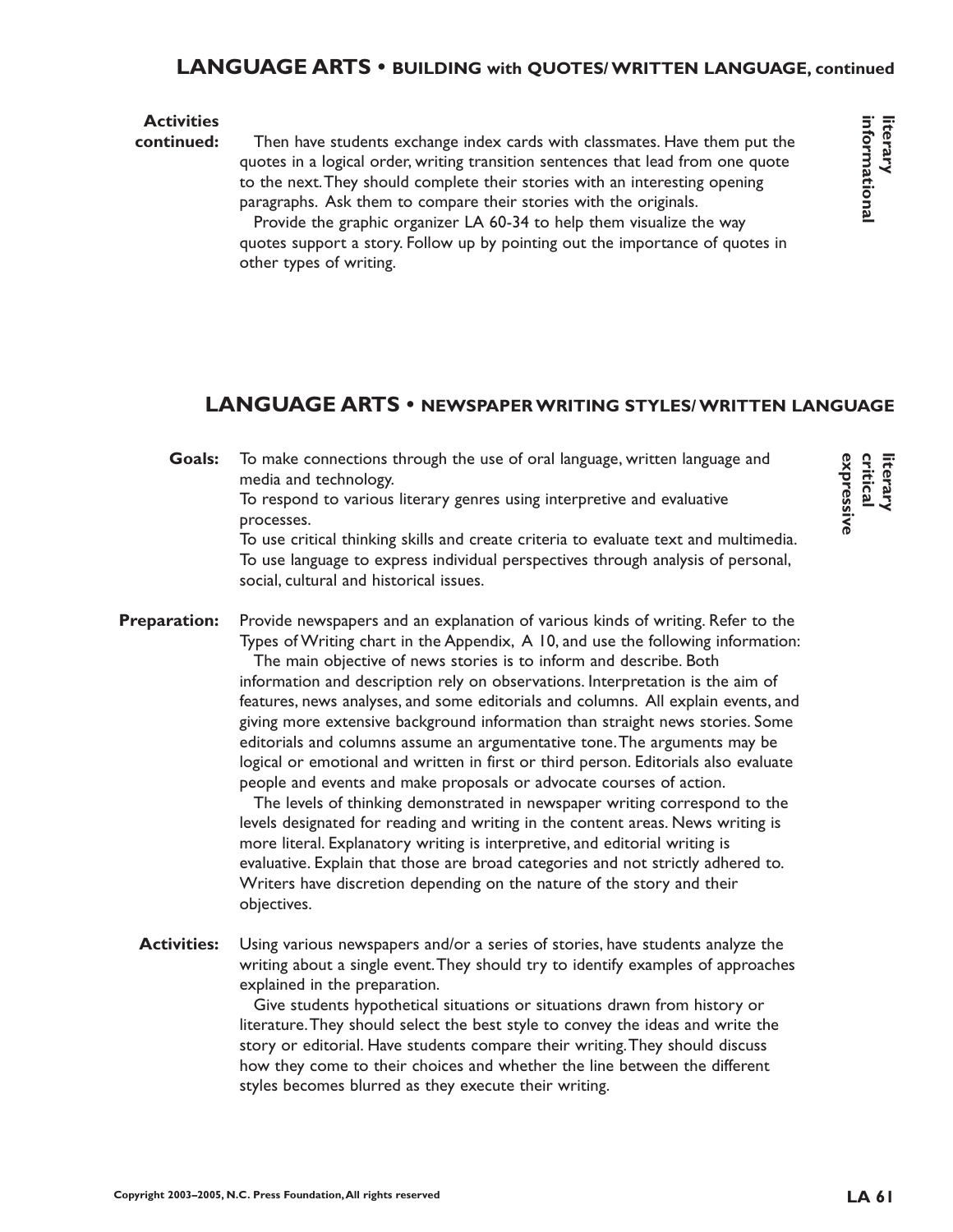## LANGUAGE ARTS • BUILDING with QUOTES/ WRITTEN LANGUAGE, continued

**Activities continued:** Then have students exchange index cards with classmates. Have them put the quotes in a logical order, writing transition sentences that lead from one quote to the next. They should complete their stories with an interesting opening paragraphs. Ask them to compare their stories with the originals.

Provide the graphic organizer LA 60-34 to help them visualize the way quotes support a story. Follow up by pointing out the importance of quotes in other types of writing.

**literary**
**informational**

## LANGUAGE ARTS • NEWSPAPER WRITING STYLES/ WRITTEN LANGUAGE

**literary**
**critical**
**expressive**

**Goals:** To make connections through the use of oral language, written language and media and technology.
To respond to various literary genres using interpretive and evaluative processes.
To use critical thinking skills and create criteria to evaluate text and multimedia.
To use language to express individual perspectives through analysis of personal, social, cultural and historical issues.

**Preparation:** Provide newspapers and an explanation of various kinds of writing. Refer to the Types of Writing chart in the Appendix, A 10, and use the following information:

The main objective of news stories is to inform and describe. Both information and description rely on observations. Interpretation is the aim of features, news analyses, and some editorials and columns. All explain events, and giving more extensive background information than straight news stories. Some editorials and columns assume an argumentative tone. The arguments may be logical or emotional and written in first or third person. Editorials also evaluate people and events and make proposals or advocate courses of action.

The levels of thinking demonstrated in newspaper writing correspond to the levels designated for reading and writing in the content areas. News writing is more literal. Explanatory writing is interpretive, and editorial writing is evaluative. Explain that those are broad categories and not strictly adhered to. Writers have discretion depending on the nature of the story and their objectives.

**Activities:** Using various newspapers and/or a series of stories, have students analyze the writing about a single event. They should try to identify examples of approaches explained in the preparation.

Give students hypothetical situations or situations drawn from history or literature. They should select the best style to convey the ideas and write the story or editorial. Have students compare their writing. They should discuss how they come to their choices and whether the line between the different styles becomes blurred as they execute their writing.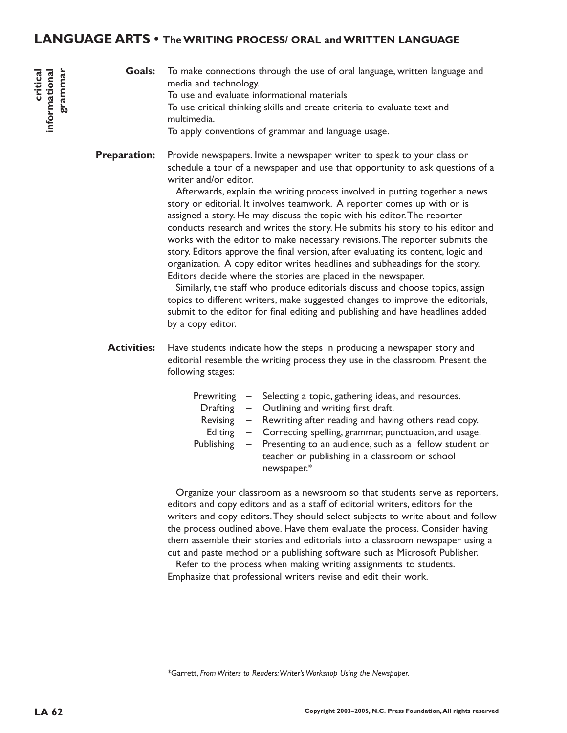## LANGUAGE ARTS • The WRITING PROCESS/ ORAL and WRITTEN LANGUAGE

critical
informational
grammar

**Goals:** To make connections through the use of oral language, written language and media and technology.
To use and evaluate informational materials
To use critical thinking skills and create criteria to evaluate text and multimedia.
To apply conventions of grammar and language usage.

**Preparation:** Provide newspapers. Invite a newspaper writer to speak to your class or schedule a tour of a newspaper and use that opportunity to ask questions of a writer and/or editor.

Afterwards, explain the writing process involved in putting together a news story or editorial. It involves teamwork. A reporter comes up with or is assigned a story. He may discuss the topic with his editor. The reporter conducts research and writes the story. He submits his story to his editor and works with the editor to make necessary revisions. The reporter submits the story. Editors approve the final version, after evaluating its content, logic and organization. A copy editor writes headlines and subheadings for the story. Editors decide where the stories are placed in the newspaper.

Similarly, the staff who produce editorials discuss and choose topics, assign topics to different writers, make suggested changes to improve the editorials, submit to the editor for final editing and publishing and have headlines added by a copy editor.

**Activities:** Have students indicate how the steps in producing a newspaper story and editorial resemble the writing process they use in the classroom. Present the following stages:

- Prewriting – Selecting a topic, gathering ideas, and resources.
- Drafting – Outlining and writing first draft.
- Revising – Rewriting after reading and having others read copy.
- Editing – Correcting spelling, grammar, punctuation, and usage.
- Publishing – Presenting to an audience, such as a fellow student or teacher or publishing in a classroom or school newspaper.*

Organize your classroom as a newsroom so that students serve as reporters, editors and copy editors and as a staff of editorial writers, editors for the writers and copy editors. They should select subjects to write about and follow the process outlined above. Have them evaluate the process. Consider having them assemble their stories and editorials into a classroom newspaper using a cut and paste method or a publishing software such as Microsoft Publisher.

Refer to the process when making writing assignments to students. Emphasize that professional writers revise and edit their work.

*Garrett, *From Writers to Readers: Writer's Workshop Using the Newspaper.*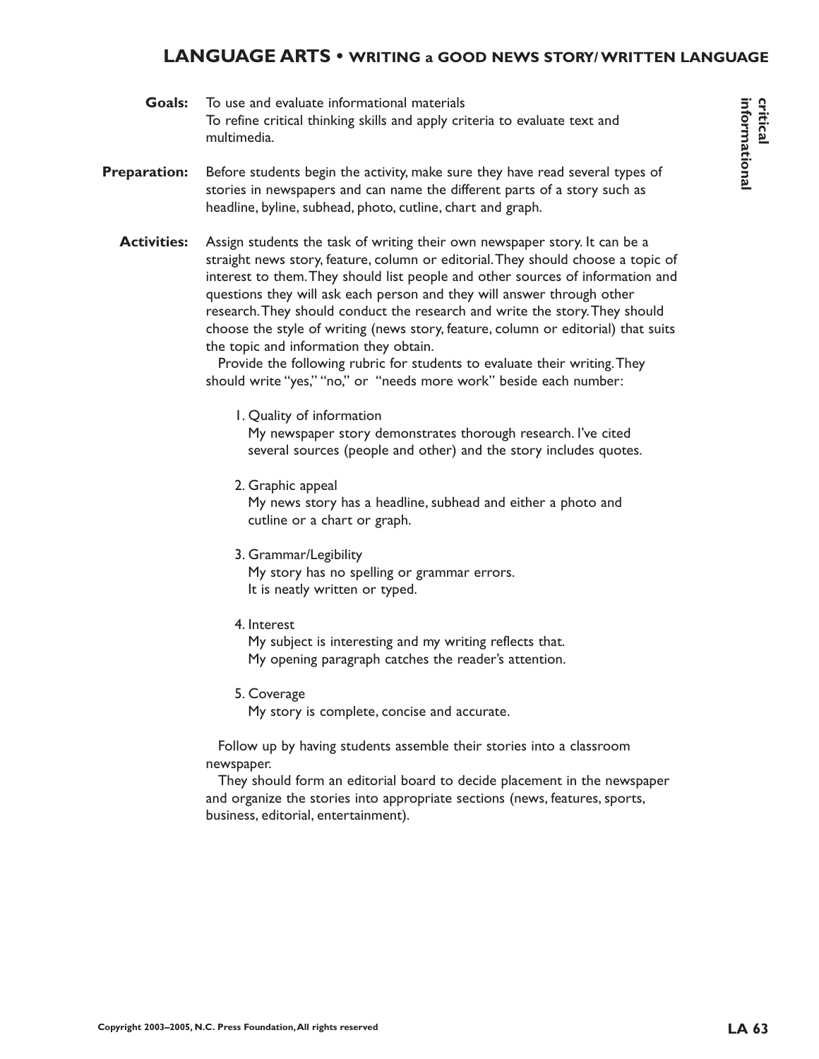## LANGUAGE ARTS • WRITING a GOOD NEWS STORY/ WRITTEN LANGUAGE

**critical**
**informational**

**Goals:** To use and evaluate informational materials
To refine critical thinking skills and apply criteria to evaluate text and multimedia.

**Preparation:** Before students begin the activity, make sure they have read several types of stories in newspapers and can name the different parts of a story such as headline, byline, subhead, photo, cutline, chart and graph.

**Activities:** Assign students the task of writing their own newspaper story. It can be a straight news story, feature, column or editorial. They should choose a topic of interest to them. They should list people and other sources of information and questions they will ask each person and they will answer through other research. They should conduct the research and write the story. They should choose the style of writing (news story, feature, column or editorial) that suits the topic and information they obtain.

Provide the following rubric for students to evaluate their writing. They should write "yes," "no," or "needs more work" beside each number:

1. Quality of information
   My newspaper story demonstrates thorough research. I've cited several sources (people and other) and the story includes quotes.

2. Graphic appeal
   My news story has a headline, subhead and either a photo and cutline or a chart or graph.

3. Grammar/Legibility
   My story has no spelling or grammar errors.
   It is neatly written or typed.

4. Interest
   My subject is interesting and my writing reflects that.
   My opening paragraph catches the reader's attention.

5. Coverage
   My story is complete, concise and accurate.

Follow up by having students assemble their stories into a classroom newspaper.

They should form an editorial board to decide placement in the newspaper and organize the stories into appropriate sections (news, features, sports, business, editorial, entertainment).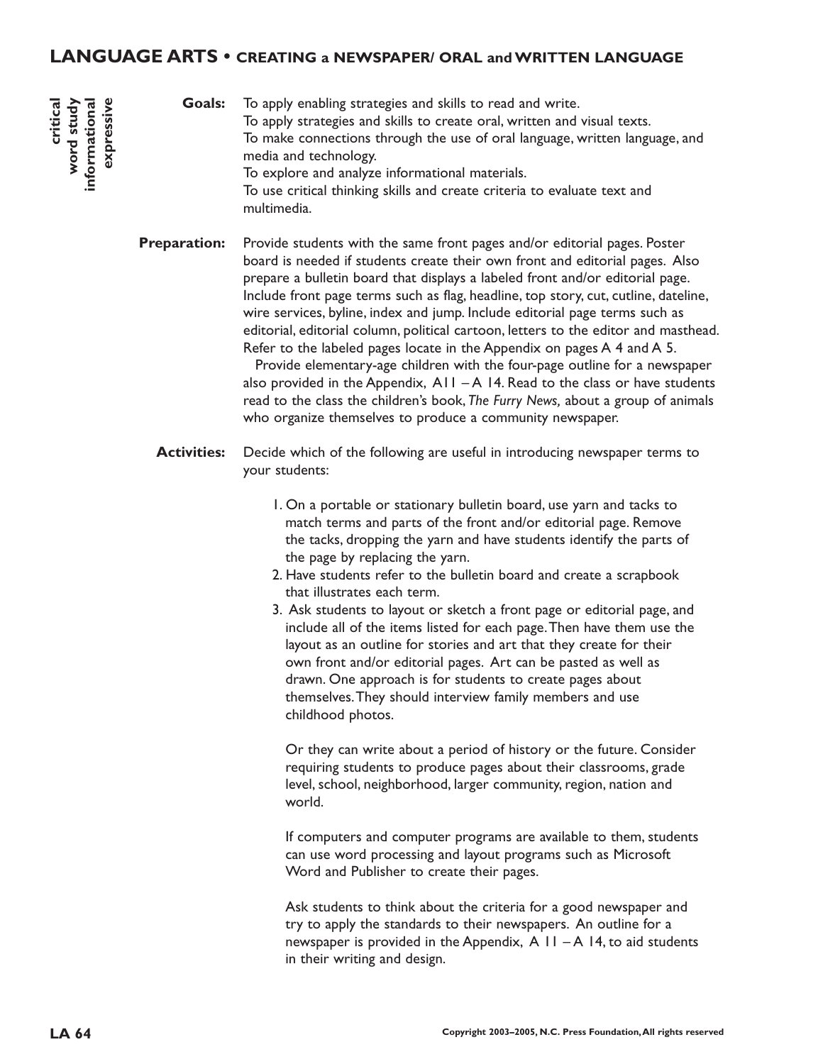## LANGUAGE ARTS • CREATING a NEWSPAPER/ ORAL and WRITTEN LANGUAGE

**critical**
**word study**
**informational**
**expressive**

**Goals:** To apply enabling strategies and skills to read and write.
To apply strategies and skills to create oral, written and visual texts.
To make connections through the use of oral language, written language, and media and technology.
To explore and analyze informational materials.
To use critical thinking skills and create criteria to evaluate text and multimedia.

**Preparation:** Provide students with the same front pages and/or editorial pages. Poster board is needed if students create their own front and editorial pages. Also prepare a bulletin board that displays a labeled front and/or editorial page. Include front page terms such as flag, headline, top story, cut, cutline, dateline, wire services, byline, index and jump. Include editorial page terms such as editorial, editorial column, political cartoon, letters to the editor and masthead. Refer to the labeled pages locate in the Appendix on pages A 4 and A 5.

Provide elementary-age children with the four-page outline for a newspaper also provided in the Appendix, A11 – A 14. Read to the class or have students read to the class the children's book, *The Furry News,* about a group of animals who organize themselves to produce a community newspaper.

**Activities:** Decide which of the following are useful in introducing newspaper terms to your students:

1. On a portable or stationary bulletin board, use yarn and tacks to match terms and parts of the front and/or editorial page. Remove the tacks, dropping the yarn and have students identify the parts of the page by replacing the yarn.
2. Have students refer to the bulletin board and create a scrapbook that illustrates each term.
3. Ask students to layout or sketch a front page or editorial page, and include all of the items listed for each page. Then have them use the layout as an outline for stories and art that they create for their own front and/or editorial pages. Art can be pasted as well as drawn. One approach is for students to create pages about themselves. They should interview family members and use childhood photos.

   Or they can write about a period of history or the future. Consider requiring students to produce pages about their classrooms, grade level, school, neighborhood, larger community, region, nation and world.

   If computers and computer programs are available to them, students can use word processing and layout programs such as Microsoft Word and Publisher to create their pages.

   Ask students to think about the criteria for a good newspaper and try to apply the standards to their newspapers. An outline for a newspaper is provided in the Appendix, A 11 – A 14, to aid students in their writing and design.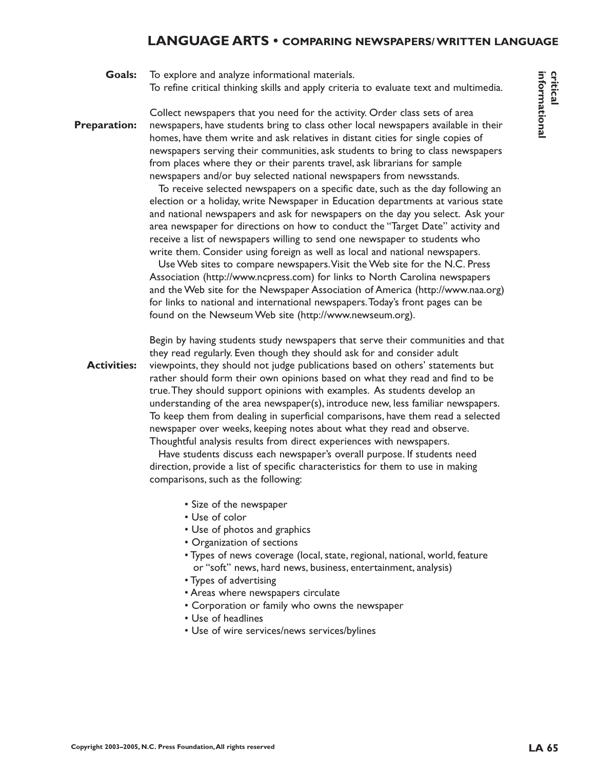# LANGUAGE ARTS • COMPARING NEWSPAPERS/ WRITTEN LANGUAGE

**critical informational**

**Goals:** To explore and analyze informational materials.
To refine critical thinking skills and apply criteria to evaluate text and multimedia.

**Preparation:** Collect newspapers that you need for the activity. Order class sets of area newspapers, have students bring to class other local newspapers available in their homes, have them write and ask relatives in distant cities for single copies of newspapers serving their communities, ask students to bring to class newspapers from places where they or their parents travel, ask librarians for sample newspapers and/or buy selected national newspapers from newsstands.

To receive selected newspapers on a specific date, such as the day following an election or a holiday, write Newspaper in Education departments at various state and national newspapers and ask for newspapers on the day you select. Ask your area newspaper for directions on how to conduct the "Target Date" activity and receive a list of newspapers willing to send one newspaper to students who write them. Consider using foreign as well as local and national newspapers.

Use Web sites to compare newspapers. Visit the Web site for the N.C. Press Association (http://www.ncpress.com) for links to North Carolina newspapers and the Web site for the Newspaper Association of America (http://www.naa.org) for links to national and international newspapers. Today's front pages can be found on the Newseum Web site (http://www.newseum.org).

**Activities:** Begin by having students study newspapers that serve their communities and that they read regularly. Even though they should ask for and consider adult viewpoints, they should not judge publications based on others' statements but rather should form their own opinions based on what they read and find to be true. They should support opinions with examples. As students develop an understanding of the area newspaper(s), introduce new, less familiar newspapers. To keep them from dealing in superficial comparisons, have them read a selected newspaper over weeks, keeping notes about what they read and observe. Thoughtful analysis results from direct experiences with newspapers.

Have students discuss each newspaper's overall purpose. If students need direction, provide a list of specific characteristics for them to use in making comparisons, such as the following:

- Size of the newspaper
- Use of color
- Use of photos and graphics
- Organization of sections
- Types of news coverage (local, state, regional, national, world, feature or "soft" news, hard news, business, entertainment, analysis)
- Types of advertising
- Areas where newspapers circulate
- Corporation or family who owns the newspaper
- Use of headlines
- Use of wire services/news services/bylines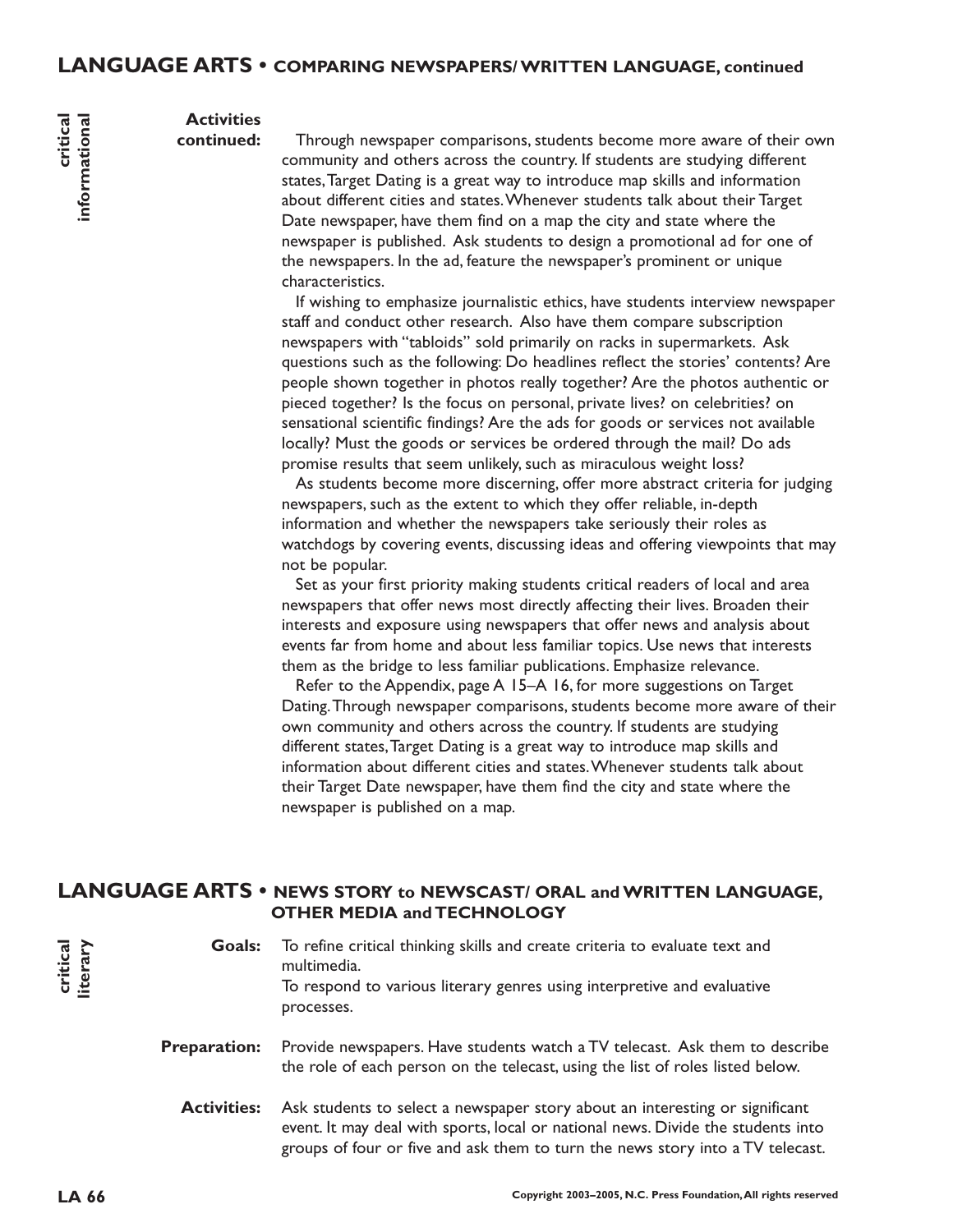## LANGUAGE ARTS • COMPARING NEWSPAPERS/ WRITTEN LANGUAGE, continued

**critical informational**

**Activities continued:** Through newspaper comparisons, students become more aware of their own community and others across the country. If students are studying different states, Target Dating is a great way to introduce map skills and information about different cities and states. Whenever students talk about their Target Date newspaper, have them find on a map the city and state where the newspaper is published. Ask students to design a promotional ad for one of the newspapers. In the ad, feature the newspaper's prominent or unique characteristics.

If wishing to emphasize journalistic ethics, have students interview newspaper staff and conduct other research. Also have them compare subscription newspapers with "tabloids" sold primarily on racks in supermarkets. Ask questions such as the following: Do headlines reflect the stories' contents? Are people shown together in photos really together? Are the photos authentic or pieced together? Is the focus on personal, private lives? on celebrities? on sensational scientific findings? Are the ads for goods or services not available locally? Must the goods or services be ordered through the mail? Do ads promise results that seem unlikely, such as miraculous weight loss?

As students become more discerning, offer more abstract criteria for judging newspapers, such as the extent to which they offer reliable, in-depth information and whether the newspapers take seriously their roles as watchdogs by covering events, discussing ideas and offering viewpoints that may not be popular.

Set as your first priority making students critical readers of local and area newspapers that offer news most directly affecting their lives. Broaden their interests and exposure using newspapers that offer news and analysis about events far from home and about less familiar topics. Use news that interests them as the bridge to less familiar publications. Emphasize relevance.

Refer to the Appendix, page A 15–A 16, for more suggestions on Target Dating. Through newspaper comparisons, students become more aware of their own community and others across the country. If students are studying different states, Target Dating is a great way to introduce map skills and information about different cities and states. Whenever students talk about their Target Date newspaper, have them find the city and state where the newspaper is published on a map.

## LANGUAGE ARTS • NEWS STORY to NEWSCAST/ ORAL and WRITTEN LANGUAGE, OTHER MEDIA and TECHNOLOGY

**critical literary**

**Goals:** To refine critical thinking skills and create criteria to evaluate text and multimedia.
To respond to various literary genres using interpretive and evaluative processes.

**Preparation:** Provide newspapers. Have students watch a TV telecast. Ask them to describe the role of each person on the telecast, using the list of roles listed below.

**Activities:** Ask students to select a newspaper story about an interesting or significant event. It may deal with sports, local or national news. Divide the students into groups of four or five and ask them to turn the news story into a TV telecast.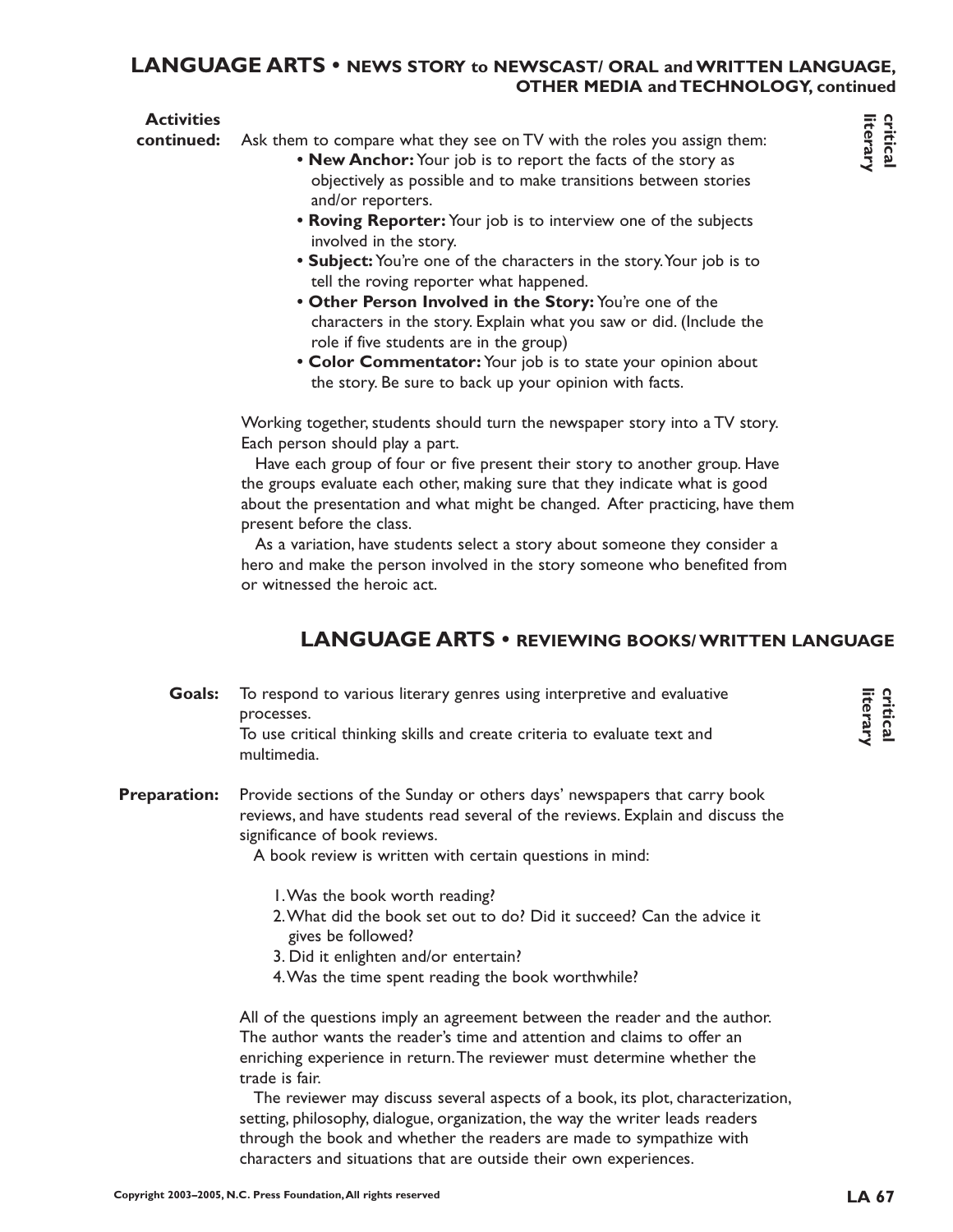## LANGUAGE ARTS • NEWS STORY to NEWSCAST/ ORAL and WRITTEN LANGUAGE, OTHER MEDIA and TECHNOLOGY, continued

**critical literary**

**Activities continued:** Ask them to compare what they see on TV with the roles you assign them:

- **New Anchor:** Your job is to report the facts of the story as objectively as possible and to make transitions between stories and/or reporters.
- **Roving Reporter:** Your job is to interview one of the subjects involved in the story.
- **Subject:** You're one of the characters in the story. Your job is to tell the roving reporter what happened.
- **Other Person Involved in the Story:** You're one of the characters in the story. Explain what you saw or did. (Include the role if five students are in the group)
- **Color Commentator:** Your job is to state your opinion about the story. Be sure to back up your opinion with facts.

Working together, students should turn the newspaper story into a TV story. Each person should play a part.

Have each group of four or five present their story to another group. Have the groups evaluate each other, making sure that they indicate what is good about the presentation and what might be changed. After practicing, have them present before the class.

As a variation, have students select a story about someone they consider a hero and make the person involved in the story someone who benefited from or witnessed the heroic act.

## LANGUAGE ARTS • REVIEWING BOOKS/ WRITTEN LANGUAGE

**critical literary**

**Goals:** To respond to various literary genres using interpretive and evaluative processes.
To use critical thinking skills and create criteria to evaluate text and multimedia.

**Preparation:** Provide sections of the Sunday or others days' newspapers that carry book reviews, and have students read several of the reviews. Explain and discuss the significance of book reviews.

A book review is written with certain questions in mind:

1. Was the book worth reading?
2. What did the book set out to do? Did it succeed? Can the advice it gives be followed?
3. Did it enlighten and/or entertain?
4. Was the time spent reading the book worthwhile?

All of the questions imply an agreement between the reader and the author. The author wants the reader's time and attention and claims to offer an enriching experience in return. The reviewer must determine whether the trade is fair.

The reviewer may discuss several aspects of a book, its plot, characterization, setting, philosophy, dialogue, organization, the way the writer leads readers through the book and whether the readers are made to sympathize with characters and situations that are outside their own experiences.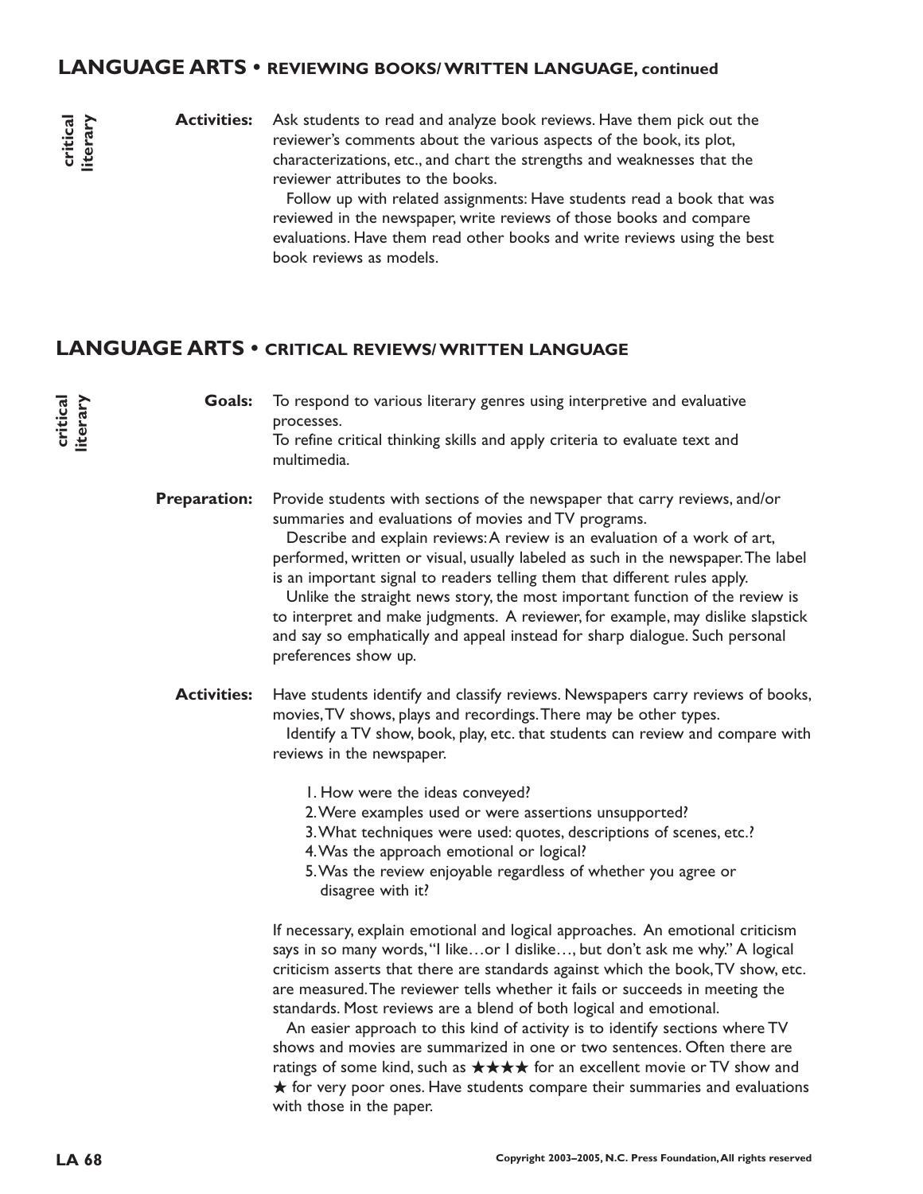## LANGUAGE ARTS • REVIEWING BOOKS/ WRITTEN LANGUAGE, continued

critical literary

**Activities:** Ask students to read and analyze book reviews. Have them pick out the reviewer's comments about the various aspects of the book, its plot, characterizations, etc., and chart the strengths and weaknesses that the reviewer attributes to the books.

Follow up with related assignments: Have students read a book that was reviewed in the newspaper, write reviews of those books and compare evaluations. Have them read other books and write reviews using the best book reviews as models.

## LANGUAGE ARTS • CRITICAL REVIEWS/ WRITTEN LANGUAGE

critical literary

**Goals:** To respond to various literary genres using interpretive and evaluative processes.
To refine critical thinking skills and apply criteria to evaluate text and multimedia.

**Preparation:** Provide students with sections of the newspaper that carry reviews, and/or summaries and evaluations of movies and TV programs.

Describe and explain reviews: A review is an evaluation of a work of art, performed, written or visual, usually labeled as such in the newspaper. The label is an important signal to readers telling them that different rules apply.

Unlike the straight news story, the most important function of the review is to interpret and make judgments. A reviewer, for example, may dislike slapstick and say so emphatically and appeal instead for sharp dialogue. Such personal preferences show up.

**Activities:** Have students identify and classify reviews. Newspapers carry reviews of books, movies, TV shows, plays and recordings. There may be other types.

Identify a TV show, book, play, etc. that students can review and compare with reviews in the newspaper.

1. How were the ideas conveyed?
2. Were examples used or were assertions unsupported?
3. What techniques were used: quotes, descriptions of scenes, etc.?
4. Was the approach emotional or logical?
5. Was the review enjoyable regardless of whether you agree or disagree with it?

If necessary, explain emotional and logical approaches. An emotional criticism says in so many words, "I like…or I dislike…, but don't ask me why." A logical criticism asserts that there are standards against which the book, TV show, etc. are measured. The reviewer tells whether it fails or succeeds in meeting the standards. Most reviews are a blend of both logical and emotional.

An easier approach to this kind of activity is to identify sections where TV shows and movies are summarized in one or two sentences. Often there are ratings of some kind, such as ★★★★ for an excellent movie or TV show and ★ for very poor ones. Have students compare their summaries and evaluations with those in the paper.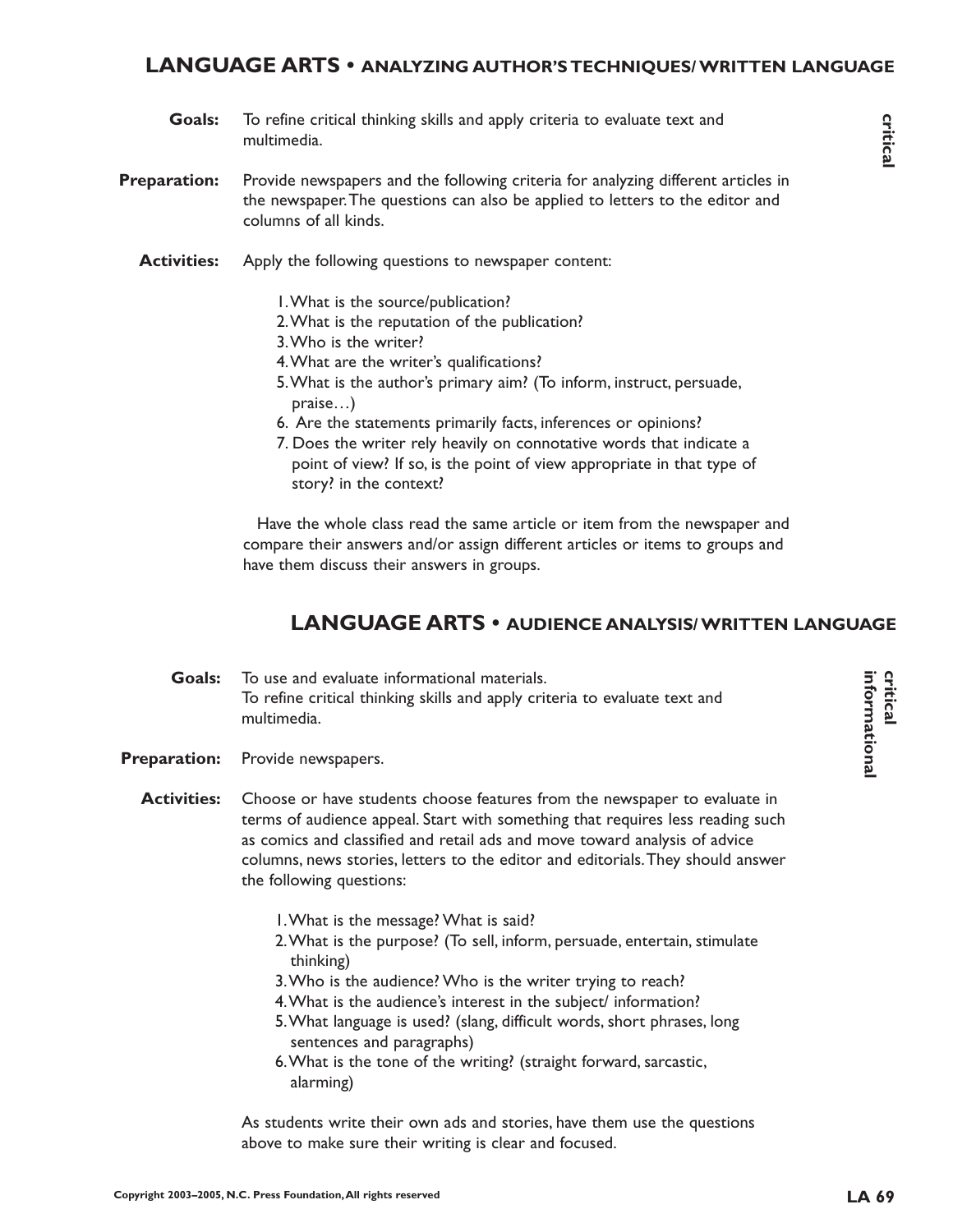## LANGUAGE ARTS • ANALYZING AUTHOR'S TECHNIQUES/ WRITTEN LANGUAGE

**critical**

**Goals:** To refine critical thinking skills and apply criteria to evaluate text and multimedia.

**Preparation:** Provide newspapers and the following criteria for analyzing different articles in the newspaper. The questions can also be applied to letters to the editor and columns of all kinds.

**Activities:** Apply the following questions to newspaper content:

1. What is the source/publication?
2. What is the reputation of the publication?
3. Who is the writer?
4. What are the writer's qualifications?
5. What is the author's primary aim? (To inform, instruct, persuade, praise…)
6. Are the statements primarily facts, inferences or opinions?
7. Does the writer rely heavily on connotative words that indicate a point of view? If so, is the point of view appropriate in that type of story? in the context?

Have the whole class read the same article or item from the newspaper and compare their answers and/or assign different articles or items to groups and have them discuss their answers in groups.

## LANGUAGE ARTS • AUDIENCE ANALYSIS/ WRITTEN LANGUAGE

**critical informational**

**Goals:** To use and evaluate informational materials.
To refine critical thinking skills and apply criteria to evaluate text and multimedia.

**Preparation:** Provide newspapers.

**Activities:** Choose or have students choose features from the newspaper to evaluate in terms of audience appeal. Start with something that requires less reading such as comics and classified and retail ads and move toward analysis of advice columns, news stories, letters to the editor and editorials. They should answer the following questions:

1. What is the message? What is said?
2. What is the purpose? (To sell, inform, persuade, entertain, stimulate thinking)
3. Who is the audience? Who is the writer trying to reach?
4. What is the audience's interest in the subject/ information?
5. What language is used? (slang, difficult words, short phrases, long sentences and paragraphs)
6. What is the tone of the writing? (straight forward, sarcastic, alarming)

As students write their own ads and stories, have them use the questions above to make sure their writing is clear and focused.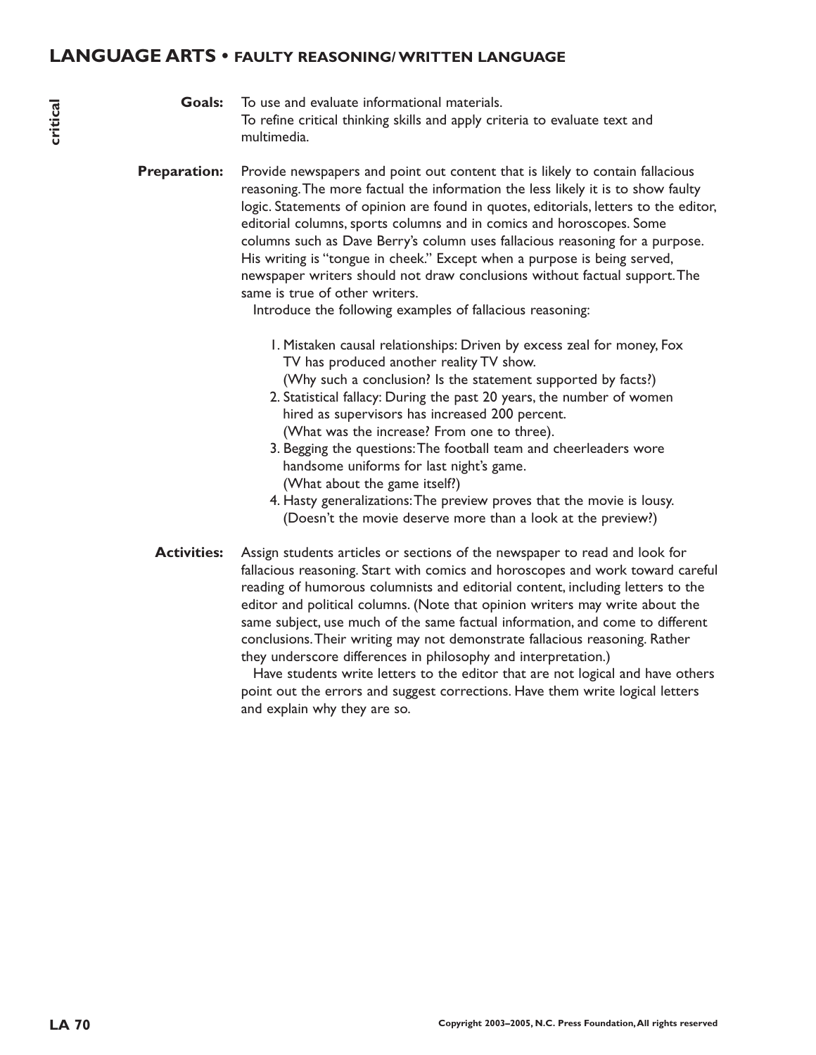## LANGUAGE ARTS • FAULTY REASONING/ WRITTEN LANGUAGE

critical

**Goals:** To use and evaluate informational materials.
To refine critical thinking skills and apply criteria to evaluate text and multimedia.

**Preparation:** Provide newspapers and point out content that is likely to contain fallacious reasoning. The more factual the information the less likely it is to show faulty logic. Statements of opinion are found in quotes, editorials, letters to the editor, editorial columns, sports columns and in comics and horoscopes. Some columns such as Dave Berry's column uses fallacious reasoning for a purpose. His writing is "tongue in cheek." Except when a purpose is being served, newspaper writers should not draw conclusions without factual support. The same is true of other writers.

Introduce the following examples of fallacious reasoning:

1. Mistaken causal relationships: Driven by excess zeal for money, Fox TV has produced another reality TV show.
   (Why such a conclusion? Is the statement supported by facts?)
2. Statistical fallacy: During the past 20 years, the number of women hired as supervisors has increased 200 percent.
   (What was the increase? From one to three).
3. Begging the questions: The football team and cheerleaders wore handsome uniforms for last night's game.
   (What about the game itself?)
4. Hasty generalizations: The preview proves that the movie is lousy.
   (Doesn't the movie deserve more than a look at the preview?)

**Activities:** Assign students articles or sections of the newspaper to read and look for fallacious reasoning. Start with comics and horoscopes and work toward careful reading of humorous columnists and editorial content, including letters to the editor and political columns. (Note that opinion writers may write about the same subject, use much of the same factual information, and come to different conclusions. Their writing may not demonstrate fallacious reasoning. Rather they underscore differences in philosophy and interpretation.)

Have students write letters to the editor that are not logical and have others point out the errors and suggest corrections. Have them write logical letters and explain why they are so.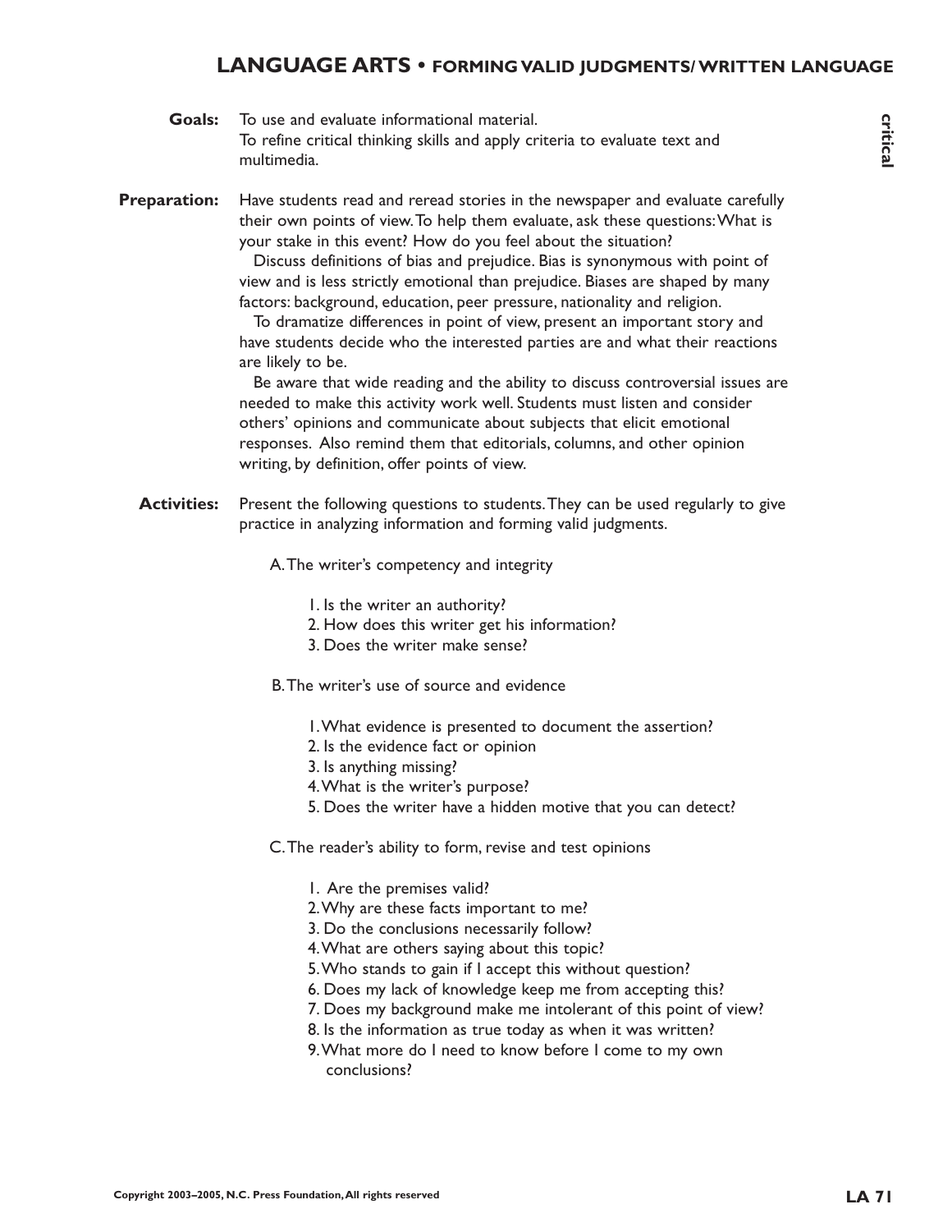# LANGUAGE ARTS • FORMING VALID JUDGMENTS/ WRITTEN LANGUAGE

critical

**Goals:** To use and evaluate informational material.
To refine critical thinking skills and apply criteria to evaluate text and multimedia.

**Preparation:** Have students read and reread stories in the newspaper and evaluate carefully their own points of view. To help them evaluate, ask these questions: What is your stake in this event? How do you feel about the situation?

Discuss definitions of bias and prejudice. Bias is synonymous with point of view and is less strictly emotional than prejudice. Biases are shaped by many factors: background, education, peer pressure, nationality and religion.

To dramatize differences in point of view, present an important story and have students decide who the interested parties are and what their reactions are likely to be.

Be aware that wide reading and the ability to discuss controversial issues are needed to make this activity work well. Students must listen and consider others' opinions and communicate about subjects that elicit emotional responses. Also remind them that editorials, columns, and other opinion writing, by definition, offer points of view.

**Activities:** Present the following questions to students. They can be used regularly to give practice in analyzing information and forming valid judgments.

A. The writer's competency and integrity

1. Is the writer an authority?
2. How does this writer get his information?
3. Does the writer make sense?

B. The writer's use of source and evidence

1. What evidence is presented to document the assertion?
2. Is the evidence fact or opinion
3. Is anything missing?
4. What is the writer's purpose?
5. Does the writer have a hidden motive that you can detect?

C. The reader's ability to form, revise and test opinions

1. Are the premises valid?
2. Why are these facts important to me?
3. Do the conclusions necessarily follow?
4. What are others saying about this topic?
5. Who stands to gain if I accept this without question?
6. Does my lack of knowledge keep me from accepting this?
7. Does my background make me intolerant of this point of view?
8. Is the information as true today as when it was written?
9. What more do I need to know before I come to my own conclusions?

Copyright 2003–2005, N.C. Press Foundation, All rights reserved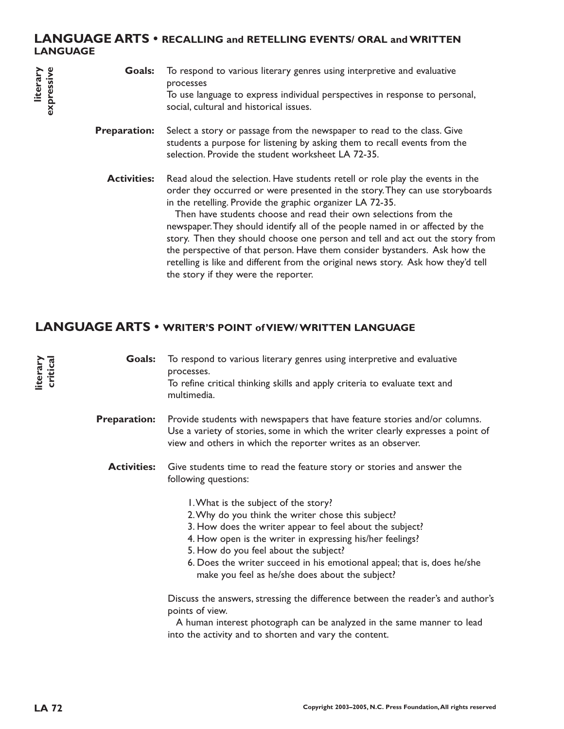## LANGUAGE ARTS • RECALLING and RETELLING EVENTS/ ORAL and WRITTEN LANGUAGE

literary expressive

**Goals:** To respond to various literary genres using interpretive and evaluative processes
To use language to express individual perspectives in response to personal, social, cultural and historical issues.

**Preparation:** Select a story or passage from the newspaper to read to the class. Give students a purpose for listening by asking them to recall events from the selection. Provide the student worksheet LA 72-35.

**Activities:** Read aloud the selection. Have students retell or role play the events in the order they occurred or were presented in the story. They can use storyboards in the retelling. Provide the graphic organizer LA 72-35.

Then have students choose and read their own selections from the newspaper. They should identify all of the people named in or affected by the story. Then they should choose one person and tell and act out the story from the perspective of that person. Have them consider bystanders. Ask how the retelling is like and different from the original news story. Ask how they'd tell the story if they were the reporter.

## LANGUAGE ARTS • WRITER'S POINT of VIEW/ WRITTEN LANGUAGE

literary critical

**Goals:** To respond to various literary genres using interpretive and evaluative processes.
To refine critical thinking skills and apply criteria to evaluate text and multimedia.

**Preparation:** Provide students with newspapers that have feature stories and/or columns. Use a variety of stories, some in which the writer clearly expresses a point of view and others in which the reporter writes as an observer.

**Activities:** Give students time to read the feature story or stories and answer the following questions:

1. What is the subject of the story?
2. Why do you think the writer chose this subject?
3. How does the writer appear to feel about the subject?
4. How open is the writer in expressing his/her feelings?
5. How do you feel about the subject?
6. Does the writer succeed in his emotional appeal; that is, does he/she make you feel as he/she does about the subject?

Discuss the answers, stressing the difference between the reader's and author's points of view.

A human interest photograph can be analyzed in the same manner to lead into the activity and to shorten and vary the content.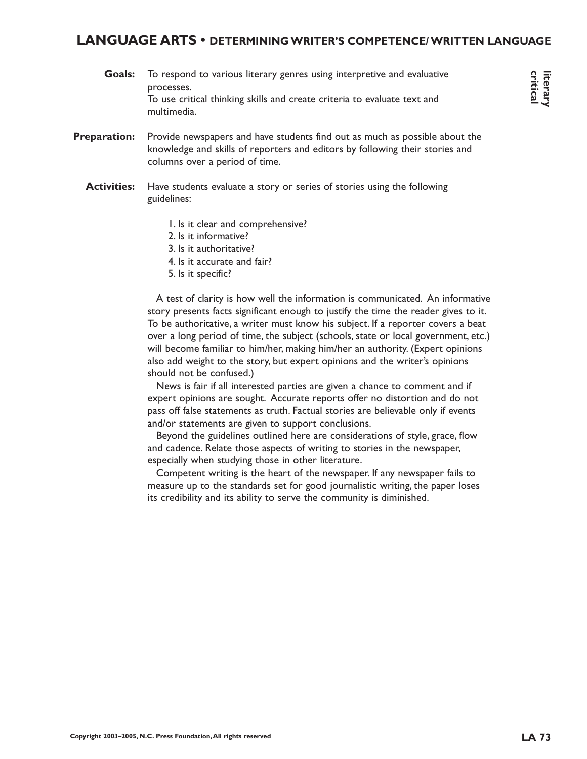## LANGUAGE ARTS • DETERMINING WRITER'S COMPETENCE/ WRITTEN LANGUAGE

literary critical

**Goals:** To respond to various literary genres using interpretive and evaluative processes.
To use critical thinking skills and create criteria to evaluate text and multimedia.

**Preparation:** Provide newspapers and have students find out as much as possible about the knowledge and skills of reporters and editors by following their stories and columns over a period of time.

**Activities:** Have students evaluate a story or series of stories using the following guidelines:

1. Is it clear and comprehensive?
2. Is it informative?
3. Is it authoritative?
4. Is it accurate and fair?
5. Is it specific?

A test of clarity is how well the information is communicated. An informative story presents facts significant enough to justify the time the reader gives to it. To be authoritative, a writer must know his subject. If a reporter covers a beat over a long period of time, the subject (schools, state or local government, etc.) will become familiar to him/her, making him/her an authority. (Expert opinions also add weight to the story, but expert opinions and the writer's opinions should not be confused.)

News is fair if all interested parties are given a chance to comment and if expert opinions are sought. Accurate reports offer no distortion and do not pass off false statements as truth. Factual stories are believable only if events and/or statements are given to support conclusions.

Beyond the guidelines outlined here are considerations of style, grace, flow and cadence. Relate those aspects of writing to stories in the newspaper, especially when studying those in other literature.

Competent writing is the heart of the newspaper. If any newspaper fails to measure up to the standards set for good journalistic writing, the paper loses its credibility and its ability to serve the community is diminished.

Copyright 2003–2005, N.C. Press Foundation, All rights reserved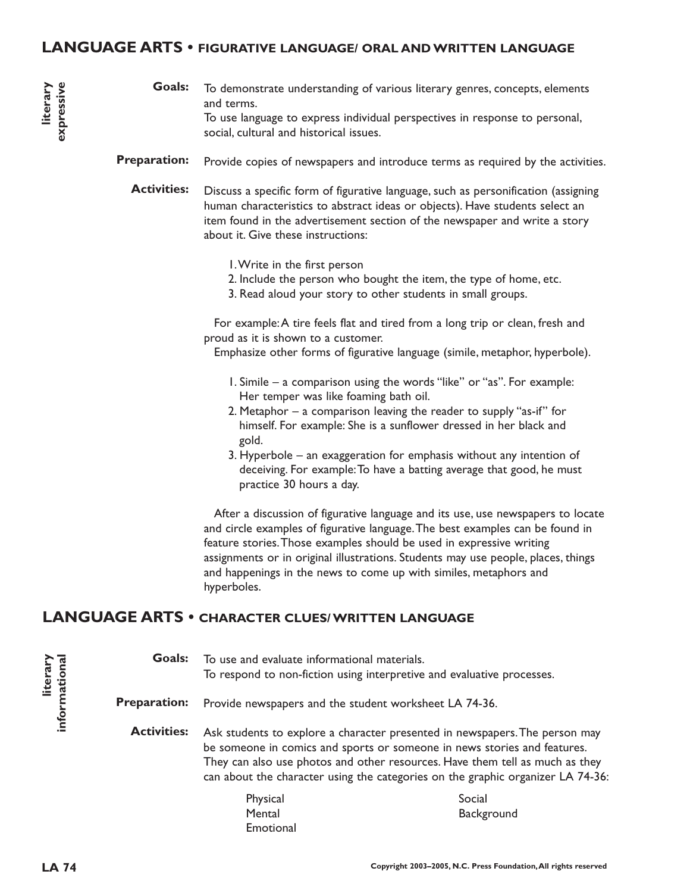## LANGUAGE ARTS • FIGURATIVE LANGUAGE/ ORAL AND WRITTEN LANGUAGE

literary expressive

**Goals:** To demonstrate understanding of various literary genres, concepts, elements and terms.
To use language to express individual perspectives in response to personal, social, cultural and historical issues.

**Preparation:** Provide copies of newspapers and introduce terms as required by the activities.

**Activities:** Discuss a specific form of figurative language, such as personification (assigning human characteristics to abstract ideas or objects). Have students select an item found in the advertisement section of the newspaper and write a story about it. Give these instructions:

1. Write in the first person
2. Include the person who bought the item, the type of home, etc.
3. Read aloud your story to other students in small groups.

For example: A tire feels flat and tired from a long trip or clean, fresh and proud as it is shown to a customer.

Emphasize other forms of figurative language (simile, metaphor, hyperbole).

1. Simile – a comparison using the words "like" or "as". For example: Her temper was like foaming bath oil.
2. Metaphor – a comparison leaving the reader to supply "as-if" for himself. For example: She is a sunflower dressed in her black and gold.
3. Hyperbole – an exaggeration for emphasis without any intention of deceiving. For example: To have a batting average that good, he must practice 30 hours a day.

After a discussion of figurative language and its use, use newspapers to locate and circle examples of figurative language. The best examples can be found in feature stories. Those examples should be used in expressive writing assignments or in original illustrations. Students may use people, places, things and happenings in the news to come up with similes, metaphors and hyperboles.

## LANGUAGE ARTS • CHARACTER CLUES/ WRITTEN LANGUAGE

literary informational

**Goals:** To use and evaluate informational materials.
To respond to non-fiction using interpretive and evaluative processes.

**Preparation:** Provide newspapers and the student worksheet LA 74-36.

**Activities:** Ask students to explore a character presented in newspapers. The person may be someone in comics and sports or someone in news stories and features. They can also use photos and other resources. Have them tell as much as they can about the character using the categories on the graphic organizer LA 74-36:

- Physical
- Mental
- Emotional
- Social
- Background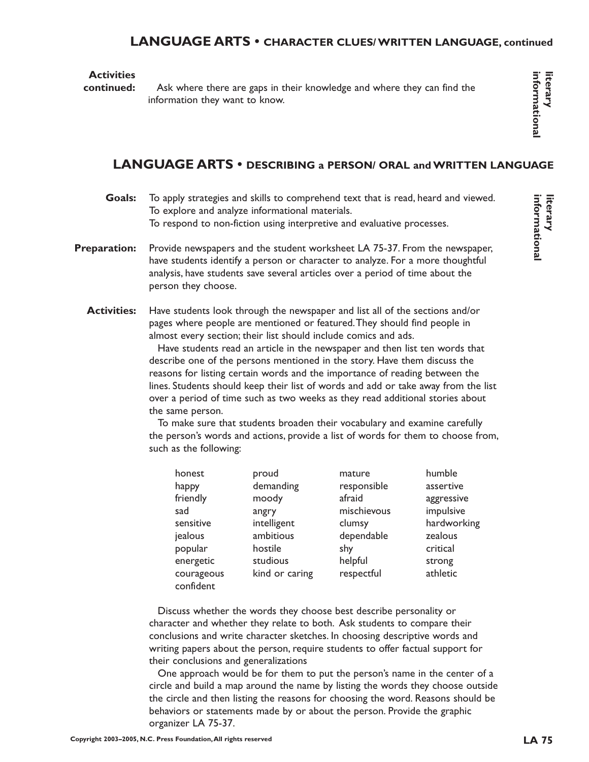## LANGUAGE ARTS • CHARACTER CLUES/ WRITTEN LANGUAGE, continued

**Activities continued:** Ask where there are gaps in their knowledge and where they can find the information they want to know.

literary informational

## LANGUAGE ARTS • DESCRIBING a PERSON/ ORAL and WRITTEN LANGUAGE

literary informational

**Goals:** To apply strategies and skills to comprehend text that is read, heard and viewed.
To explore and analyze informational materials.
To respond to non-fiction using interpretive and evaluative processes.

**Preparation:** Provide newspapers and the student worksheet LA 75-37. From the newspaper, have students identify a person or character to analyze. For a more thoughtful analysis, have students save several articles over a period of time about the person they choose.

**Activities:** Have students look through the newspaper and list all of the sections and/or pages where people are mentioned or featured. They should find people in almost every section; their list should include comics and ads.

Have students read an article in the newspaper and then list ten words that describe one of the persons mentioned in the story. Have them discuss the reasons for listing certain words and the importance of reading between the lines. Students should keep their list of words and add or take away from the list over a period of time such as two weeks as they read additional stories about the same person.

To make sure that students broaden their vocabulary and examine carefully the person's words and actions, provide a list of words for them to choose from, such as the following:

| | | | |
|---|---|---|---|
| honest | proud | mature | humble |
| happy | demanding | responsible | assertive |
| friendly | moody | afraid | aggressive |
| sad | angry | mischievous | impulsive |
| sensitive | intelligent | clumsy | hardworking |
| jealous | ambitious | dependable | zealous |
| popular | hostile | shy | critical |
| energetic | studious | helpful | strong |
| courageous | kind or caring | respectful | athletic |
| confident | | | |

Discuss whether the words they choose best describe personality or character and whether they relate to both. Ask students to compare their conclusions and write character sketches. In choosing descriptive words and writing papers about the person, require students to offer factual support for their conclusions and generalizations

One approach would be for them to put the person's name in the center of a circle and build a map around the name by listing the words they choose outside the circle and then listing the reasons for choosing the word. Reasons should be behaviors or statements made by or about the person. Provide the graphic organizer LA 75-37.

Copyright 2003–2005, N.C. Press Foundation, All rights reserved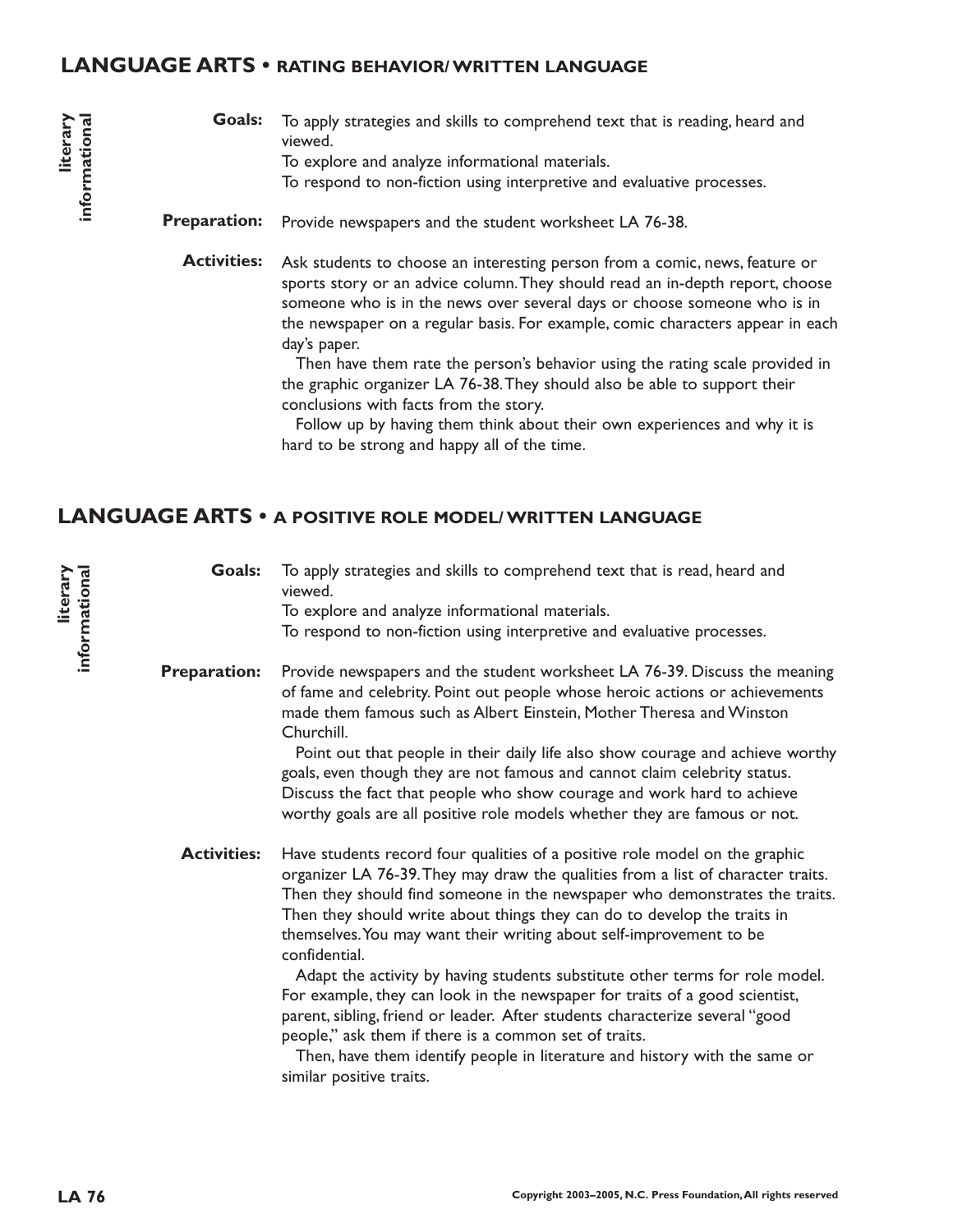## LANGUAGE ARTS • RATING BEHAVIOR/ WRITTEN LANGUAGE

**literary informational**

**Goals:** To apply strategies and skills to comprehend text that is reading, heard and viewed.
To explore and analyze informational materials.
To respond to non-fiction using interpretive and evaluative processes.

**Preparation:** Provide newspapers and the student worksheet LA 76-38.

**Activities:** Ask students to choose an interesting person from a comic, news, feature or sports story or an advice column. They should read an in-depth report, choose someone who is in the news over several days or choose someone who is in the newspaper on a regular basis. For example, comic characters appear in each day's paper.

Then have them rate the person's behavior using the rating scale provided in the graphic organizer LA 76-38. They should also be able to support their conclusions with facts from the story.

Follow up by having them think about their own experiences and why it is hard to be strong and happy all of the time.

## LANGUAGE ARTS • A POSITIVE ROLE MODEL/ WRITTEN LANGUAGE

**literary informational**

**Goals:** To apply strategies and skills to comprehend text that is read, heard and viewed.
To explore and analyze informational materials.
To respond to non-fiction using interpretive and evaluative processes.

**Preparation:** Provide newspapers and the student worksheet LA 76-39. Discuss the meaning of fame and celebrity. Point out people whose heroic actions or achievements made them famous such as Albert Einstein, Mother Theresa and Winston Churchill.

Point out that people in their daily life also show courage and achieve worthy goals, even though they are not famous and cannot claim celebrity status. Discuss the fact that people who show courage and work hard to achieve worthy goals are all positive role models whether they are famous or not.

**Activities:** Have students record four qualities of a positive role model on the graphic organizer LA 76-39. They may draw the qualities from a list of character traits. Then they should find someone in the newspaper who demonstrates the traits. Then they should write about things they can do to develop the traits in themselves. You may want their writing about self-improvement to be confidential.

Adapt the activity by having students substitute other terms for role model. For example, they can look in the newspaper for traits of a good scientist, parent, sibling, friend or leader. After students characterize several "good people," ask them if there is a common set of traits.

Then, have them identify people in literature and history with the same or similar positive traits.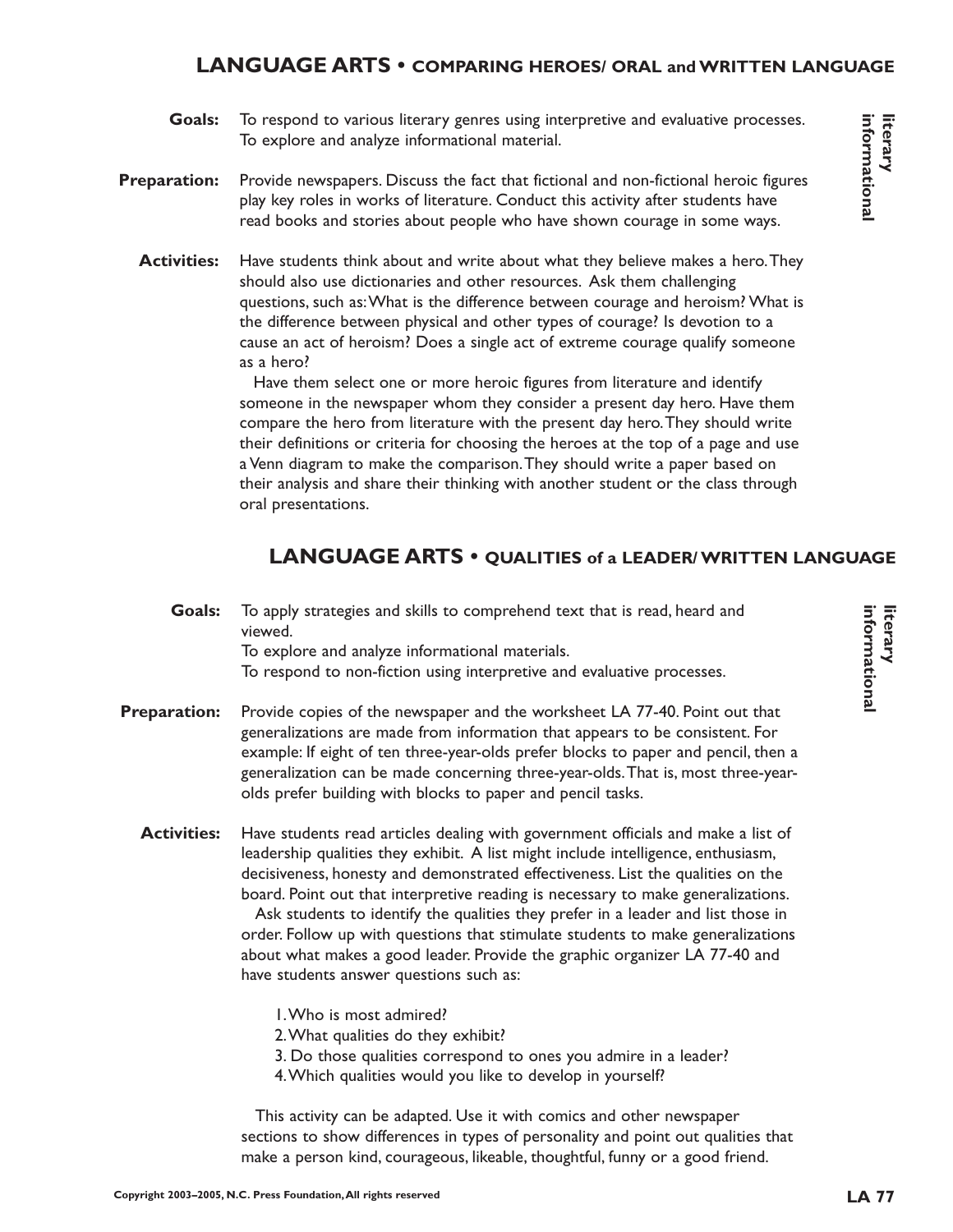## LANGUAGE ARTS • COMPARING HEROES/ ORAL and WRITTEN LANGUAGE

**literary informational**

**Goals:** To respond to various literary genres using interpretive and evaluative processes. To explore and analyze informational material.

**Preparation:** Provide newspapers. Discuss the fact that fictional and non-fictional heroic figures play key roles in works of literature. Conduct this activity after students have read books and stories about people who have shown courage in some ways.

**Activities:** Have students think about and write about what they believe makes a hero. They should also use dictionaries and other resources. Ask them challenging questions, such as: What is the difference between courage and heroism? What is the difference between physical and other types of courage? Is devotion to a cause an act of heroism? Does a single act of extreme courage qualify someone as a hero?

Have them select one or more heroic figures from literature and identify someone in the newspaper whom they consider a present day hero. Have them compare the hero from literature with the present day hero. They should write their definitions or criteria for choosing the heroes at the top of a page and use a Venn diagram to make the comparison. They should write a paper based on their analysis and share their thinking with another student or the class through oral presentations.

## LANGUAGE ARTS • QUALITIES of a LEADER/ WRITTEN LANGUAGE

**literary informational**

**Goals:** To apply strategies and skills to comprehend text that is read, heard and viewed.
To explore and analyze informational materials.
To respond to non-fiction using interpretive and evaluative processes.

**Preparation:** Provide copies of the newspaper and the worksheet LA 77-40. Point out that generalizations are made from information that appears to be consistent. For example: If eight of ten three-year-olds prefer blocks to paper and pencil, then a generalization can be made concerning three-year-olds. That is, most three-year-olds prefer building with blocks to paper and pencil tasks.

**Activities:** Have students read articles dealing with government officials and make a list of leadership qualities they exhibit. A list might include intelligence, enthusiasm, decisiveness, honesty and demonstrated effectiveness. List the qualities on the board. Point out that interpretive reading is necessary to make generalizations.

Ask students to identify the qualities they prefer in a leader and list those in order. Follow up with questions that stimulate students to make generalizations about what makes a good leader. Provide the graphic organizer LA 77-40 and have students answer questions such as:

1. Who is most admired?
2. What qualities do they exhibit?
3. Do those qualities correspond to ones you admire in a leader?
4. Which qualities would you like to develop in yourself?

This activity can be adapted. Use it with comics and other newspaper sections to show differences in types of personality and point out qualities that make a person kind, courageous, likeable, thoughtful, funny or a good friend.

Copyright 2003–2005, N.C. Press Foundation, All rights reserved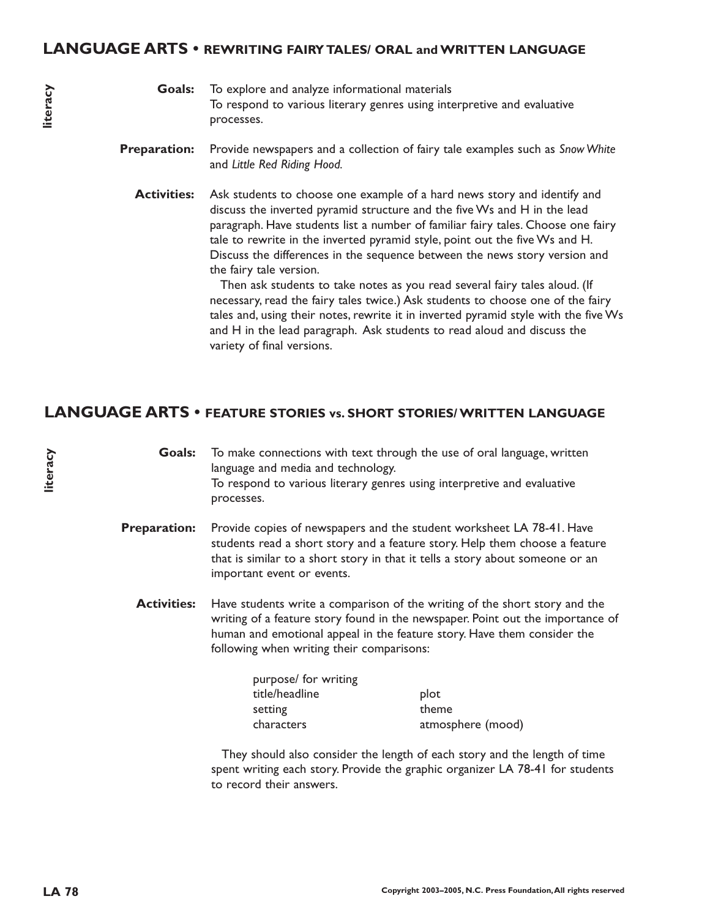## LANGUAGE ARTS • REWRITING FAIRY TALES/ ORAL and WRITTEN LANGUAGE

literacy

**Goals:** To explore and analyze informational materials
To respond to various literary genres using interpretive and evaluative processes.

**Preparation:** Provide newspapers and a collection of fairy tale examples such as *Snow White* and *Little Red Riding Hood*.

**Activities:** Ask students to choose one example of a hard news story and identify and discuss the inverted pyramid structure and the five Ws and H in the lead paragraph. Have students list a number of familiar fairy tales. Choose one fairy tale to rewrite in the inverted pyramid style, point out the five Ws and H. Discuss the differences in the sequence between the news story version and the fairy tale version.

Then ask students to take notes as you read several fairy tales aloud. (If necessary, read the fairy tales twice.) Ask students to choose one of the fairy tales and, using their notes, rewrite it in inverted pyramid style with the five Ws and H in the lead paragraph. Ask students to read aloud and discuss the variety of final versions.

## LANGUAGE ARTS • FEATURE STORIES vs. SHORT STORIES/ WRITTEN LANGUAGE

literacy

**Goals:** To make connections with text through the use of oral language, written language and media and technology.
To respond to various literary genres using interpretive and evaluative processes.

**Preparation:** Provide copies of newspapers and the student worksheet LA 78-41. Have students read a short story and a feature story. Help them choose a feature that is similar to a short story in that it tells a story about someone or an important event or events.

**Activities:** Have students write a comparison of the writing of the short story and the writing of a feature story found in the newspaper. Point out the importance of human and emotional appeal in the feature story. Have them consider the following when writing their comparisons:

- purpose/ for writing
- title/headline
- setting
- characters
- plot
- theme
- atmosphere (mood)

They should also consider the length of each story and the length of time spent writing each story. Provide the graphic organizer LA 78-41 for students to record their answers.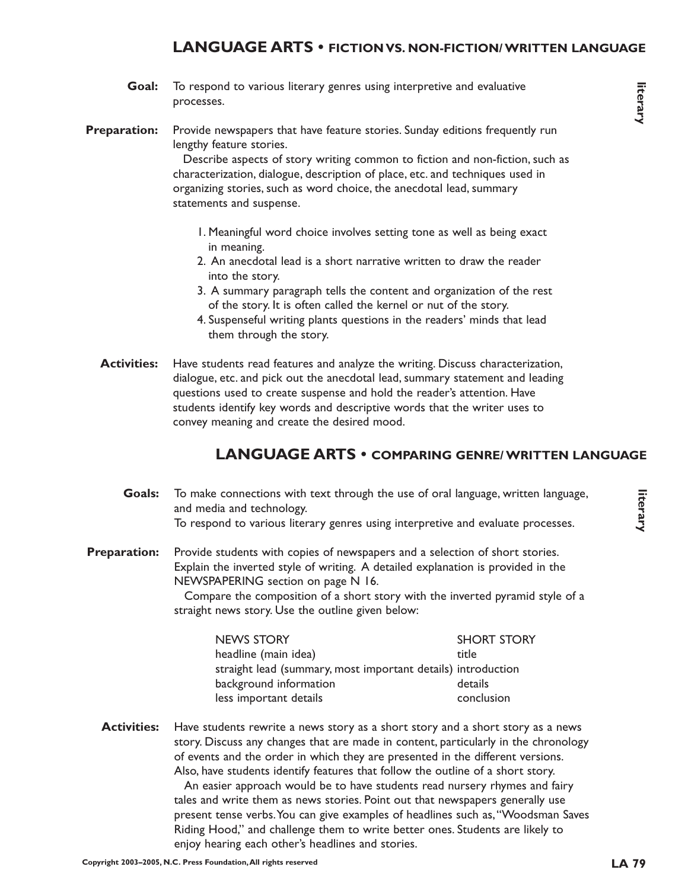## LANGUAGE ARTS • FICTION VS. NON-FICTION/ WRITTEN LANGUAGE

*literary*

**Goal:** To respond to various literary genres using interpretive and evaluative processes.

**Preparation:** Provide newspapers that have feature stories. Sunday editions frequently run lengthy feature stories.

Describe aspects of story writing common to fiction and non-fiction, such as characterization, dialogue, description of place, etc. and techniques used in organizing stories, such as word choice, the anecdotal lead, summary statements and suspense.

1. Meaningful word choice involves setting tone as well as being exact in meaning.
2. An anecdotal lead is a short narrative written to draw the reader into the story.
3. A summary paragraph tells the content and organization of the rest of the story. It is often called the kernel or nut of the story.
4. Suspenseful writing plants questions in the readers' minds that lead them through the story.

**Activities:** Have students read features and analyze the writing. Discuss characterization, dialogue, etc. and pick out the anecdotal lead, summary statement and leading questions used to create suspense and hold the reader's attention. Have students identify key words and descriptive words that the writer uses to convey meaning and create the desired mood.

## LANGUAGE ARTS • COMPARING GENRE/ WRITTEN LANGUAGE

*literary*

**Goals:** To make connections with text through the use of oral language, written language, and media and technology.
To respond to various literary genres using interpretive and evaluate processes.

**Preparation:** Provide students with copies of newspapers and a selection of short stories. Explain the inverted style of writing. A detailed explanation is provided in the NEWSPAPERING section on page N 16.

Compare the composition of a short story with the inverted pyramid style of a straight news story. Use the outline given below:

| NEWS STORY | SHORT STORY |
|---|---|
| headline (main idea) | title |
| straight lead (summary, most important details) | introduction |
| background information | details |
| less important details | conclusion |

**Activities:** Have students rewrite a news story as a short story and a short story as a news story. Discuss any changes that are made in content, particularly in the chronology of events and the order in which they are presented in the different versions. Also, have students identify features that follow the outline of a short story.

An easier approach would be to have students read nursery rhymes and fairy tales and write them as news stories. Point out that newspapers generally use present tense verbs. You can give examples of headlines such as, "Woodsman Saves Riding Hood," and challenge them to write better ones. Students are likely to enjoy hearing each other's headlines and stories.

Copyright 2003–2005, N.C. Press Foundation, All rights reserved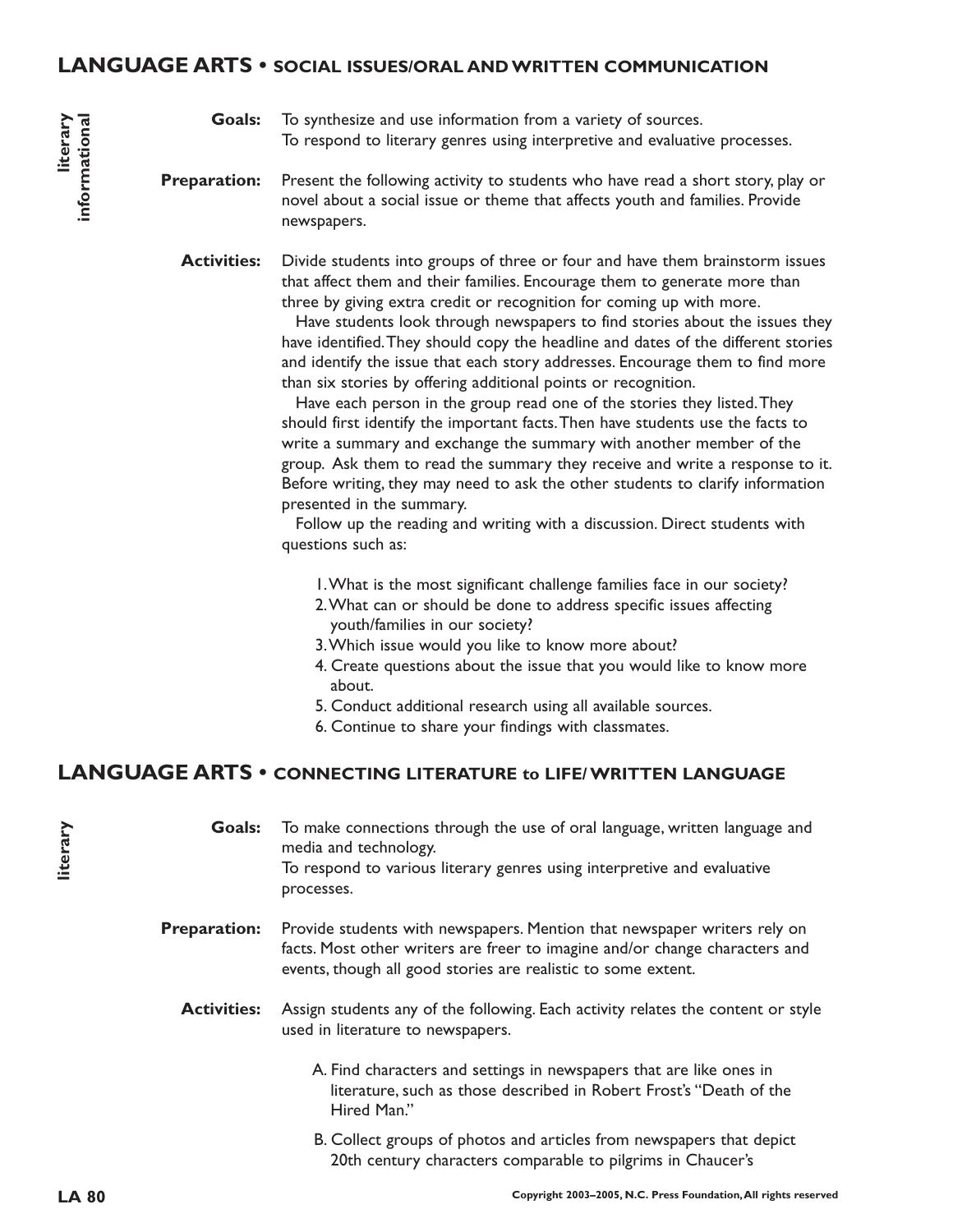## LANGUAGE ARTS • SOCIAL ISSUES/ORAL AND WRITTEN COMMUNICATION

**literary informational**

**Goals:** To synthesize and use information from a variety of sources.
To respond to literary genres using interpretive and evaluative processes.

**Preparation:** Present the following activity to students who have read a short story, play or novel about a social issue or theme that affects youth and families. Provide newspapers.

**Activities:** Divide students into groups of three or four and have them brainstorm issues that affect them and their families. Encourage them to generate more than three by giving extra credit or recognition for coming up with more.

Have students look through newspapers to find stories about the issues they have identified. They should copy the headline and dates of the different stories and identify the issue that each story addresses. Encourage them to find more than six stories by offering additional points or recognition.

Have each person in the group read one of the stories they listed. They should first identify the important facts. Then have students use the facts to write a summary and exchange the summary with another member of the group. Ask them to read the summary they receive and write a response to it. Before writing, they may need to ask the other students to clarify information presented in the summary.

Follow up the reading and writing with a discussion. Direct students with questions such as:

1. What is the most significant challenge families face in our society?
2. What can or should be done to address specific issues affecting youth/families in our society?
3. Which issue would you like to know more about?
4. Create questions about the issue that you would like to know more about.
5. Conduct additional research using all available sources.
6. Continue to share your findings with classmates.

## LANGUAGE ARTS • CONNECTING LITERATURE to LIFE/ WRITTEN LANGUAGE

**literary**

**Goals:** To make connections through the use of oral language, written language and media and technology.
To respond to various literary genres using interpretive and evaluative processes.

**Preparation:** Provide students with newspapers. Mention that newspaper writers rely on facts. Most other writers are freer to imagine and/or change characters and events, though all good stories are realistic to some extent.

**Activities:** Assign students any of the following. Each activity relates the content or style used in literature to newspapers.

A. Find characters and settings in newspapers that are like ones in literature, such as those described in Robert Frost's "Death of the Hired Man."

B. Collect groups of photos and articles from newspapers that depict 20th century characters comparable to pilgrims in Chaucer's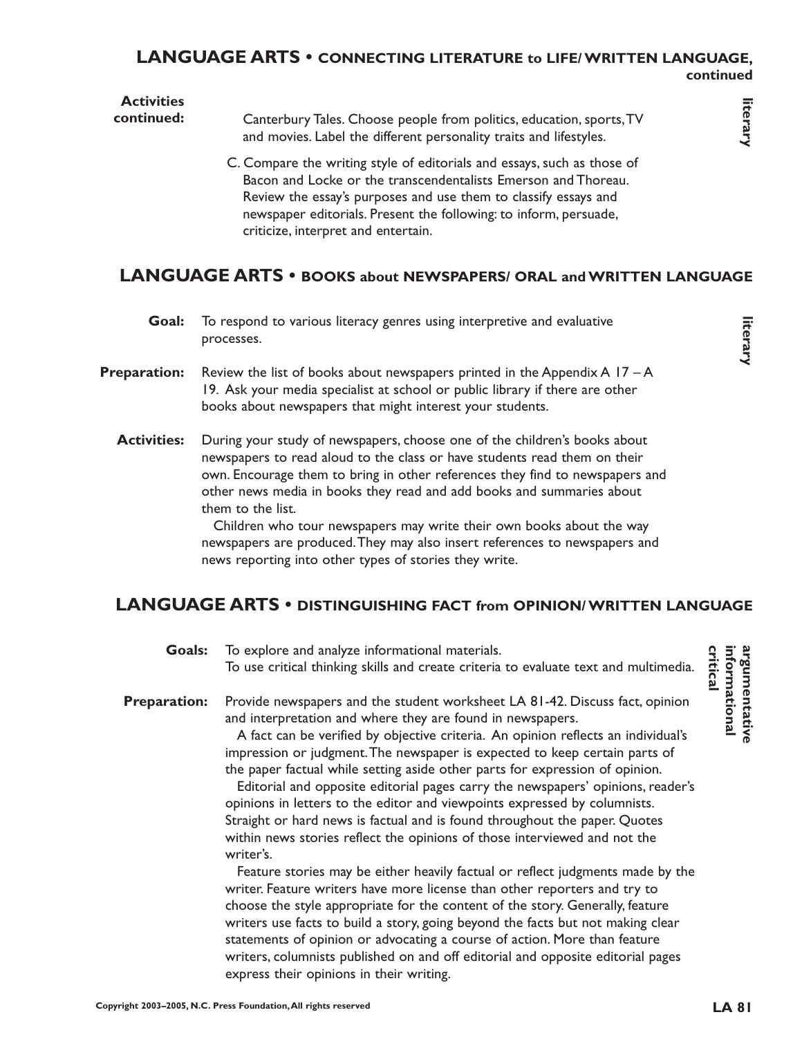## LANGUAGE ARTS • CONNECTING LITERATURE to LIFE/ WRITTEN LANGUAGE, continued

**Activities continued:**

Canterbury Tales. Choose people from politics, education, sports, TV and movies. Label the different personality traits and lifestyles.

C. Compare the writing style of editorials and essays, such as those of Bacon and Locke or the transcendentalists Emerson and Thoreau. Review the essay's purposes and use them to classify essays and newspaper editorials. Present the following: to inform, persuade, criticize, interpret and entertain.

**literary**

## LANGUAGE ARTS • BOOKS about NEWSPAPERS/ ORAL and WRITTEN LANGUAGE

**literary**

**Goal:** To respond to various literacy genres using interpretive and evaluative processes.

**Preparation:** Review the list of books about newspapers printed in the Appendix A 17 – A 19. Ask your media specialist at school or public library if there are other books about newspapers that might interest your students.

**Activities:** During your study of newspapers, choose one of the children's books about newspapers to read aloud to the class or have students read them on their own. Encourage them to bring in other references they find to newspapers and other news media in books they read and add books and summaries about them to the list.

Children who tour newspapers may write their own books about the way newspapers are produced. They may also insert references to newspapers and news reporting into other types of stories they write.

## LANGUAGE ARTS • DISTINGUISHING FACT from OPINION/ WRITTEN LANGUAGE

**argumentative informational critical**

**Goals:** To explore and analyze informational materials.
To use critical thinking skills and create criteria to evaluate text and multimedia.

**Preparation:** Provide newspapers and the student worksheet LA 81-42. Discuss fact, opinion and interpretation and where they are found in newspapers.

A fact can be verified by objective criteria. An opinion reflects an individual's impression or judgment. The newspaper is expected to keep certain parts of the paper factual while setting aside other parts for expression of opinion.

Editorial and opposite editorial pages carry the newspapers' opinions, reader's opinions in letters to the editor and viewpoints expressed by columnists. Straight or hard news is factual and is found throughout the paper. Quotes within news stories reflect the opinions of those interviewed and not the writer's.

Feature stories may be either heavily factual or reflect judgments made by the writer. Feature writers have more license than other reporters and try to choose the style appropriate for the content of the story. Generally, feature writers use facts to build a story, going beyond the facts but not making clear statements of opinion or advocating a course of action. More than feature writers, columnists published on and off editorial and opposite editorial pages express their opinions in their writing.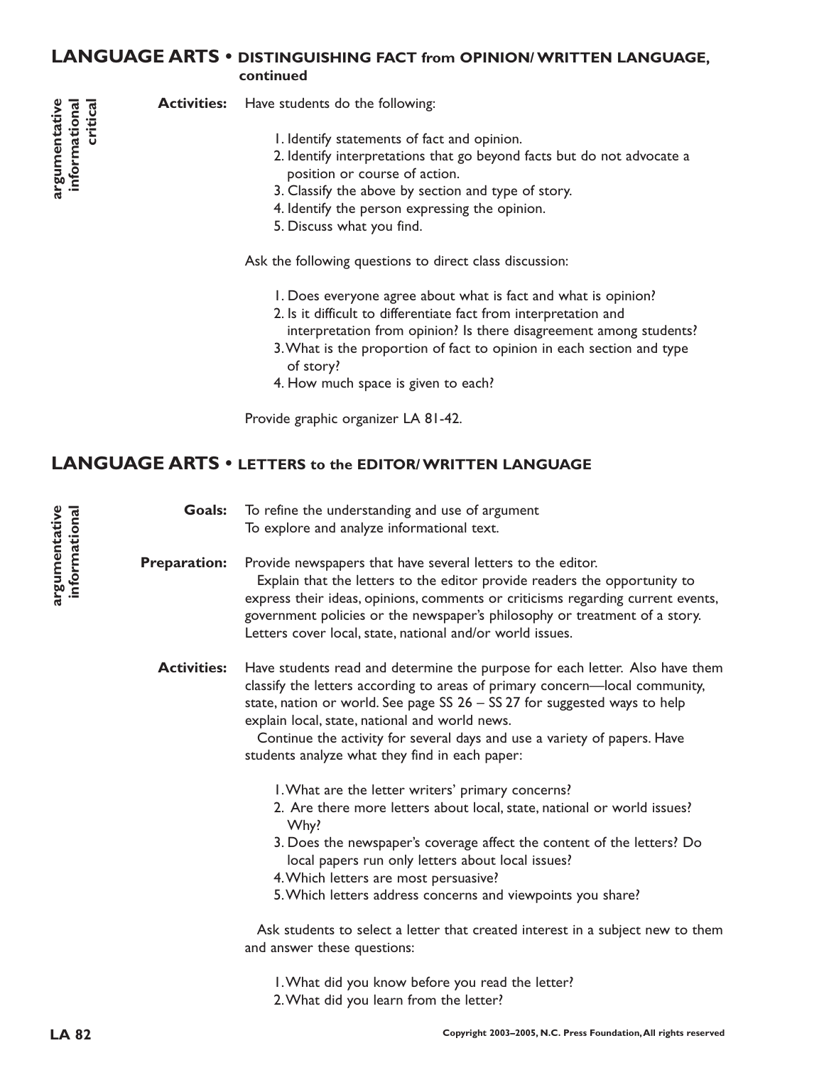## LANGUAGE ARTS • DISTINGUISHING FACT from OPINION/ WRITTEN LANGUAGE, continued

**argumentative informational critical**

**Activities:** Have students do the following:

1. Identify statements of fact and opinion.
2. Identify interpretations that go beyond facts but do not advocate a position or course of action.
3. Classify the above by section and type of story.
4. Identify the person expressing the opinion.
5. Discuss what you find.

Ask the following questions to direct class discussion:

1. Does everyone agree about what is fact and what is opinion?
2. Is it difficult to differentiate fact from interpretation and interpretation from opinion? Is there disagreement among students?
3. What is the proportion of fact to opinion in each section and type of story?
4. How much space is given to each?

Provide graphic organizer LA 81-42.

## LANGUAGE ARTS • LETTERS to the EDITOR/ WRITTEN LANGUAGE

**argumentative informational**

**Goals:** To refine the understanding and use of argument
To explore and analyze informational text.

**Preparation:** Provide newspapers that have several letters to the editor.
Explain that the letters to the editor provide readers the opportunity to express their ideas, opinions, comments or criticisms regarding current events, government policies or the newspaper's philosophy or treatment of a story. Letters cover local, state, national and/or world issues.

**Activities:** Have students read and determine the purpose for each letter. Also have them classify the letters according to areas of primary concern—local community, state, nation or world. See page SS 26 – SS 27 for suggested ways to help explain local, state, national and world news.
Continue the activity for several days and use a variety of papers. Have students analyze what they find in each paper:

1. What are the letter writers' primary concerns?
2. Are there more letters about local, state, national or world issues? Why?
3. Does the newspaper's coverage affect the content of the letters? Do local papers run only letters about local issues?
4. Which letters are most persuasive?
5. Which letters address concerns and viewpoints you share?

Ask students to select a letter that created interest in a subject new to them and answer these questions:

1. What did you know before you read the letter?
2. What did you learn from the letter?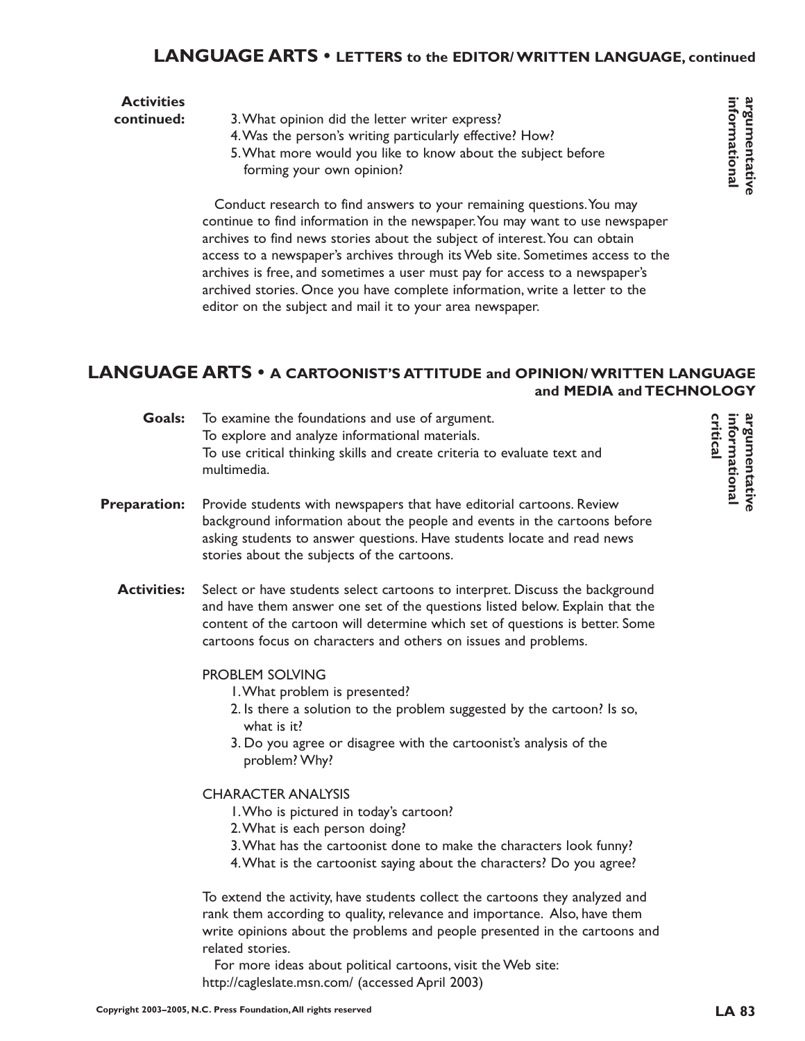## LANGUAGE ARTS • LETTERS to the EDITOR/ WRITTEN LANGUAGE, continued

*argumentative*
*informational*

**Activities continued:**

3. What opinion did the letter writer express?
4. Was the person's writing particularly effective? How?
5. What more would you like to know about the subject before forming your own opinion?

Conduct research to find answers to your remaining questions. You may continue to find information in the newspaper. You may want to use newspaper archives to find news stories about the subject of interest. You can obtain access to a newspaper's archives through its Web site. Sometimes access to the archives is free, and sometimes a user must pay for access to a newspaper's archived stories. Once you have complete information, write a letter to the editor on the subject and mail it to your area newspaper.

## LANGUAGE ARTS • A CARTOONIST'S ATTITUDE and OPINION/ WRITTEN LANGUAGE and MEDIA and TECHNOLOGY

*argumentative*
*informational*
*critical*

**Goals:** To examine the foundations and use of argument.
To explore and analyze informational materials.
To use critical thinking skills and create criteria to evaluate text and multimedia.

**Preparation:** Provide students with newspapers that have editorial cartoons. Review background information about the people and events in the cartoons before asking students to answer questions. Have students locate and read news stories about the subjects of the cartoons.

**Activities:** Select or have students select cartoons to interpret. Discuss the background and have them answer one set of the questions listed below. Explain that the content of the cartoon will determine which set of questions is better. Some cartoons focus on characters and others on issues and problems.

PROBLEM SOLVING

1. What problem is presented?
2. Is there a solution to the problem suggested by the cartoon? Is so, what is it?
3. Do you agree or disagree with the cartoonist's analysis of the problem? Why?

CHARACTER ANALYSIS

1. Who is pictured in today's cartoon?
2. What is each person doing?
3. What has the cartoonist done to make the characters look funny?
4. What is the cartoonist saying about the characters? Do you agree?

To extend the activity, have students collect the cartoons they analyzed and rank them according to quality, relevance and importance. Also, have them write opinions about the problems and people presented in the cartoons and related stories.

For more ideas about political cartoons, visit the Web site: http://cagleslate.msn.com/ (accessed April 2003)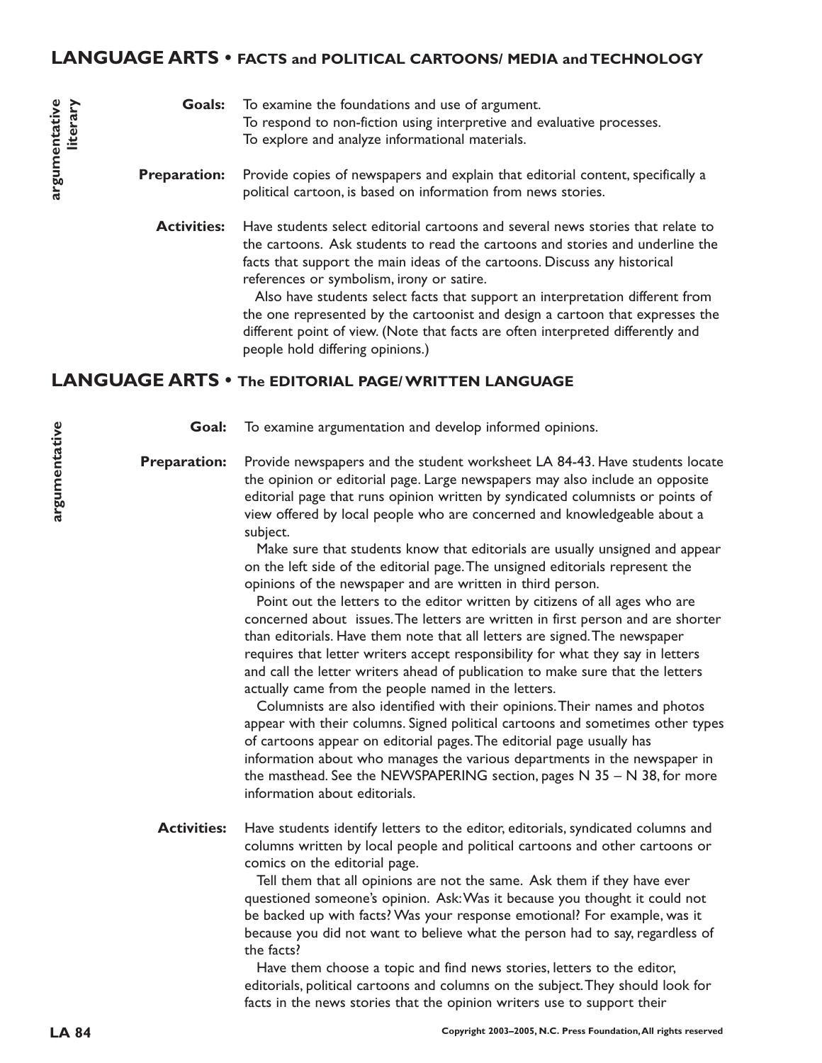## LANGUAGE ARTS • FACTS and POLITICAL CARTOONS/ MEDIA and TECHNOLOGY

**argumentative**
**literary**

**Goals:** To examine the foundations and use of argument.
To respond to non-fiction using interpretive and evaluative processes.
To explore and analyze informational materials.

**Preparation:** Provide copies of newspapers and explain that editorial content, specifically a political cartoon, is based on information from news stories.

**Activities:** Have students select editorial cartoons and several news stories that relate to the cartoons. Ask students to read the cartoons and stories and underline the facts that support the main ideas of the cartoons. Discuss any historical references or symbolism, irony or satire.

Also have students select facts that support an interpretation different from the one represented by the cartoonist and design a cartoon that expresses the different point of view. (Note that facts are often interpreted differently and people hold differing opinions.)

## LANGUAGE ARTS • The EDITORIAL PAGE/ WRITTEN LANGUAGE

**argumentative**

**Goal:** To examine argumentation and develop informed opinions.

**Preparation:** Provide newspapers and the student worksheet LA 84-43. Have students locate the opinion or editorial page. Large newspapers may also include an opposite editorial page that runs opinion written by syndicated columnists or points of view offered by local people who are concerned and knowledgeable about a subject.

Make sure that students know that editorials are usually unsigned and appear on the left side of the editorial page. The unsigned editorials represent the opinions of the newspaper and are written in third person.

Point out the letters to the editor written by citizens of all ages who are concerned about issues. The letters are written in first person and are shorter than editorials. Have them note that all letters are signed. The newspaper requires that letter writers accept responsibility for what they say in letters and call the letter writers ahead of publication to make sure that the letters actually came from the people named in the letters.

Columnists are also identified with their opinions. Their names and photos appear with their columns. Signed political cartoons and sometimes other types of cartoons appear on editorial pages. The editorial page usually has information about who manages the various departments in the newspaper in the masthead. See the NEWSPAPERING section, pages N 35 – N 38, for more information about editorials.

**Activities:** Have students identify letters to the editor, editorials, syndicated columns and columns written by local people and political cartoons and other cartoons or comics on the editorial page.

Tell them that all opinions are not the same. Ask them if they have ever questioned someone's opinion. Ask: Was it because you thought it could not be backed up with facts? Was your response emotional? For example, was it because you did not want to believe what the person had to say, regardless of the facts?

Have them choose a topic and find news stories, letters to the editor, editorials, political cartoons and columns on the subject. They should look for facts in the news stories that the opinion writers use to support their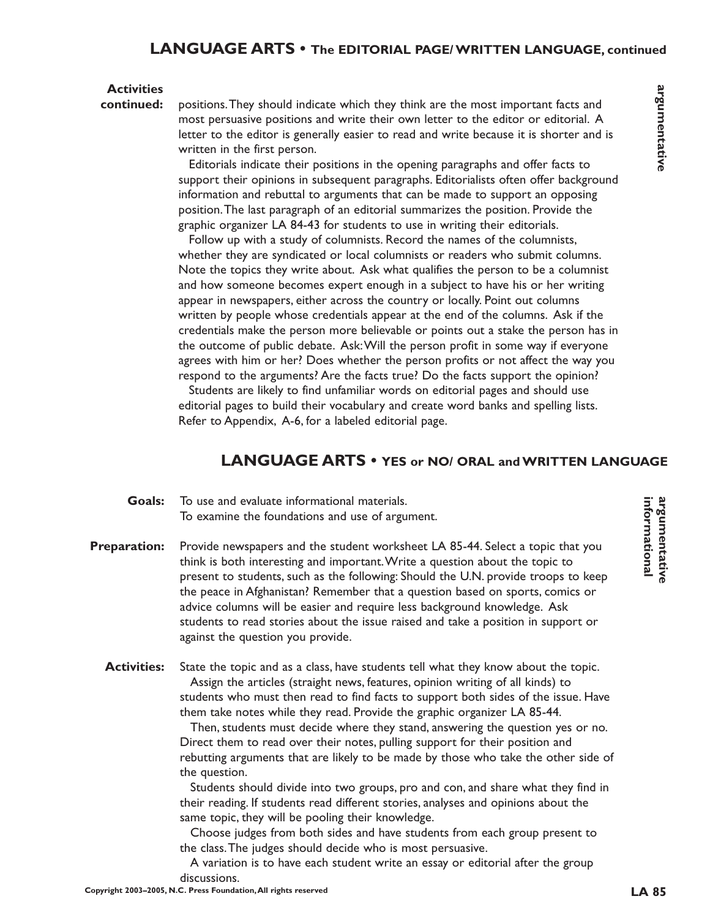## LANGUAGE ARTS • The EDITORIAL PAGE/ WRITTEN LANGUAGE, continued

*argumentative*

**Activities continued:** positions. They should indicate which they think are the most important facts and most persuasive positions and write their own letter to the editor or editorial. A letter to the editor is generally easier to read and write because it is shorter and is written in the first person.

Editorials indicate their positions in the opening paragraphs and offer facts to support their opinions in subsequent paragraphs. Editorialists often offer background information and rebuttal to arguments that can be made to support an opposing position. The last paragraph of an editorial summarizes the position. Provide the graphic organizer LA 84-43 for students to use in writing their editorials.

Follow up with a study of columnists. Record the names of the columnists, whether they are syndicated or local columnists or readers who submit columns. Note the topics they write about. Ask what qualifies the person to be a columnist and how someone becomes expert enough in a subject to have his or her writing appear in newspapers, either across the country or locally. Point out columns written by people whose credentials appear at the end of the columns. Ask if the credentials make the person more believable or points out a stake the person has in the outcome of public debate. Ask: Will the person profit in some way if everyone agrees with him or her? Does whether the person profits or not affect the way you respond to the arguments? Are the facts true? Do the facts support the opinion?

Students are likely to find unfamiliar words on editorial pages and should use editorial pages to build their vocabulary and create word banks and spelling lists. Refer to Appendix, A-6, for a labeled editorial page.

## LANGUAGE ARTS • YES or NO/ ORAL and WRITTEN LANGUAGE

*argumentative informational*

**Goals:** To use and evaluate informational materials.
To examine the foundations and use of argument.

**Preparation:** Provide newspapers and the student worksheet LA 85-44. Select a topic that you think is both interesting and important. Write a question about the topic to present to students, such as the following: Should the U.N. provide troops to keep the peace in Afghanistan? Remember that a question based on sports, comics or advice columns will be easier and require less background knowledge. Ask students to read stories about the issue raised and take a position in support or against the question you provide.

**Activities:** State the topic and as a class, have students tell what they know about the topic.

Assign the articles (straight news, features, opinion writing of all kinds) to students who must then read to find facts to support both sides of the issue. Have them take notes while they read. Provide the graphic organizer LA 85-44.

Then, students must decide where they stand, answering the question yes or no. Direct them to read over their notes, pulling support for their position and rebutting arguments that are likely to be made by those who take the other side of the question.

Students should divide into two groups, pro and con, and share what they find in their reading. If students read different stories, analyses and opinions about the same topic, they will be pooling their knowledge.

Choose judges from both sides and have students from each group present to the class. The judges should decide who is most persuasive.

A variation is to have each student write an essay or editorial after the group discussions.

Copyright 2003–2005, N.C. Press Foundation, All rights reserved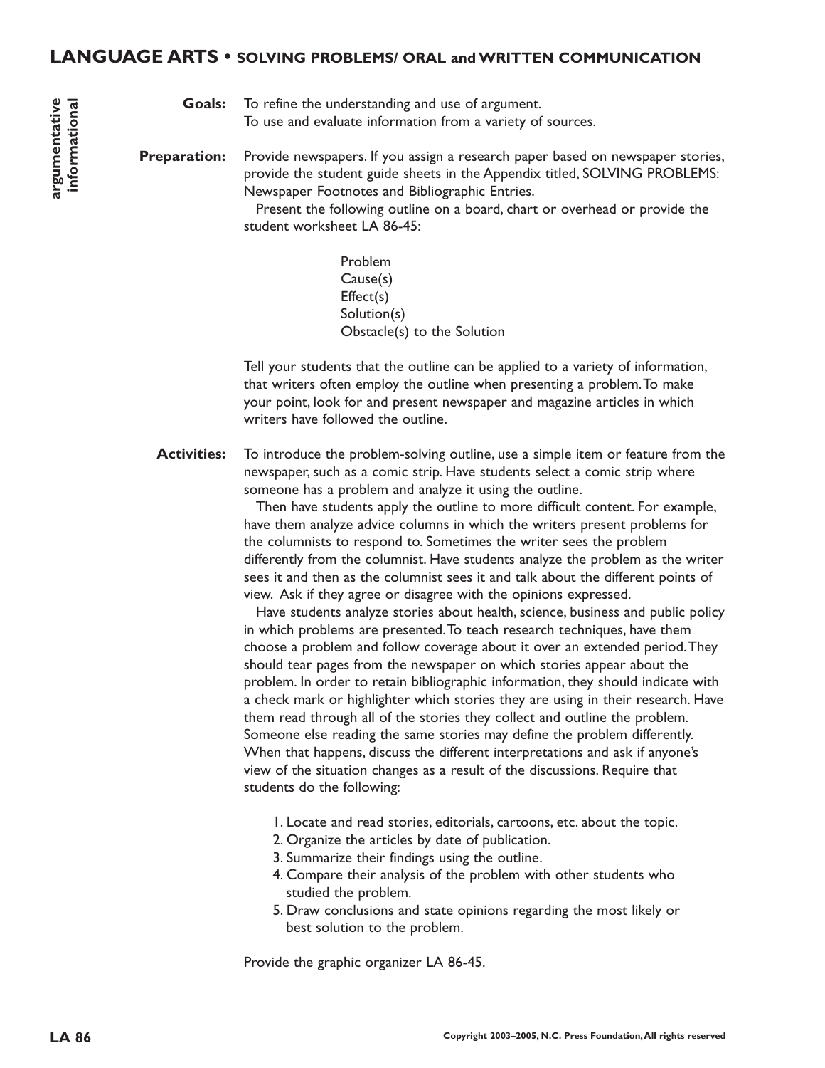## LANGUAGE ARTS • SOLVING PROBLEMS/ ORAL and WRITTEN COMMUNICATION

**argumentative**
**informational**

**Goals:** To refine the understanding and use of argument.
To use and evaluate information from a variety of sources.

**Preparation:** Provide newspapers. If you assign a research paper based on newspaper stories, provide the student guide sheets in the Appendix titled, SOLVING PROBLEMS: Newspaper Footnotes and Bibliographic Entries.

Present the following outline on a board, chart or overhead or provide the student worksheet LA 86-45:

Problem
Cause(s)
Effect(s)
Solution(s)
Obstacle(s) to the Solution

Tell your students that the outline can be applied to a variety of information, that writers often employ the outline when presenting a problem. To make your point, look for and present newspaper and magazine articles in which writers have followed the outline.

**Activities:** To introduce the problem-solving outline, use a simple item or feature from the newspaper, such as a comic strip. Have students select a comic strip where someone has a problem and analyze it using the outline.

Then have students apply the outline to more difficult content. For example, have them analyze advice columns in which the writers present problems for the columnists to respond to. Sometimes the writer sees the problem differently from the columnist. Have students analyze the problem as the writer sees it and then as the columnist sees it and talk about the different points of view. Ask if they agree or disagree with the opinions expressed.

Have students analyze stories about health, science, business and public policy in which problems are presented. To teach research techniques, have them choose a problem and follow coverage about it over an extended period. They should tear pages from the newspaper on which stories appear about the problem. In order to retain bibliographic information, they should indicate with a check mark or highlighter which stories they are using in their research. Have them read through all of the stories they collect and outline the problem. Someone else reading the same stories may define the problem differently. When that happens, discuss the different interpretations and ask if anyone's view of the situation changes as a result of the discussions. Require that students do the following:

1. Locate and read stories, editorials, cartoons, etc. about the topic.
2. Organize the articles by date of publication.
3. Summarize their findings using the outline.
4. Compare their analysis of the problem with other students who studied the problem.
5. Draw conclusions and state opinions regarding the most likely or best solution to the problem.

Provide the graphic organizer LA 86-45.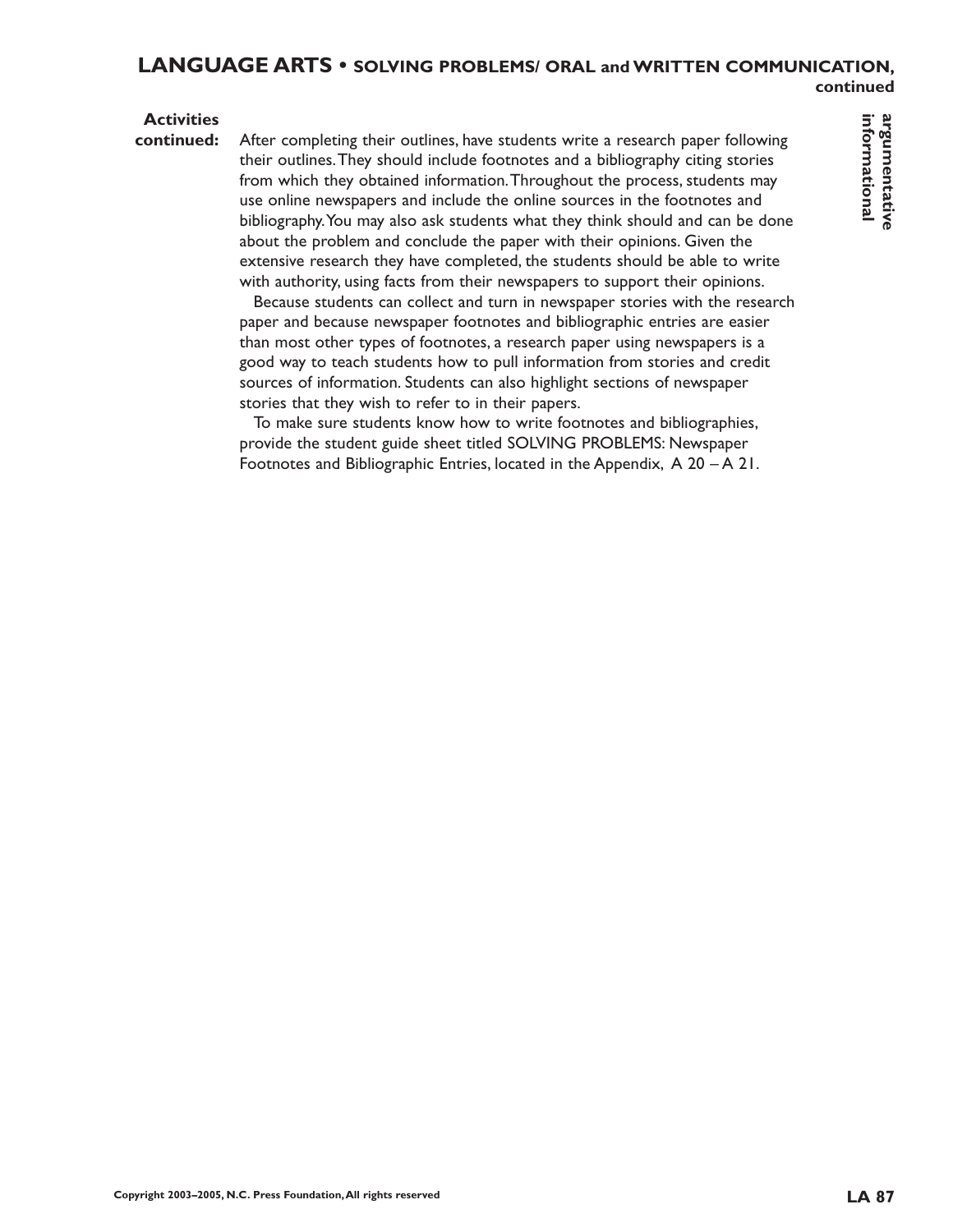## LANGUAGE ARTS • SOLVING PROBLEMS/ ORAL and WRITTEN COMMUNICATION, continued

**argumentative informational**

**Activities continued:** After completing their outlines, have students write a research paper following their outlines. They should include footnotes and a bibliography citing stories from which they obtained information. Throughout the process, students may use online newspapers and include the online sources in the footnotes and bibliography. You may also ask students what they think should and can be done about the problem and conclude the paper with their opinions. Given the extensive research they have completed, the students should be able to write with authority, using facts from their newspapers to support their opinions.

Because students can collect and turn in newspaper stories with the research paper and because newspaper footnotes and bibliographic entries are easier than most other types of footnotes, a research paper using newspapers is a good way to teach students how to pull information from stories and credit sources of information. Students can also highlight sections of newspaper stories that they wish to refer to in their papers.

To make sure students know how to write footnotes and bibliographies, provide the student guide sheet titled SOLVING PROBLEMS: Newspaper Footnotes and Bibliographic Entries, located in the Appendix, A 20 – A 21.

Copyright 2003–2005, N.C. Press Foundation, All rights reserved